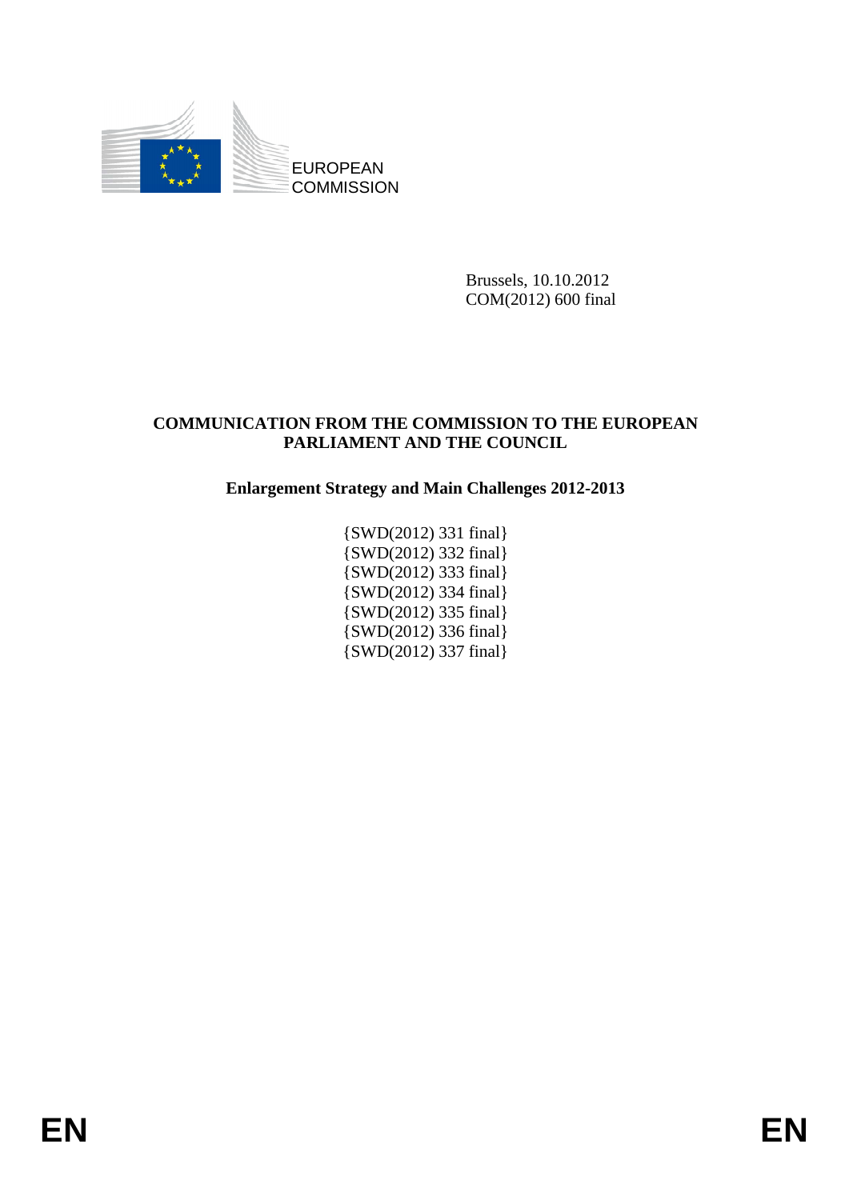EUROPEAN COMMISSION

Brussels, 10.10.2012
COM(2012) 600 final

# COMMUNICATION FROM THE COMMISSION TO THE EUROPEAN PARLIAMENT AND THE COUNCIL

## Enlargement Strategy and Main Challenges 2012-2013

{SWD(2012) 331 final}
{SWD(2012) 332 final}
{SWD(2012) 333 final}
{SWD(2012) 334 final}
{SWD(2012) 335 final}
{SWD(2012) 336 final}
{SWD(2012) 337 final}

EN EN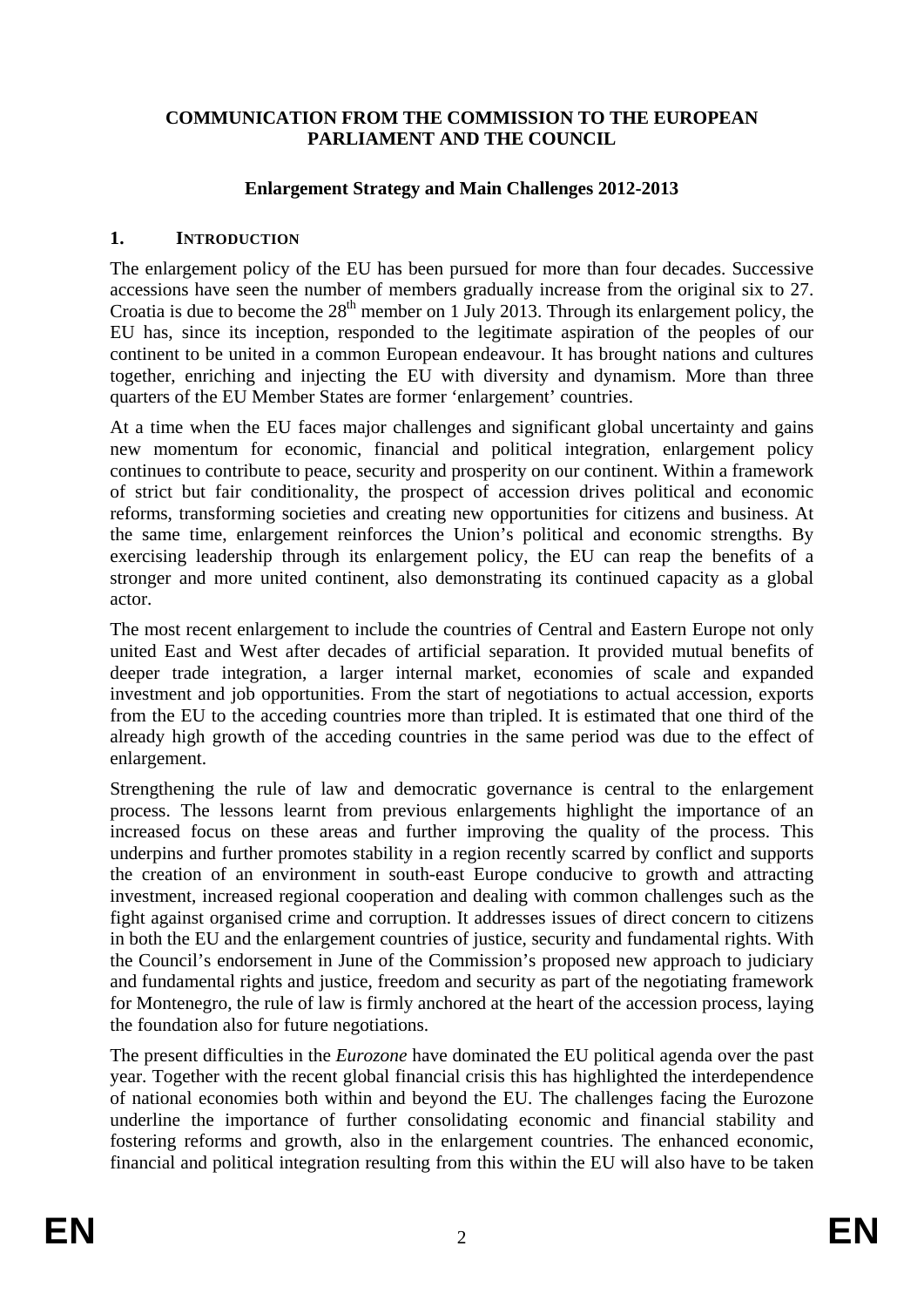**COMMUNICATION FROM THE COMMISSION TO THE EUROPEAN PARLIAMENT AND THE COUNCIL**

**Enlargement Strategy and Main Challenges 2012-2013**

## 1. INTRODUCTION

The enlargement policy of the EU has been pursued for more than four decades. Successive accessions have seen the number of members gradually increase from the original six to 27. Croatia is due to become the 28th member on 1 July 2013. Through its enlargement policy, the EU has, since its inception, responded to the legitimate aspiration of the peoples of our continent to be united in a common European endeavour. It has brought nations and cultures together, enriching and injecting the EU with diversity and dynamism. More than three quarters of the EU Member States are former 'enlargement' countries.

At a time when the EU faces major challenges and significant global uncertainty and gains new momentum for economic, financial and political integration, enlargement policy continues to contribute to peace, security and prosperity on our continent. Within a framework of strict but fair conditionality, the prospect of accession drives political and economic reforms, transforming societies and creating new opportunities for citizens and business. At the same time, enlargement reinforces the Union's political and economic strengths. By exercising leadership through its enlargement policy, the EU can reap the benefits of a stronger and more united continent, also demonstrating its continued capacity as a global actor.

The most recent enlargement to include the countries of Central and Eastern Europe not only united East and West after decades of artificial separation. It provided mutual benefits of deeper trade integration, a larger internal market, economies of scale and expanded investment and job opportunities. From the start of negotiations to actual accession, exports from the EU to the acceding countries more than tripled. It is estimated that one third of the already high growth of the acceding countries in the same period was due to the effect of enlargement.

Strengthening the rule of law and democratic governance is central to the enlargement process. The lessons learnt from previous enlargements highlight the importance of an increased focus on these areas and further improving the quality of the process. This underpins and further promotes stability in a region recently scarred by conflict and supports the creation of an environment in south-east Europe conducive to growth and attracting investment, increased regional cooperation and dealing with common challenges such as the fight against organised crime and corruption. It addresses issues of direct concern to citizens in both the EU and the enlargement countries of justice, security and fundamental rights. With the Council's endorsement in June of the Commission's proposed new approach to judiciary and fundamental rights and justice, freedom and security as part of the negotiating framework for Montenegro, the rule of law is firmly anchored at the heart of the accession process, laying the foundation also for future negotiations.

The present difficulties in the *Eurozone* have dominated the EU political agenda over the past year. Together with the recent global financial crisis this has highlighted the interdependence of national economies both within and beyond the EU. The challenges facing the Eurozone underline the importance of further consolidating economic and financial stability and fostering reforms and growth, also in the enlargement countries. The enhanced economic, financial and political integration resulting from this within the EU will also have to be taken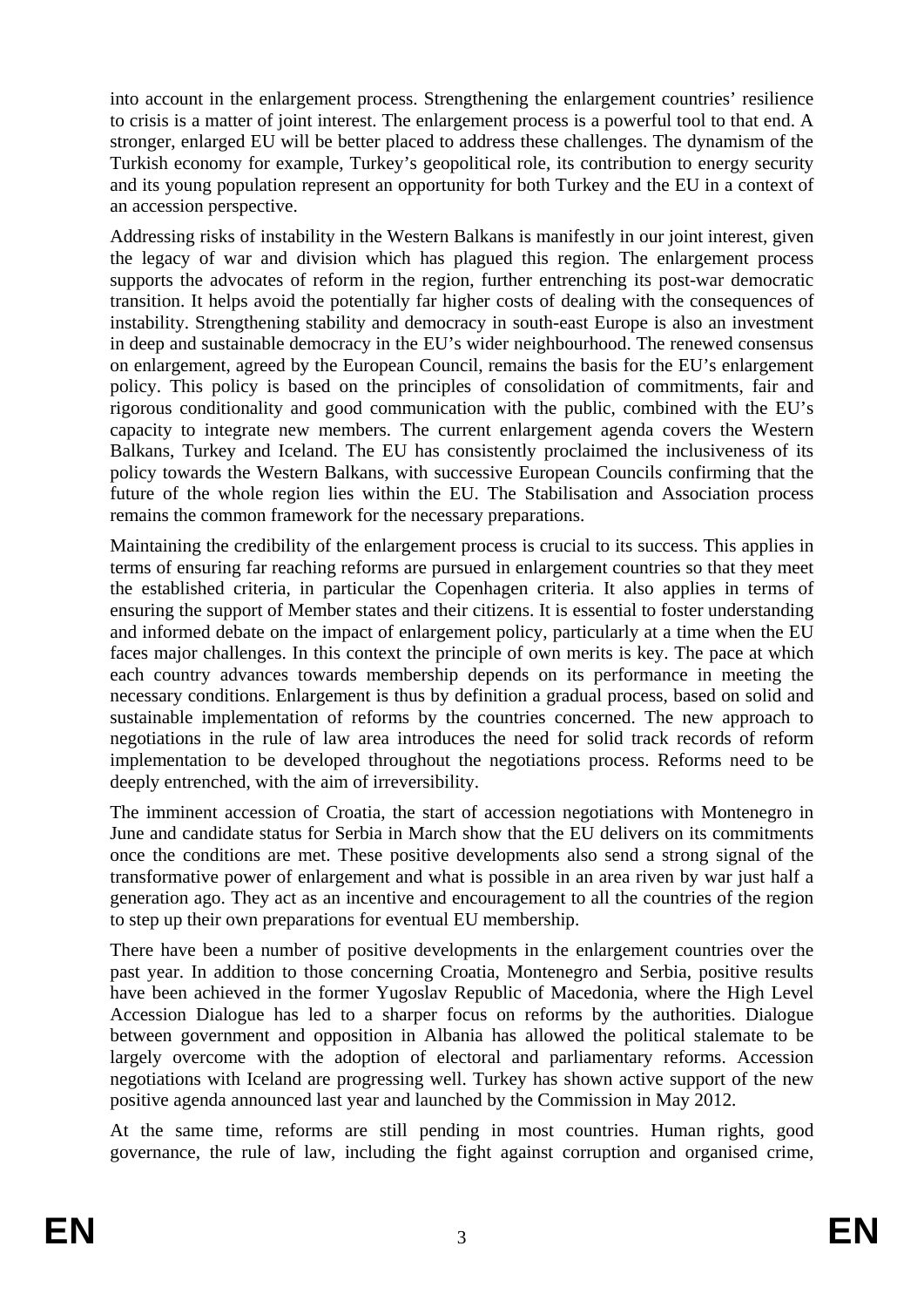into account in the enlargement process. Strengthening the enlargement countries' resilience to crisis is a matter of joint interest. The enlargement process is a powerful tool to that end. A stronger, enlarged EU will be better placed to address these challenges. The dynamism of the Turkish economy for example, Turkey's geopolitical role, its contribution to energy security and its young population represent an opportunity for both Turkey and the EU in a context of an accession perspective.

Addressing risks of instability in the Western Balkans is manifestly in our joint interest, given the legacy of war and division which has plagued this region. The enlargement process supports the advocates of reform in the region, further entrenching its post-war democratic transition. It helps avoid the potentially far higher costs of dealing with the consequences of instability. Strengthening stability and democracy in south-east Europe is also an investment in deep and sustainable democracy in the EU's wider neighbourhood. The renewed consensus on enlargement, agreed by the European Council, remains the basis for the EU's enlargement policy. This policy is based on the principles of consolidation of commitments, fair and rigorous conditionality and good communication with the public, combined with the EU's capacity to integrate new members. The current enlargement agenda covers the Western Balkans, Turkey and Iceland. The EU has consistently proclaimed the inclusiveness of its policy towards the Western Balkans, with successive European Councils confirming that the future of the whole region lies within the EU. The Stabilisation and Association process remains the common framework for the necessary preparations.

Maintaining the credibility of the enlargement process is crucial to its success. This applies in terms of ensuring far reaching reforms are pursued in enlargement countries so that they meet the established criteria, in particular the Copenhagen criteria. It also applies in terms of ensuring the support of Member states and their citizens. It is essential to foster understanding and informed debate on the impact of enlargement policy, particularly at a time when the EU faces major challenges. In this context the principle of own merits is key. The pace at which each country advances towards membership depends on its performance in meeting the necessary conditions. Enlargement is thus by definition a gradual process, based on solid and sustainable implementation of reforms by the countries concerned. The new approach to negotiations in the rule of law area introduces the need for solid track records of reform implementation to be developed throughout the negotiations process. Reforms need to be deeply entrenched, with the aim of irreversibility.

The imminent accession of Croatia, the start of accession negotiations with Montenegro in June and candidate status for Serbia in March show that the EU delivers on its commitments once the conditions are met. These positive developments also send a strong signal of the transformative power of enlargement and what is possible in an area riven by war just half a generation ago. They act as an incentive and encouragement to all the countries of the region to step up their own preparations for eventual EU membership.

There have been a number of positive developments in the enlargement countries over the past year. In addition to those concerning Croatia, Montenegro and Serbia, positive results have been achieved in the former Yugoslav Republic of Macedonia, where the High Level Accession Dialogue has led to a sharper focus on reforms by the authorities. Dialogue between government and opposition in Albania has allowed the political stalemate to be largely overcome with the adoption of electoral and parliamentary reforms. Accession negotiations with Iceland are progressing well. Turkey has shown active support of the new positive agenda announced last year and launched by the Commission in May 2012.

At the same time, reforms are still pending in most countries. Human rights, good governance, the rule of law, including the fight against corruption and organised crime,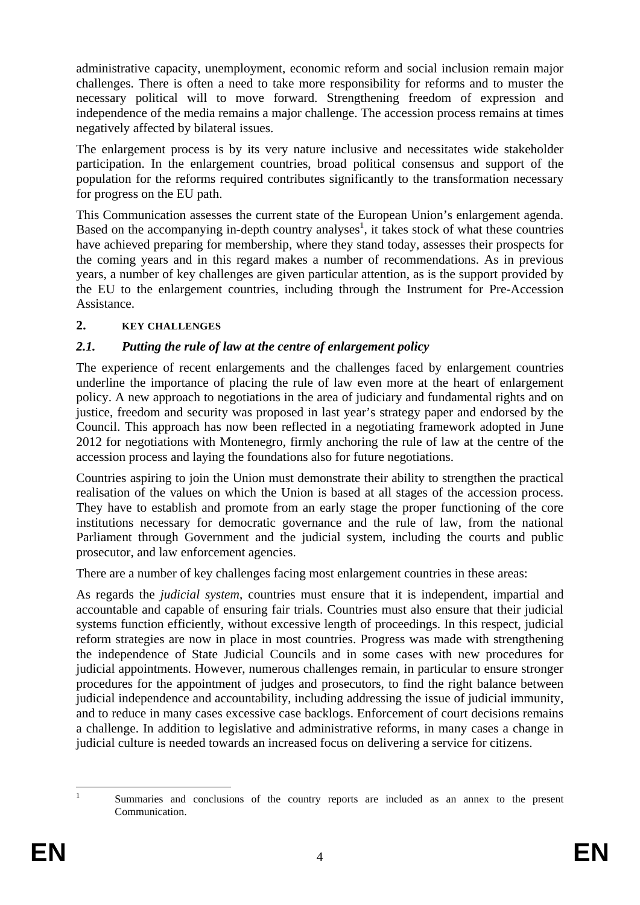administrative capacity, unemployment, economic reform and social inclusion remain major challenges. There is often a need to take more responsibility for reforms and to muster the necessary political will to move forward. Strengthening freedom of expression and independence of the media remains a major challenge. The accession process remains at times negatively affected by bilateral issues.

The enlargement process is by its very nature inclusive and necessitates wide stakeholder participation. In the enlargement countries, broad political consensus and support of the population for the reforms required contributes significantly to the transformation necessary for progress on the EU path.

This Communication assesses the current state of the European Union's enlargement agenda. Based on the accompanying in-depth country analyses[1], it takes stock of what these countries have achieved preparing for membership, where they stand today, assesses their prospects for the coming years and in this regard makes a number of recommendations. As in previous years, a number of key challenges are given particular attention, as is the support provided by the EU to the enlargement countries, including through the Instrument for Pre-Accession Assistance.

## 2. KEY CHALLENGES

### *2.1. Putting the rule of law at the centre of enlargement policy*

The experience of recent enlargements and the challenges faced by enlargement countries underline the importance of placing the rule of law even more at the heart of enlargement policy. A new approach to negotiations in the area of judiciary and fundamental rights and on justice, freedom and security was proposed in last year's strategy paper and endorsed by the Council. This approach has now been reflected in a negotiating framework adopted in June 2012 for negotiations with Montenegro, firmly anchoring the rule of law at the centre of the accession process and laying the foundations also for future negotiations.

Countries aspiring to join the Union must demonstrate their ability to strengthen the practical realisation of the values on which the Union is based at all stages of the accession process. They have to establish and promote from an early stage the proper functioning of the core institutions necessary for democratic governance and the rule of law, from the national Parliament through Government and the judicial system, including the courts and public prosecutor, and law enforcement agencies.

There are a number of key challenges facing most enlargement countries in these areas:

As regards the *judicial system*, countries must ensure that it is independent, impartial and accountable and capable of ensuring fair trials. Countries must also ensure that their judicial systems function efficiently, without excessive length of proceedings. In this respect, judicial reform strategies are now in place in most countries. Progress was made with strengthening the independence of State Judicial Councils and in some cases with new procedures for judicial appointments. However, numerous challenges remain, in particular to ensure stronger procedures for the appointment of judges and prosecutors, to find the right balance between judicial independence and accountability, including addressing the issue of judicial immunity, and to reduce in many cases excessive case backlogs. Enforcement of court decisions remains a challenge. In addition to legislative and administrative reforms, in many cases a change in judicial culture is needed towards an increased focus on delivering a service for citizens.

[1] Summaries and conclusions of the country reports are included as an annex to the present Communication.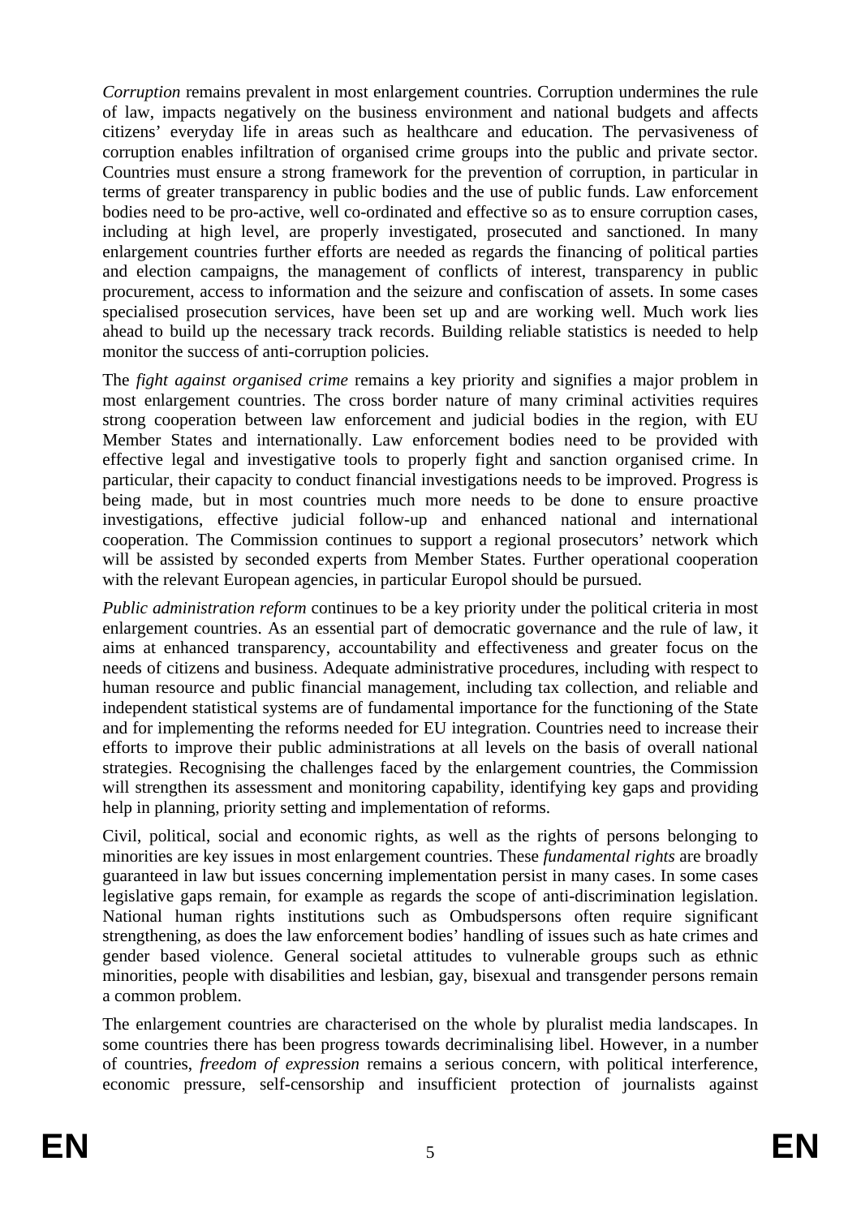*Corruption* remains prevalent in most enlargement countries. Corruption undermines the rule of law, impacts negatively on the business environment and national budgets and affects citizens' everyday life in areas such as healthcare and education. The pervasiveness of corruption enables infiltration of organised crime groups into the public and private sector. Countries must ensure a strong framework for the prevention of corruption, in particular in terms of greater transparency in public bodies and the use of public funds. Law enforcement bodies need to be pro-active, well co-ordinated and effective so as to ensure corruption cases, including at high level, are properly investigated, prosecuted and sanctioned. In many enlargement countries further efforts are needed as regards the financing of political parties and election campaigns, the management of conflicts of interest, transparency in public procurement, access to information and the seizure and confiscation of assets. In some cases specialised prosecution services, have been set up and are working well. Much work lies ahead to build up the necessary track records. Building reliable statistics is needed to help monitor the success of anti-corruption policies.

The *fight against organised crime* remains a key priority and signifies a major problem in most enlargement countries. The cross border nature of many criminal activities requires strong cooperation between law enforcement and judicial bodies in the region, with EU Member States and internationally. Law enforcement bodies need to be provided with effective legal and investigative tools to properly fight and sanction organised crime. In particular, their capacity to conduct financial investigations needs to be improved. Progress is being made, but in most countries much more needs to be done to ensure proactive investigations, effective judicial follow-up and enhanced national and international cooperation. The Commission continues to support a regional prosecutors' network which will be assisted by seconded experts from Member States. Further operational cooperation with the relevant European agencies, in particular Europol should be pursued.

*Public administration reform* continues to be a key priority under the political criteria in most enlargement countries. As an essential part of democratic governance and the rule of law, it aims at enhanced transparency, accountability and effectiveness and greater focus on the needs of citizens and business. Adequate administrative procedures, including with respect to human resource and public financial management, including tax collection, and reliable and independent statistical systems are of fundamental importance for the functioning of the State and for implementing the reforms needed for EU integration. Countries need to increase their efforts to improve their public administrations at all levels on the basis of overall national strategies. Recognising the challenges faced by the enlargement countries, the Commission will strengthen its assessment and monitoring capability, identifying key gaps and providing help in planning, priority setting and implementation of reforms.

Civil, political, social and economic rights, as well as the rights of persons belonging to minorities are key issues in most enlargement countries. These *fundamental rights* are broadly guaranteed in law but issues concerning implementation persist in many cases. In some cases legislative gaps remain, for example as regards the scope of anti-discrimination legislation. National human rights institutions such as Ombudspersons often require significant strengthening, as does the law enforcement bodies' handling of issues such as hate crimes and gender based violence. General societal attitudes to vulnerable groups such as ethnic minorities, people with disabilities and lesbian, gay, bisexual and transgender persons remain a common problem.

The enlargement countries are characterised on the whole by pluralist media landscapes. In some countries there has been progress towards decriminalising libel. However, in a number of countries, *freedom of expression* remains a serious concern, with political interference, economic pressure, self-censorship and insufficient protection of journalists against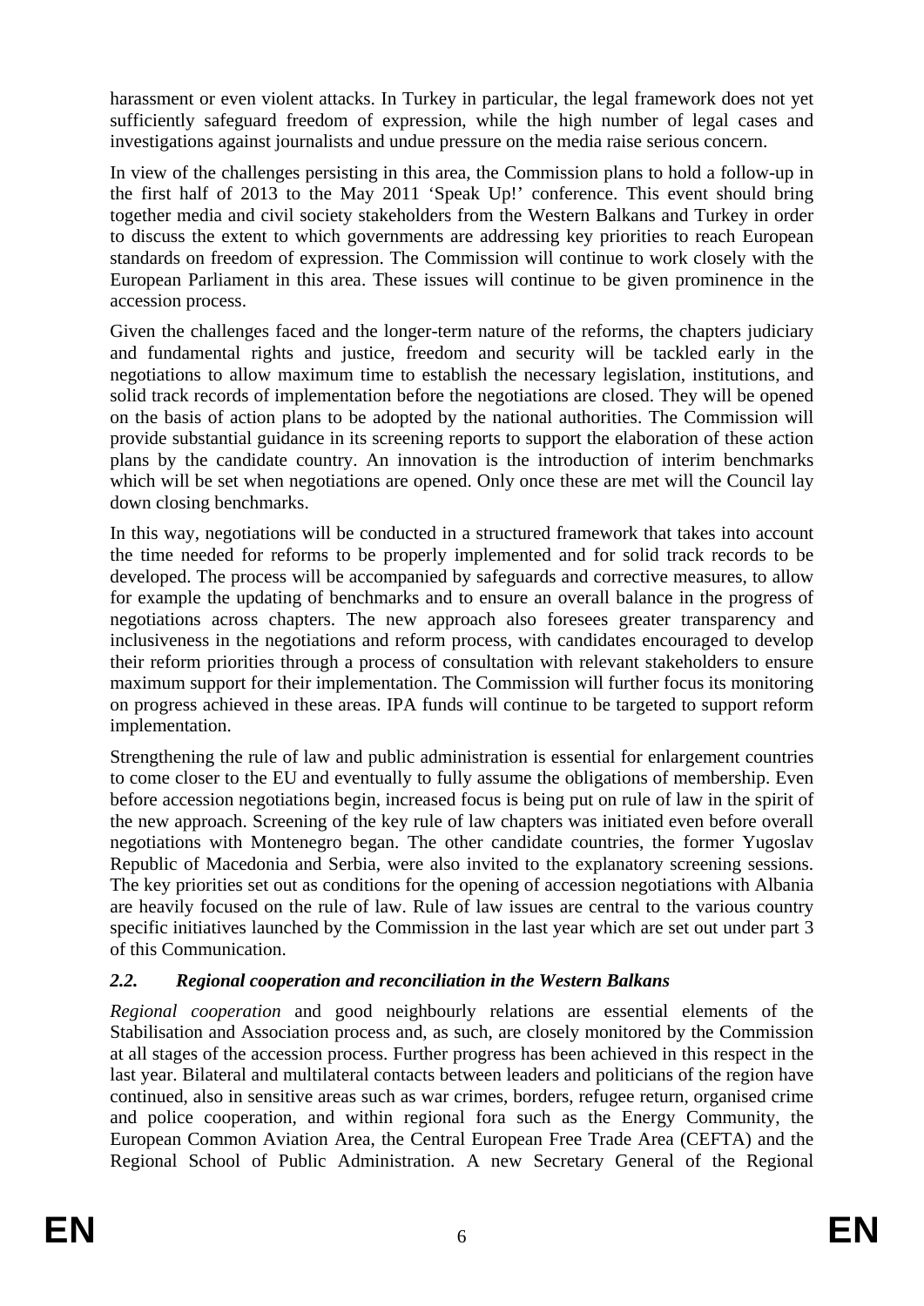harassment or even violent attacks. In Turkey in particular, the legal framework does not yet sufficiently safeguard freedom of expression, while the high number of legal cases and investigations against journalists and undue pressure on the media raise serious concern.

In view of the challenges persisting in this area, the Commission plans to hold a follow-up in the first half of 2013 to the May 2011 'Speak Up!' conference. This event should bring together media and civil society stakeholders from the Western Balkans and Turkey in order to discuss the extent to which governments are addressing key priorities to reach European standards on freedom of expression. The Commission will continue to work closely with the European Parliament in this area. These issues will continue to be given prominence in the accession process.

Given the challenges faced and the longer-term nature of the reforms, the chapters judiciary and fundamental rights and justice, freedom and security will be tackled early in the negotiations to allow maximum time to establish the necessary legislation, institutions, and solid track records of implementation before the negotiations are closed. They will be opened on the basis of action plans to be adopted by the national authorities. The Commission will provide substantial guidance in its screening reports to support the elaboration of these action plans by the candidate country. An innovation is the introduction of interim benchmarks which will be set when negotiations are opened. Only once these are met will the Council lay down closing benchmarks.

In this way, negotiations will be conducted in a structured framework that takes into account the time needed for reforms to be properly implemented and for solid track records to be developed. The process will be accompanied by safeguards and corrective measures, to allow for example the updating of benchmarks and to ensure an overall balance in the progress of negotiations across chapters. The new approach also foresees greater transparency and inclusiveness in the negotiations and reform process, with candidates encouraged to develop their reform priorities through a process of consultation with relevant stakeholders to ensure maximum support for their implementation. The Commission will further focus its monitoring on progress achieved in these areas. IPA funds will continue to be targeted to support reform implementation.

Strengthening the rule of law and public administration is essential for enlargement countries to come closer to the EU and eventually to fully assume the obligations of membership. Even before accession negotiations begin, increased focus is being put on rule of law in the spirit of the new approach. Screening of the key rule of law chapters was initiated even before overall negotiations with Montenegro began. The other candidate countries, the former Yugoslav Republic of Macedonia and Serbia, were also invited to the explanatory screening sessions. The key priorities set out as conditions for the opening of accession negotiations with Albania are heavily focused on the rule of law. Rule of law issues are central to the various country specific initiatives launched by the Commission in the last year which are set out under part 3 of this Communication.

### *2.2. Regional cooperation and reconciliation in the Western Balkans*

*Regional cooperation* and good neighbourly relations are essential elements of the Stabilisation and Association process and, as such, are closely monitored by the Commission at all stages of the accession process. Further progress has been achieved in this respect in the last year. Bilateral and multilateral contacts between leaders and politicians of the region have continued, also in sensitive areas such as war crimes, borders, refugee return, organised crime and police cooperation, and within regional fora such as the Energy Community, the European Common Aviation Area, the Central European Free Trade Area (CEFTA) and the Regional School of Public Administration. A new Secretary General of the Regional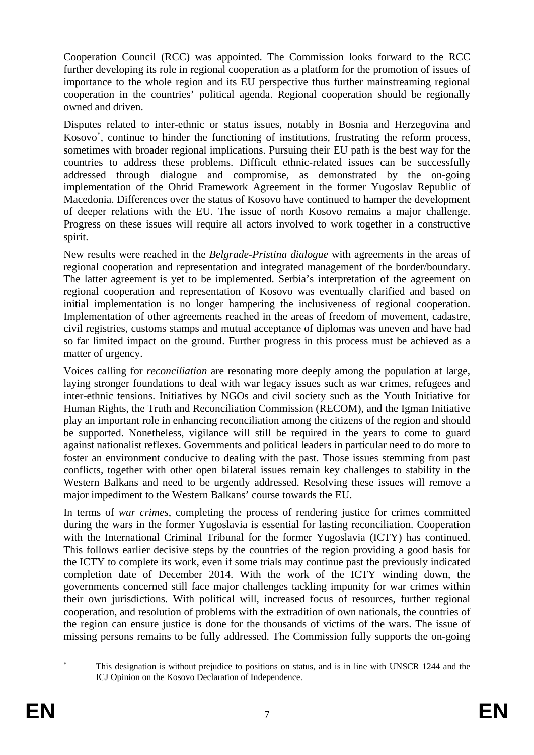Cooperation Council (RCC) was appointed. The Commission looks forward to the RCC further developing its role in regional cooperation as a platform for the promotion of issues of importance to the whole region and its EU perspective thus further mainstreaming regional cooperation in the countries' political agenda. Regional cooperation should be regionally owned and driven.

Disputes related to inter-ethnic or status issues, notably in Bosnia and Herzegovina and Kosovo[*], continue to hinder the functioning of institutions, frustrating the reform process, sometimes with broader regional implications. Pursuing their EU path is the best way for the countries to address these problems. Difficult ethnic-related issues can be successfully addressed through dialogue and compromise, as demonstrated by the on-going implementation of the Ohrid Framework Agreement in the former Yugoslav Republic of Macedonia. Differences over the status of Kosovo have continued to hamper the development of deeper relations with the EU. The issue of north Kosovo remains a major challenge. Progress on these issues will require all actors involved to work together in a constructive spirit.

New results were reached in the *Belgrade-Pristina dialogue* with agreements in the areas of regional cooperation and representation and integrated management of the border/boundary. The latter agreement is yet to be implemented. Serbia's interpretation of the agreement on regional cooperation and representation of Kosovo was eventually clarified and based on initial implementation is no longer hampering the inclusiveness of regional cooperation. Implementation of other agreements reached in the areas of freedom of movement, cadastre, civil registries, customs stamps and mutual acceptance of diplomas was uneven and have had so far limited impact on the ground. Further progress in this process must be achieved as a matter of urgency.

Voices calling for *reconciliation* are resonating more deeply among the population at large, laying stronger foundations to deal with war legacy issues such as war crimes, refugees and inter-ethnic tensions. Initiatives by NGOs and civil society such as the Youth Initiative for Human Rights, the Truth and Reconciliation Commission (RECOM), and the Igman Initiative play an important role in enhancing reconciliation among the citizens of the region and should be supported. Nonetheless, vigilance will still be required in the years to come to guard against nationalist reflexes. Governments and political leaders in particular need to do more to foster an environment conducive to dealing with the past. Those issues stemming from past conflicts, together with other open bilateral issues remain key challenges to stability in the Western Balkans and need to be urgently addressed. Resolving these issues will remove a major impediment to the Western Balkans' course towards the EU.

In terms of *war crimes*, completing the process of rendering justice for crimes committed during the wars in the former Yugoslavia is essential for lasting reconciliation. Cooperation with the International Criminal Tribunal for the former Yugoslavia (ICTY) has continued. This follows earlier decisive steps by the countries of the region providing a good basis for the ICTY to complete its work, even if some trials may continue past the previously indicated completion date of December 2014. With the work of the ICTY winding down, the governments concerned still face major challenges tackling impunity for war crimes within their own jurisdictions. With political will, increased focus of resources, further regional cooperation, and resolution of problems with the extradition of own nationals, the countries of the region can ensure justice is done for the thousands of victims of the wars. The issue of missing persons remains to be fully addressed. The Commission fully supports the on-going

[*] This designation is without prejudice to positions on status, and is in line with UNSCR 1244 and the ICJ Opinion on the Kosovo Declaration of Independence.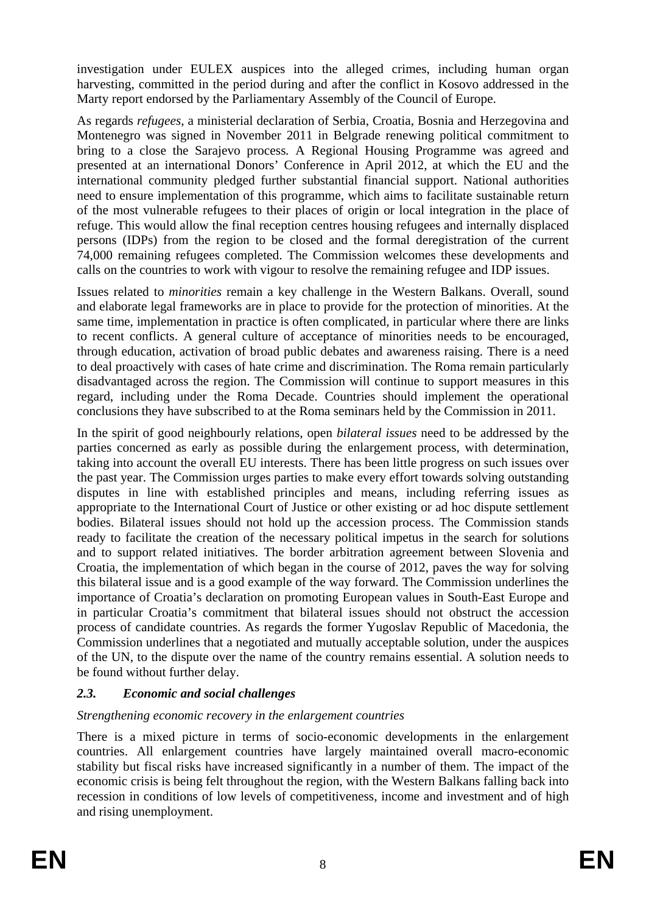investigation under EULEX auspices into the alleged crimes, including human organ harvesting, committed in the period during and after the conflict in Kosovo addressed in the Marty report endorsed by the Parliamentary Assembly of the Council of Europe.

As regards *refugees*, a ministerial declaration of Serbia, Croatia, Bosnia and Herzegovina and Montenegro was signed in November 2011 in Belgrade renewing political commitment to bring to a close the Sarajevo process. A Regional Housing Programme was agreed and presented at an international Donors' Conference in April 2012, at which the EU and the international community pledged further substantial financial support. National authorities need to ensure implementation of this programme, which aims to facilitate sustainable return of the most vulnerable refugees to their places of origin or local integration in the place of refuge. This would allow the final reception centres housing refugees and internally displaced persons (IDPs) from the region to be closed and the formal deregistration of the current 74,000 remaining refugees completed. The Commission welcomes these developments and calls on the countries to work with vigour to resolve the remaining refugee and IDP issues.

Issues related to *minorities* remain a key challenge in the Western Balkans. Overall, sound and elaborate legal frameworks are in place to provide for the protection of minorities. At the same time, implementation in practice is often complicated, in particular where there are links to recent conflicts. A general culture of acceptance of minorities needs to be encouraged, through education, activation of broad public debates and awareness raising. There is a need to deal proactively with cases of hate crime and discrimination. The Roma remain particularly disadvantaged across the region. The Commission will continue to support measures in this regard, including under the Roma Decade. Countries should implement the operational conclusions they have subscribed to at the Roma seminars held by the Commission in 2011.

In the spirit of good neighbourly relations, open *bilateral issues* need to be addressed by the parties concerned as early as possible during the enlargement process, with determination, taking into account the overall EU interests. There has been little progress on such issues over the past year. The Commission urges parties to make every effort towards solving outstanding disputes in line with established principles and means, including referring issues as appropriate to the International Court of Justice or other existing or ad hoc dispute settlement bodies. Bilateral issues should not hold up the accession process. The Commission stands ready to facilitate the creation of the necessary political impetus in the search for solutions and to support related initiatives. The border arbitration agreement between Slovenia and Croatia, the implementation of which began in the course of 2012, paves the way for solving this bilateral issue and is a good example of the way forward. The Commission underlines the importance of Croatia's declaration on promoting European values in South-East Europe and in particular Croatia's commitment that bilateral issues should not obstruct the accession process of candidate countries. As regards the former Yugoslav Republic of Macedonia, the Commission underlines that a negotiated and mutually acceptable solution, under the auspices of the UN, to the dispute over the name of the country remains essential. A solution needs to be found without further delay.

### *2.3. Economic and social challenges*

*Strengthening economic recovery in the enlargement countries*

There is a mixed picture in terms of socio-economic developments in the enlargement countries. All enlargement countries have largely maintained overall macro-economic stability but fiscal risks have increased significantly in a number of them. The impact of the economic crisis is being felt throughout the region, with the Western Balkans falling back into recession in conditions of low levels of competitiveness, income and investment and of high and rising unemployment.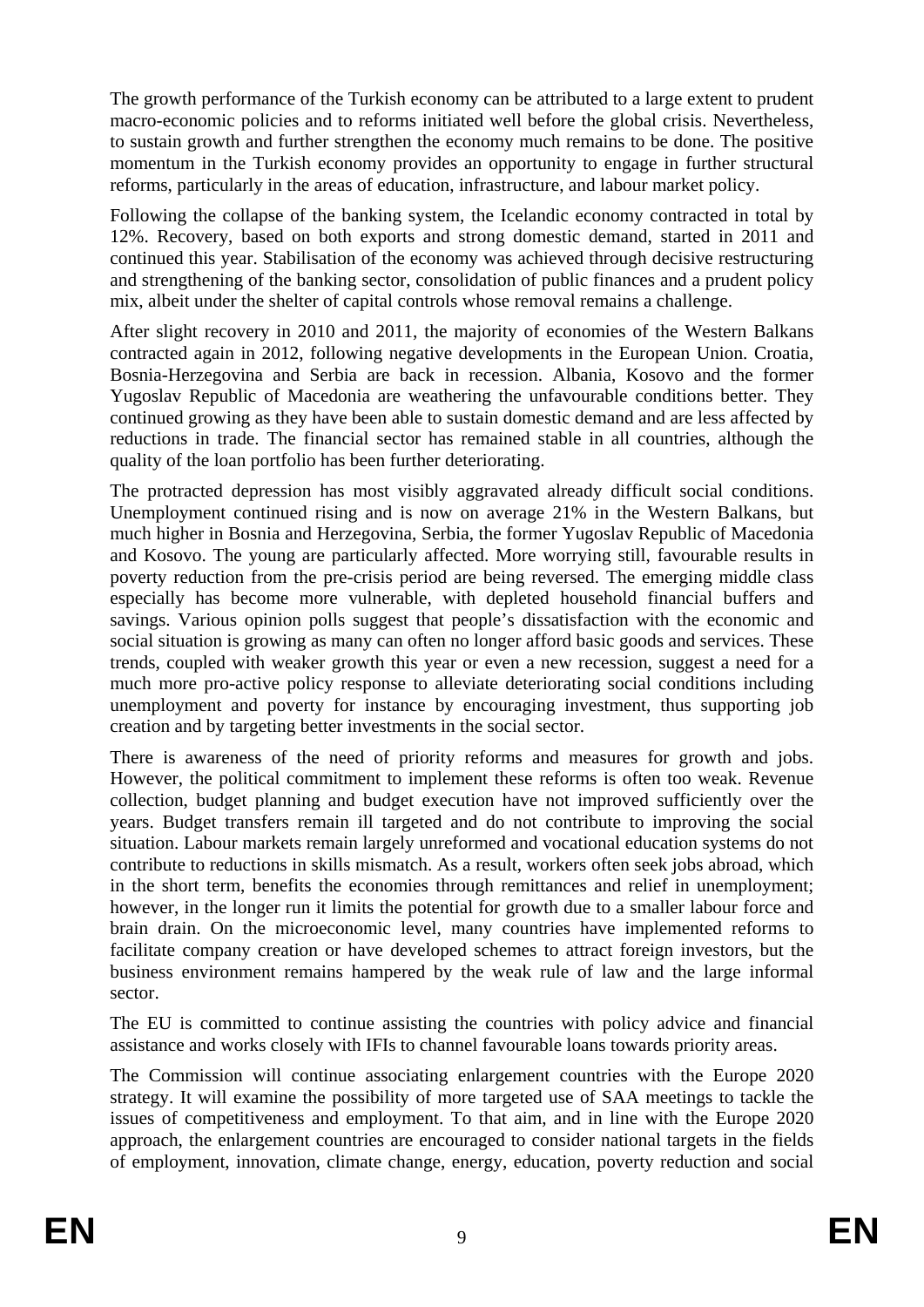The growth performance of the Turkish economy can be attributed to a large extent to prudent macro-economic policies and to reforms initiated well before the global crisis. Nevertheless, to sustain growth and further strengthen the economy much remains to be done. The positive momentum in the Turkish economy provides an opportunity to engage in further structural reforms, particularly in the areas of education, infrastructure, and labour market policy.

Following the collapse of the banking system, the Icelandic economy contracted in total by 12%. Recovery, based on both exports and strong domestic demand, started in 2011 and continued this year. Stabilisation of the economy was achieved through decisive restructuring and strengthening of the banking sector, consolidation of public finances and a prudent policy mix, albeit under the shelter of capital controls whose removal remains a challenge.

After slight recovery in 2010 and 2011, the majority of economies of the Western Balkans contracted again in 2012, following negative developments in the European Union. Croatia, Bosnia-Herzegovina and Serbia are back in recession. Albania, Kosovo and the former Yugoslav Republic of Macedonia are weathering the unfavourable conditions better. They continued growing as they have been able to sustain domestic demand and are less affected by reductions in trade. The financial sector has remained stable in all countries, although the quality of the loan portfolio has been further deteriorating.

The protracted depression has most visibly aggravated already difficult social conditions. Unemployment continued rising and is now on average 21% in the Western Balkans, but much higher in Bosnia and Herzegovina, Serbia, the former Yugoslav Republic of Macedonia and Kosovo. The young are particularly affected. More worrying still, favourable results in poverty reduction from the pre-crisis period are being reversed. The emerging middle class especially has become more vulnerable, with depleted household financial buffers and savings. Various opinion polls suggest that people's dissatisfaction with the economic and social situation is growing as many can often no longer afford basic goods and services. These trends, coupled with weaker growth this year or even a new recession, suggest a need for a much more pro-active policy response to alleviate deteriorating social conditions including unemployment and poverty for instance by encouraging investment, thus supporting job creation and by targeting better investments in the social sector.

There is awareness of the need of priority reforms and measures for growth and jobs. However, the political commitment to implement these reforms is often too weak. Revenue collection, budget planning and budget execution have not improved sufficiently over the years. Budget transfers remain ill targeted and do not contribute to improving the social situation. Labour markets remain largely unreformed and vocational education systems do not contribute to reductions in skills mismatch. As a result, workers often seek jobs abroad, which in the short term, benefits the economies through remittances and relief in unemployment; however, in the longer run it limits the potential for growth due to a smaller labour force and brain drain. On the microeconomic level, many countries have implemented reforms to facilitate company creation or have developed schemes to attract foreign investors, but the business environment remains hampered by the weak rule of law and the large informal sector.

The EU is committed to continue assisting the countries with policy advice and financial assistance and works closely with IFIs to channel favourable loans towards priority areas.

The Commission will continue associating enlargement countries with the Europe 2020 strategy. It will examine the possibility of more targeted use of SAA meetings to tackle the issues of competitiveness and employment. To that aim, and in line with the Europe 2020 approach, the enlargement countries are encouraged to consider national targets in the fields of employment, innovation, climate change, energy, education, poverty reduction and social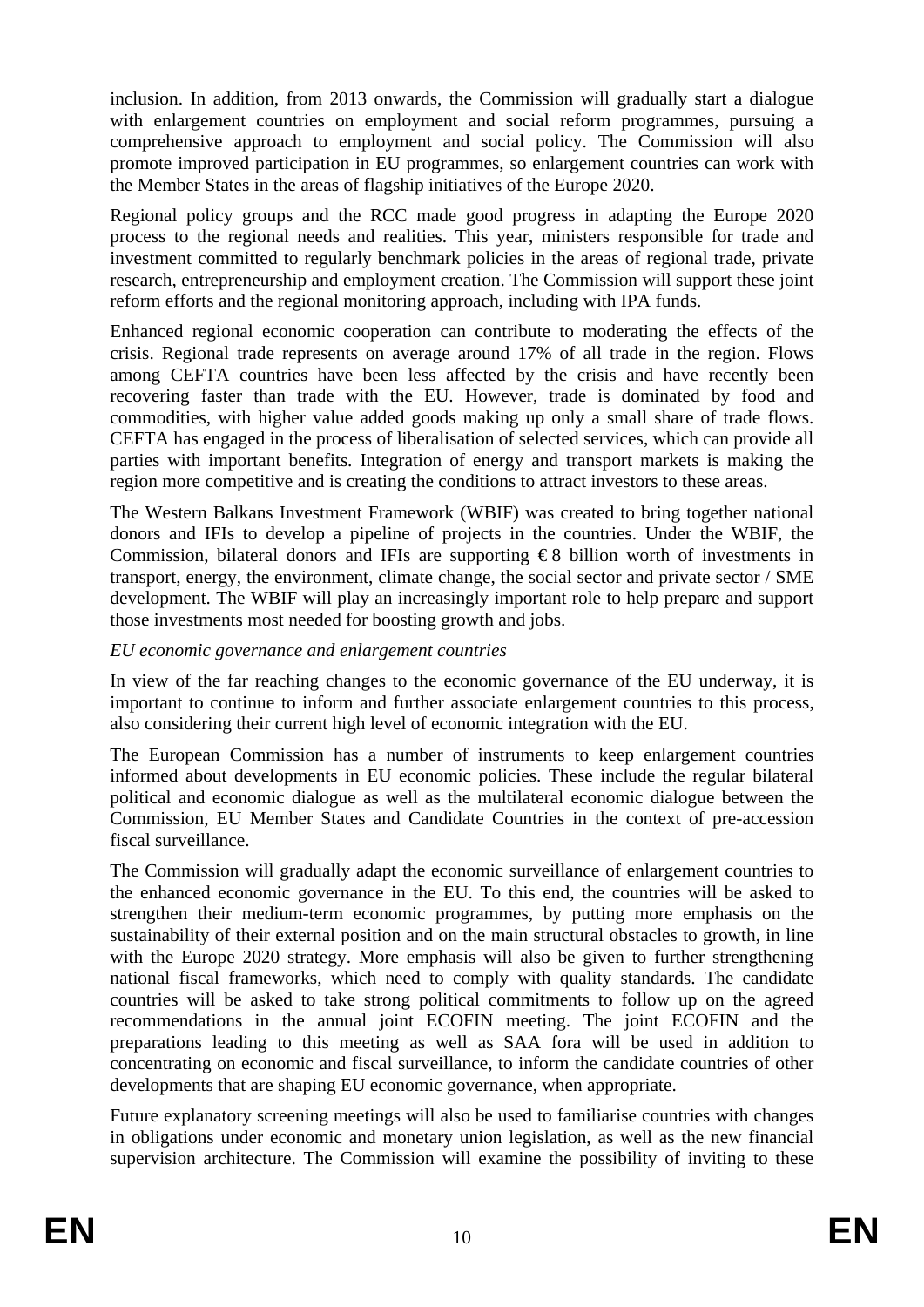inclusion. In addition, from 2013 onwards, the Commission will gradually start a dialogue with enlargement countries on employment and social reform programmes, pursuing a comprehensive approach to employment and social policy. The Commission will also promote improved participation in EU programmes, so enlargement countries can work with the Member States in the areas of flagship initiatives of the Europe 2020.

Regional policy groups and the RCC made good progress in adapting the Europe 2020 process to the regional needs and realities. This year, ministers responsible for trade and investment committed to regularly benchmark policies in the areas of regional trade, private research, entrepreneurship and employment creation. The Commission will support these joint reform efforts and the regional monitoring approach, including with IPA funds.

Enhanced regional economic cooperation can contribute to moderating the effects of the crisis. Regional trade represents on average around 17% of all trade in the region. Flows among CEFTA countries have been less affected by the crisis and have recently been recovering faster than trade with the EU. However, trade is dominated by food and commodities, with higher value added goods making up only a small share of trade flows. CEFTA has engaged in the process of liberalisation of selected services, which can provide all parties with important benefits. Integration of energy and transport markets is making the region more competitive and is creating the conditions to attract investors to these areas.

The Western Balkans Investment Framework (WBIF) was created to bring together national donors and IFIs to develop a pipeline of projects in the countries. Under the WBIF, the Commission, bilateral donors and IFIs are supporting € 8 billion worth of investments in transport, energy, the environment, climate change, the social sector and private sector / SME development. The WBIF will play an increasingly important role to help prepare and support those investments most needed for boosting growth and jobs.

*EU economic governance and enlargement countries*

In view of the far reaching changes to the economic governance of the EU underway, it is important to continue to inform and further associate enlargement countries to this process, also considering their current high level of economic integration with the EU.

The European Commission has a number of instruments to keep enlargement countries informed about developments in EU economic policies. These include the regular bilateral political and economic dialogue as well as the multilateral economic dialogue between the Commission, EU Member States and Candidate Countries in the context of pre-accession fiscal surveillance.

The Commission will gradually adapt the economic surveillance of enlargement countries to the enhanced economic governance in the EU. To this end, the countries will be asked to strengthen their medium-term economic programmes, by putting more emphasis on the sustainability of their external position and on the main structural obstacles to growth, in line with the Europe 2020 strategy. More emphasis will also be given to further strengthening national fiscal frameworks, which need to comply with quality standards. The candidate countries will be asked to take strong political commitments to follow up on the agreed recommendations in the annual joint ECOFIN meeting. The joint ECOFIN and the preparations leading to this meeting as well as SAA fora will be used in addition to concentrating on economic and fiscal surveillance, to inform the candidate countries of other developments that are shaping EU economic governance, when appropriate.

Future explanatory screening meetings will also be used to familiarise countries with changes in obligations under economic and monetary union legislation, as well as the new financial supervision architecture. The Commission will examine the possibility of inviting to these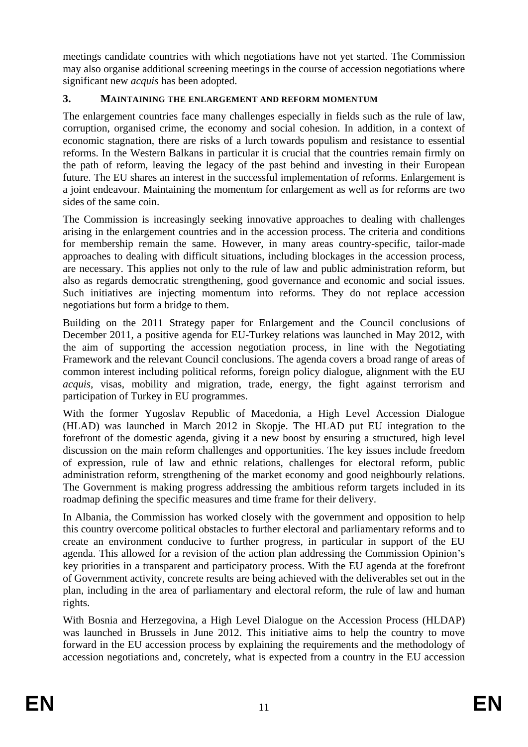meetings candidate countries with which negotiations have not yet started. The Commission may also organise additional screening meetings in the course of accession negotiations where significant new *acquis* has been adopted.

## 3. MAINTAINING THE ENLARGEMENT AND REFORM MOMENTUM

The enlargement countries face many challenges especially in fields such as the rule of law, corruption, organised crime, the economy and social cohesion. In addition, in a context of economic stagnation, there are risks of a lurch towards populism and resistance to essential reforms. In the Western Balkans in particular it is crucial that the countries remain firmly on the path of reform, leaving the legacy of the past behind and investing in their European future. The EU shares an interest in the successful implementation of reforms. Enlargement is a joint endeavour. Maintaining the momentum for enlargement as well as for reforms are two sides of the same coin.

The Commission is increasingly seeking innovative approaches to dealing with challenges arising in the enlargement countries and in the accession process. The criteria and conditions for membership remain the same. However, in many areas country-specific, tailor-made approaches to dealing with difficult situations, including blockages in the accession process, are necessary. This applies not only to the rule of law and public administration reform, but also as regards democratic strengthening, good governance and economic and social issues. Such initiatives are injecting momentum into reforms. They do not replace accession negotiations but form a bridge to them.

Building on the 2011 Strategy paper for Enlargement and the Council conclusions of December 2011, a positive agenda for EU-Turkey relations was launched in May 2012, with the aim of supporting the accession negotiation process, in line with the Negotiating Framework and the relevant Council conclusions. The agenda covers a broad range of areas of common interest including political reforms, foreign policy dialogue, alignment with the EU *acquis*, visas, mobility and migration, trade, energy, the fight against terrorism and participation of Turkey in EU programmes.

With the former Yugoslav Republic of Macedonia, a High Level Accession Dialogue (HLAD) was launched in March 2012 in Skopje. The HLAD put EU integration to the forefront of the domestic agenda, giving it a new boost by ensuring a structured, high level discussion on the main reform challenges and opportunities. The key issues include freedom of expression, rule of law and ethnic relations, challenges for electoral reform, public administration reform, strengthening of the market economy and good neighbourly relations. The Government is making progress addressing the ambitious reform targets included in its roadmap defining the specific measures and time frame for their delivery.

In Albania, the Commission has worked closely with the government and opposition to help this country overcome political obstacles to further electoral and parliamentary reforms and to create an environment conducive to further progress, in particular in support of the EU agenda. This allowed for a revision of the action plan addressing the Commission Opinion's key priorities in a transparent and participatory process. With the EU agenda at the forefront of Government activity, concrete results are being achieved with the deliverables set out in the plan, including in the area of parliamentary and electoral reform, the rule of law and human rights.

With Bosnia and Herzegovina, a High Level Dialogue on the Accession Process (HLDAP) was launched in Brussels in June 2012. This initiative aims to help the country to move forward in the EU accession process by explaining the requirements and the methodology of accession negotiations and, concretely, what is expected from a country in the EU accession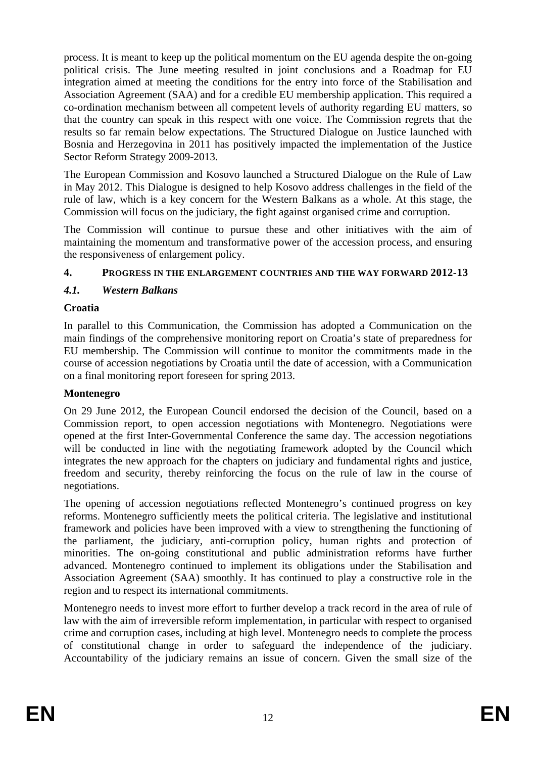process. It is meant to keep up the political momentum on the EU agenda despite the on-going political crisis. The June meeting resulted in joint conclusions and a Roadmap for EU integration aimed at meeting the conditions for the entry into force of the Stabilisation and Association Agreement (SAA) and for a credible EU membership application. This required a co-ordination mechanism between all competent levels of authority regarding EU matters, so that the country can speak in this respect with one voice. The Commission regrets that the results so far remain below expectations. The Structured Dialogue on Justice launched with Bosnia and Herzegovina in 2011 has positively impacted the implementation of the Justice Sector Reform Strategy 2009-2013.

The European Commission and Kosovo launched a Structured Dialogue on the Rule of Law in May 2012. This Dialogue is designed to help Kosovo address challenges in the field of the rule of law, which is a key concern for the Western Balkans as a whole. At this stage, the Commission will focus on the judiciary, the fight against organised crime and corruption.

The Commission will continue to pursue these and other initiatives with the aim of maintaining the momentum and transformative power of the accession process, and ensuring the responsiveness of enlargement policy.

## 4. PROGRESS IN THE ENLARGEMENT COUNTRIES AND THE WAY FORWARD 2012-13

### *4.1. Western Balkans*

**Croatia**

In parallel to this Communication, the Commission has adopted a Communication on the main findings of the comprehensive monitoring report on Croatia's state of preparedness for EU membership. The Commission will continue to monitor the commitments made in the course of accession negotiations by Croatia until the date of accession, with a Communication on a final monitoring report foreseen for spring 2013.

**Montenegro**

On 29 June 2012, the European Council endorsed the decision of the Council, based on a Commission report, to open accession negotiations with Montenegro. Negotiations were opened at the first Inter-Governmental Conference the same day. The accession negotiations will be conducted in line with the negotiating framework adopted by the Council which integrates the new approach for the chapters on judiciary and fundamental rights and justice, freedom and security, thereby reinforcing the focus on the rule of law in the course of negotiations.

The opening of accession negotiations reflected Montenegro's continued progress on key reforms. Montenegro sufficiently meets the political criteria. The legislative and institutional framework and policies have been improved with a view to strengthening the functioning of the parliament, the judiciary, anti-corruption policy, human rights and protection of minorities. The on-going constitutional and public administration reforms have further advanced. Montenegro continued to implement its obligations under the Stabilisation and Association Agreement (SAA) smoothly. It has continued to play a constructive role in the region and to respect its international commitments.

Montenegro needs to invest more effort to further develop a track record in the area of rule of law with the aim of irreversible reform implementation, in particular with respect to organised crime and corruption cases, including at high level. Montenegro needs to complete the process of constitutional change in order to safeguard the independence of the judiciary. Accountability of the judiciary remains an issue of concern. Given the small size of the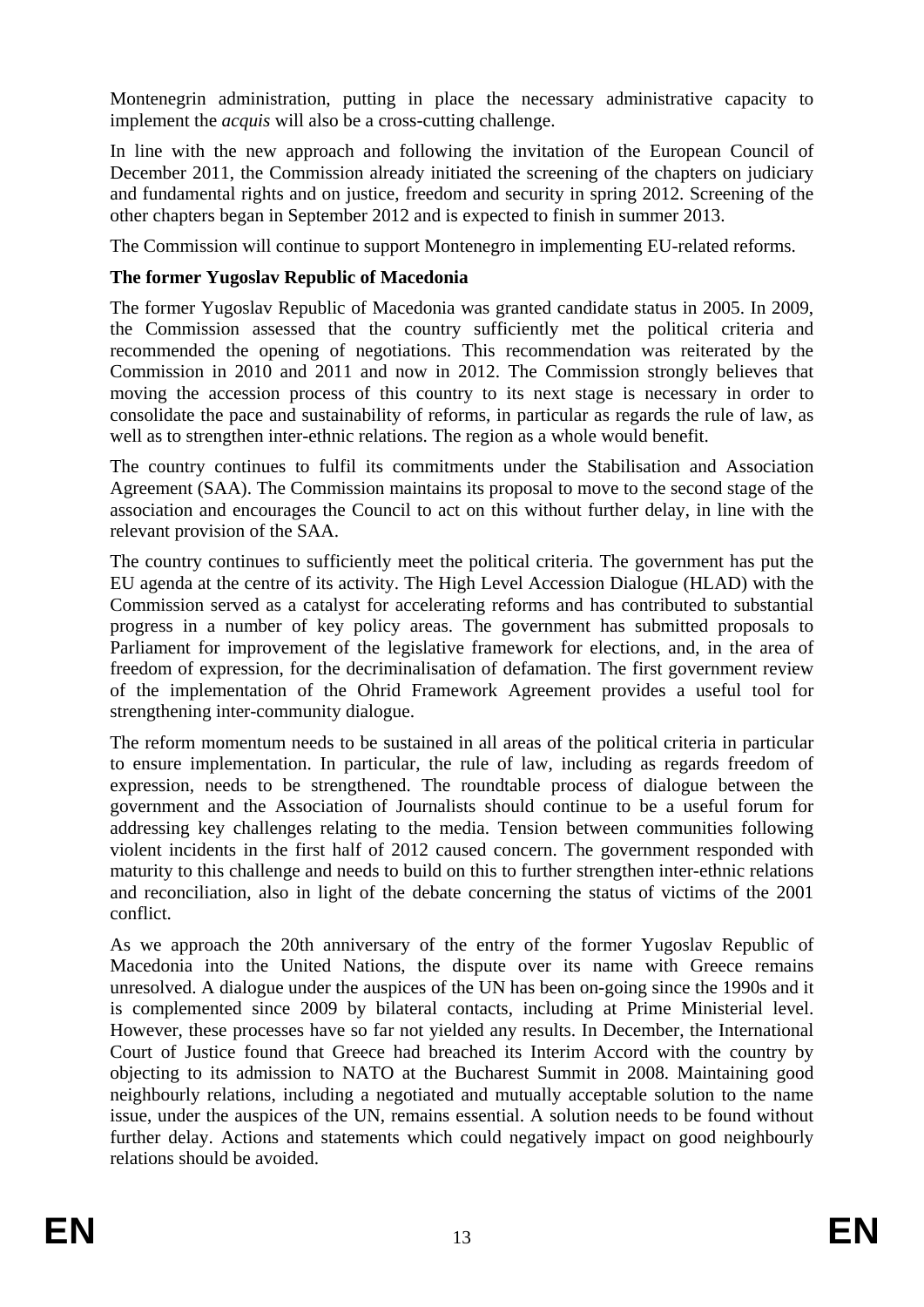Montenegrin administration, putting in place the necessary administrative capacity to implement the *acquis* will also be a cross-cutting challenge.

In line with the new approach and following the invitation of the European Council of December 2011, the Commission already initiated the screening of the chapters on judiciary and fundamental rights and on justice, freedom and security in spring 2012. Screening of the other chapters began in September 2012 and is expected to finish in summer 2013.

The Commission will continue to support Montenegro in implementing EU-related reforms.

**The former Yugoslav Republic of Macedonia**

The former Yugoslav Republic of Macedonia was granted candidate status in 2005. In 2009, the Commission assessed that the country sufficiently met the political criteria and recommended the opening of negotiations. This recommendation was reiterated by the Commission in 2010 and 2011 and now in 2012. The Commission strongly believes that moving the accession process of this country to its next stage is necessary in order to consolidate the pace and sustainability of reforms, in particular as regards the rule of law, as well as to strengthen inter-ethnic relations. The region as a whole would benefit.

The country continues to fulfil its commitments under the Stabilisation and Association Agreement (SAA). The Commission maintains its proposal to move to the second stage of the association and encourages the Council to act on this without further delay, in line with the relevant provision of the SAA.

The country continues to sufficiently meet the political criteria. The government has put the EU agenda at the centre of its activity. The High Level Accession Dialogue (HLAD) with the Commission served as a catalyst for accelerating reforms and has contributed to substantial progress in a number of key policy areas. The government has submitted proposals to Parliament for improvement of the legislative framework for elections, and, in the area of freedom of expression, for the decriminalisation of defamation. The first government review of the implementation of the Ohrid Framework Agreement provides a useful tool for strengthening inter-community dialogue.

The reform momentum needs to be sustained in all areas of the political criteria in particular to ensure implementation. In particular, the rule of law, including as regards freedom of expression, needs to be strengthened. The roundtable process of dialogue between the government and the Association of Journalists should continue to be a useful forum for addressing key challenges relating to the media. Tension between communities following violent incidents in the first half of 2012 caused concern. The government responded with maturity to this challenge and needs to build on this to further strengthen inter-ethnic relations and reconciliation, also in light of the debate concerning the status of victims of the 2001 conflict.

As we approach the 20th anniversary of the entry of the former Yugoslav Republic of Macedonia into the United Nations, the dispute over its name with Greece remains unresolved. A dialogue under the auspices of the UN has been on-going since the 1990s and it is complemented since 2009 by bilateral contacts, including at Prime Ministerial level. However, these processes have so far not yielded any results. In December, the International Court of Justice found that Greece had breached its Interim Accord with the country by objecting to its admission to NATO at the Bucharest Summit in 2008. Maintaining good neighbourly relations, including a negotiated and mutually acceptable solution to the name issue, under the auspices of the UN, remains essential. A solution needs to be found without further delay. Actions and statements which could negatively impact on good neighbourly relations should be avoided.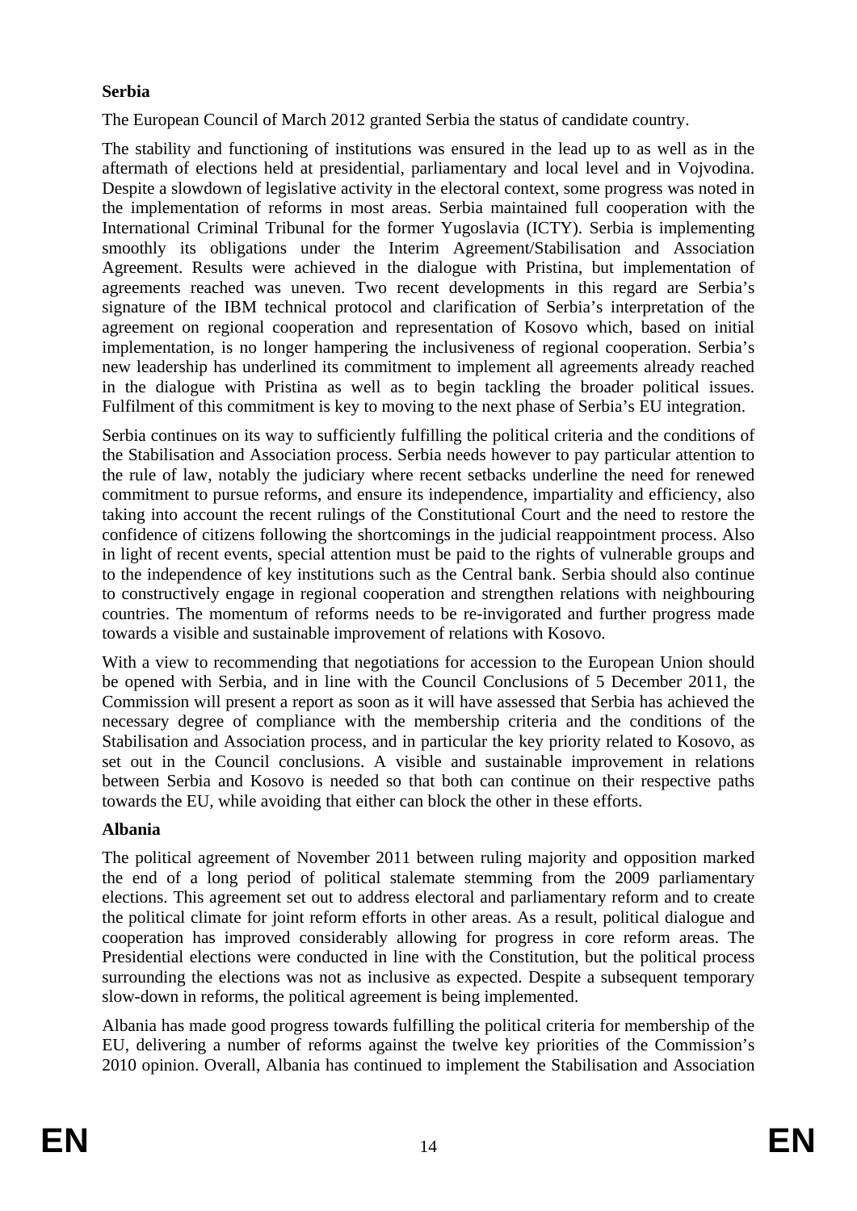**Serbia**

The European Council of March 2012 granted Serbia the status of candidate country.

The stability and functioning of institutions was ensured in the lead up to as well as in the aftermath of elections held at presidential, parliamentary and local level and in Vojvodina. Despite a slowdown of legislative activity in the electoral context, some progress was noted in the implementation of reforms in most areas. Serbia maintained full cooperation with the International Criminal Tribunal for the former Yugoslavia (ICTY). Serbia is implementing smoothly its obligations under the Interim Agreement/Stabilisation and Association Agreement. Results were achieved in the dialogue with Pristina, but implementation of agreements reached was uneven. Two recent developments in this regard are Serbia's signature of the IBM technical protocol and clarification of Serbia's interpretation of the agreement on regional cooperation and representation of Kosovo which, based on initial implementation, is no longer hampering the inclusiveness of regional cooperation. Serbia's new leadership has underlined its commitment to implement all agreements already reached in the dialogue with Pristina as well as to begin tackling the broader political issues. Fulfilment of this commitment is key to moving to the next phase of Serbia's EU integration.

Serbia continues on its way to sufficiently fulfilling the political criteria and the conditions of the Stabilisation and Association process. Serbia needs however to pay particular attention to the rule of law, notably the judiciary where recent setbacks underline the need for renewed commitment to pursue reforms, and ensure its independence, impartiality and efficiency, also taking into account the recent rulings of the Constitutional Court and the need to restore the confidence of citizens following the shortcomings in the judicial reappointment process. Also in light of recent events, special attention must be paid to the rights of vulnerable groups and to the independence of key institutions such as the Central bank. Serbia should also continue to constructively engage in regional cooperation and strengthen relations with neighbouring countries. The momentum of reforms needs to be re-invigorated and further progress made towards a visible and sustainable improvement of relations with Kosovo.

With a view to recommending that negotiations for accession to the European Union should be opened with Serbia, and in line with the Council Conclusions of 5 December 2011, the Commission will present a report as soon as it will have assessed that Serbia has achieved the necessary degree of compliance with the membership criteria and the conditions of the Stabilisation and Association process, and in particular the key priority related to Kosovo, as set out in the Council conclusions. A visible and sustainable improvement in relations between Serbia and Kosovo is needed so that both can continue on their respective paths towards the EU, while avoiding that either can block the other in these efforts.

**Albania**

The political agreement of November 2011 between ruling majority and opposition marked the end of a long period of political stalemate stemming from the 2009 parliamentary elections. This agreement set out to address electoral and parliamentary reform and to create the political climate for joint reform efforts in other areas. As a result, political dialogue and cooperation has improved considerably allowing for progress in core reform areas. The Presidential elections were conducted in line with the Constitution, but the political process surrounding the elections was not as inclusive as expected. Despite a subsequent temporary slow-down in reforms, the political agreement is being implemented.

Albania has made good progress towards fulfilling the political criteria for membership of the EU, delivering a number of reforms against the twelve key priorities of the Commission's 2010 opinion. Overall, Albania has continued to implement the Stabilisation and Association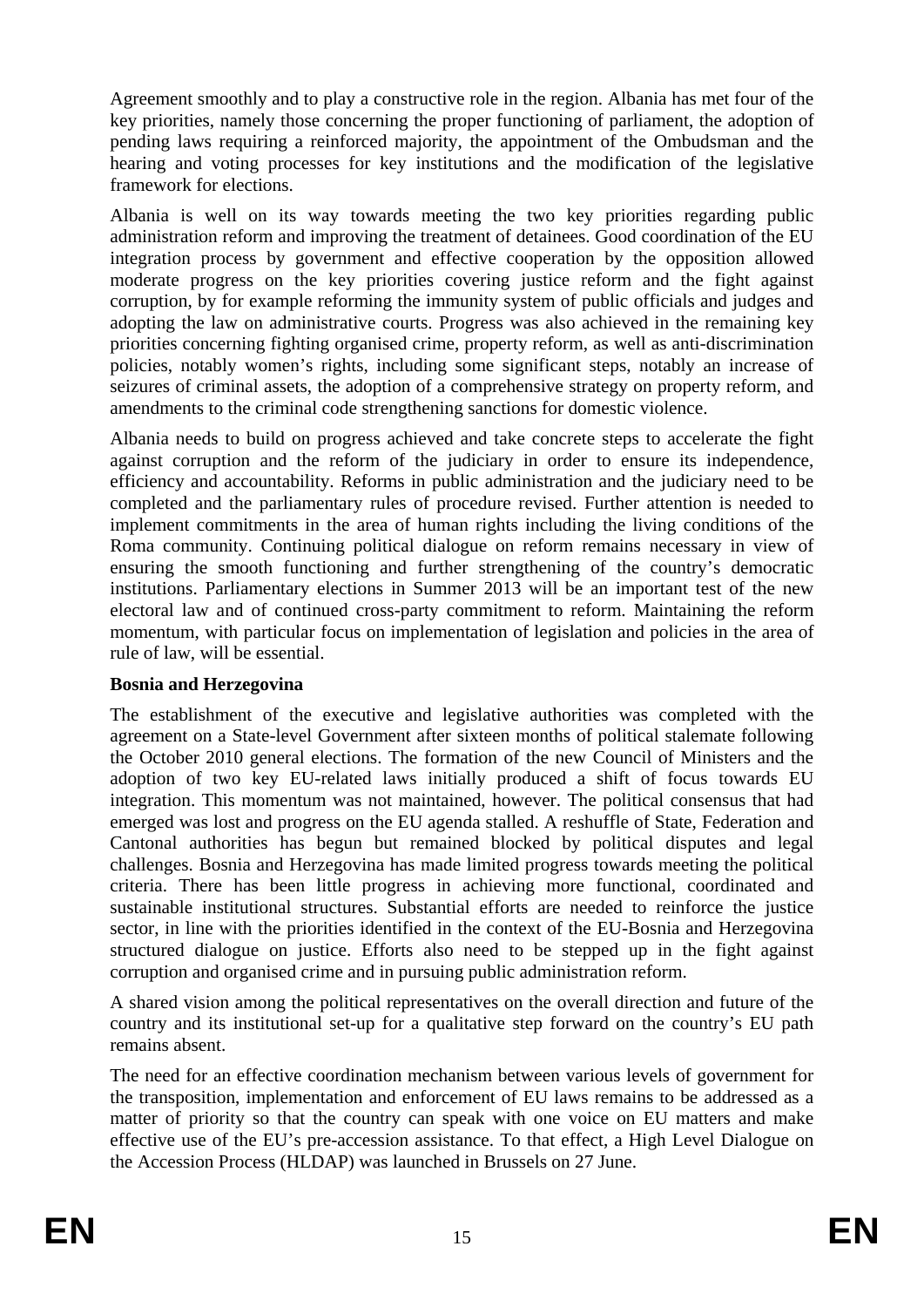Agreement smoothly and to play a constructive role in the region. Albania has met four of the key priorities, namely those concerning the proper functioning of parliament, the adoption of pending laws requiring a reinforced majority, the appointment of the Ombudsman and the hearing and voting processes for key institutions and the modification of the legislative framework for elections.

Albania is well on its way towards meeting the two key priorities regarding public administration reform and improving the treatment of detainees. Good coordination of the EU integration process by government and effective cooperation by the opposition allowed moderate progress on the key priorities covering justice reform and the fight against corruption, by for example reforming the immunity system of public officials and judges and adopting the law on administrative courts. Progress was also achieved in the remaining key priorities concerning fighting organised crime, property reform, as well as anti-discrimination policies, notably women's rights, including some significant steps, notably an increase of seizures of criminal assets, the adoption of a comprehensive strategy on property reform, and amendments to the criminal code strengthening sanctions for domestic violence.

Albania needs to build on progress achieved and take concrete steps to accelerate the fight against corruption and the reform of the judiciary in order to ensure its independence, efficiency and accountability. Reforms in public administration and the judiciary need to be completed and the parliamentary rules of procedure revised. Further attention is needed to implement commitments in the area of human rights including the living conditions of the Roma community. Continuing political dialogue on reform remains necessary in view of ensuring the smooth functioning and further strengthening of the country's democratic institutions. Parliamentary elections in Summer 2013 will be an important test of the new electoral law and of continued cross-party commitment to reform. Maintaining the reform momentum, with particular focus on implementation of legislation and policies in the area of rule of law, will be essential.

**Bosnia and Herzegovina**

The establishment of the executive and legislative authorities was completed with the agreement on a State-level Government after sixteen months of political stalemate following the October 2010 general elections. The formation of the new Council of Ministers and the adoption of two key EU-related laws initially produced a shift of focus towards EU integration. This momentum was not maintained, however. The political consensus that had emerged was lost and progress on the EU agenda stalled. A reshuffle of State, Federation and Cantonal authorities has begun but remained blocked by political disputes and legal challenges. Bosnia and Herzegovina has made limited progress towards meeting the political criteria. There has been little progress in achieving more functional, coordinated and sustainable institutional structures. Substantial efforts are needed to reinforce the justice sector, in line with the priorities identified in the context of the EU-Bosnia and Herzegovina structured dialogue on justice. Efforts also need to be stepped up in the fight against corruption and organised crime and in pursuing public administration reform.

A shared vision among the political representatives on the overall direction and future of the country and its institutional set-up for a qualitative step forward on the country's EU path remains absent.

The need for an effective coordination mechanism between various levels of government for the transposition, implementation and enforcement of EU laws remains to be addressed as a matter of priority so that the country can speak with one voice on EU matters and make effective use of the EU's pre-accession assistance. To that effect, a High Level Dialogue on the Accession Process (HLDAP) was launched in Brussels on 27 June.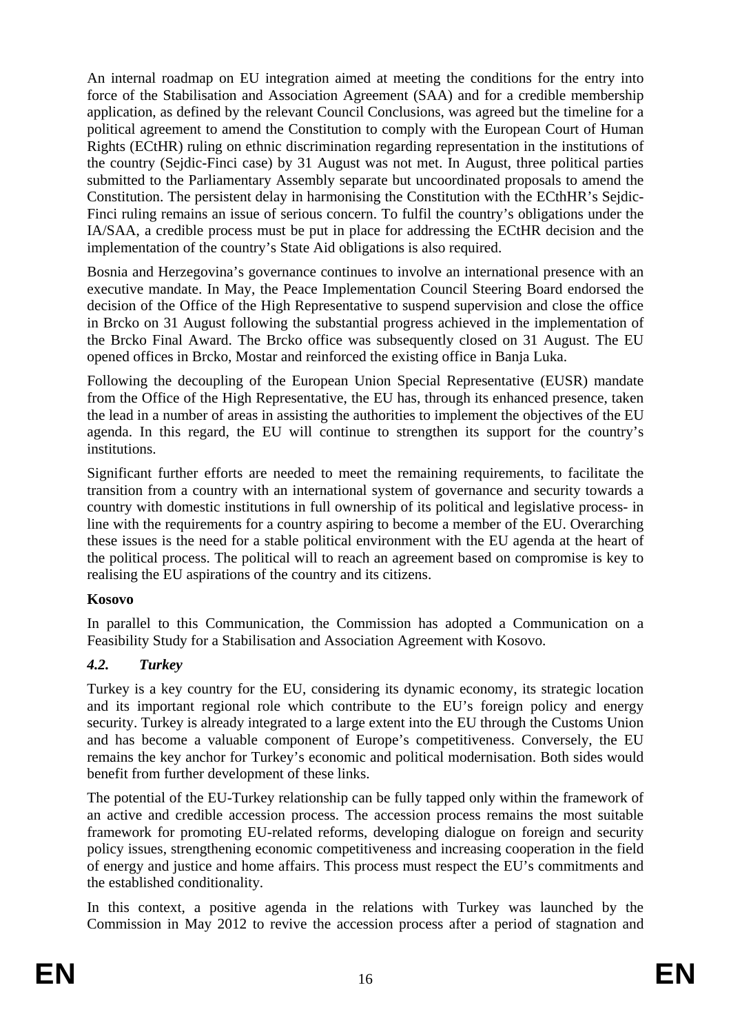An internal roadmap on EU integration aimed at meeting the conditions for the entry into force of the Stabilisation and Association Agreement (SAA) and for a credible membership application, as defined by the relevant Council Conclusions, was agreed but the timeline for a political agreement to amend the Constitution to comply with the European Court of Human Rights (ECtHR) ruling on ethnic discrimination regarding representation in the institutions of the country (Sejdic-Finci case) by 31 August was not met. In August, three political parties submitted to the Parliamentary Assembly separate but uncoordinated proposals to amend the Constitution. The persistent delay in harmonising the Constitution with the ECthHR's Sejdic-Finci ruling remains an issue of serious concern. To fulfil the country's obligations under the IA/SAA, a credible process must be put in place for addressing the ECtHR decision and the implementation of the country's State Aid obligations is also required.

Bosnia and Herzegovina's governance continues to involve an international presence with an executive mandate. In May, the Peace Implementation Council Steering Board endorsed the decision of the Office of the High Representative to suspend supervision and close the office in Brcko on 31 August following the substantial progress achieved in the implementation of the Brcko Final Award. The Brcko office was subsequently closed on 31 August. The EU opened offices in Brcko, Mostar and reinforced the existing office in Banja Luka.

Following the decoupling of the European Union Special Representative (EUSR) mandate from the Office of the High Representative, the EU has, through its enhanced presence, taken the lead in a number of areas in assisting the authorities to implement the objectives of the EU agenda. In this regard, the EU will continue to strengthen its support for the country's institutions.

Significant further efforts are needed to meet the remaining requirements, to facilitate the transition from a country with an international system of governance and security towards a country with domestic institutions in full ownership of its political and legislative process- in line with the requirements for a country aspiring to become a member of the EU. Overarching these issues is the need for a stable political environment with the EU agenda at the heart of the political process. The political will to reach an agreement based on compromise is key to realising the EU aspirations of the country and its citizens.

**Kosovo**

In parallel to this Communication, the Commission has adopted a Communication on a Feasibility Study for a Stabilisation and Association Agreement with Kosovo.

### *4.2. Turkey*

Turkey is a key country for the EU, considering its dynamic economy, its strategic location and its important regional role which contribute to the EU's foreign policy and energy security. Turkey is already integrated to a large extent into the EU through the Customs Union and has become a valuable component of Europe's competitiveness. Conversely, the EU remains the key anchor for Turkey's economic and political modernisation. Both sides would benefit from further development of these links.

The potential of the EU-Turkey relationship can be fully tapped only within the framework of an active and credible accession process. The accession process remains the most suitable framework for promoting EU-related reforms, developing dialogue on foreign and security policy issues, strengthening economic competitiveness and increasing cooperation in the field of energy and justice and home affairs. This process must respect the EU's commitments and the established conditionality.

In this context, a positive agenda in the relations with Turkey was launched by the Commission in May 2012 to revive the accession process after a period of stagnation and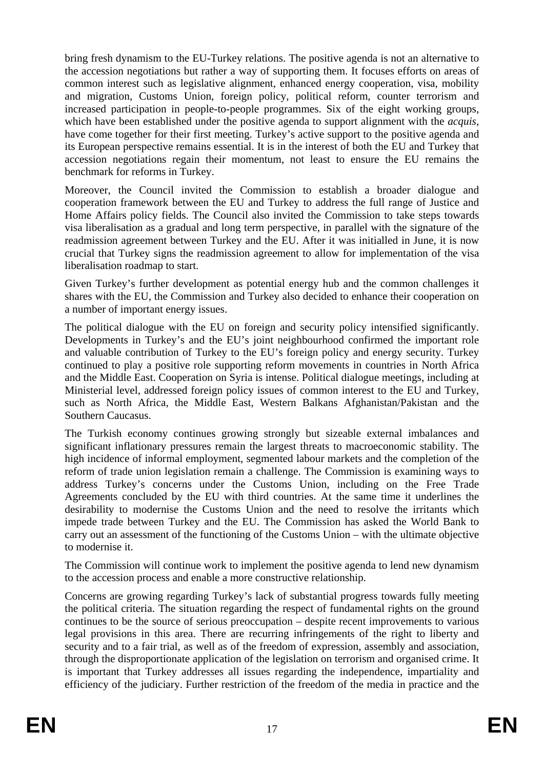bring fresh dynamism to the EU-Turkey relations. The positive agenda is not an alternative to the accession negotiations but rather a way of supporting them. It focuses efforts on areas of common interest such as legislative alignment, enhanced energy cooperation, visa, mobility and migration, Customs Union, foreign policy, political reform, counter terrorism and increased participation in people-to-people programmes. Six of the eight working groups, which have been established under the positive agenda to support alignment with the *acquis*, have come together for their first meeting. Turkey's active support to the positive agenda and its European perspective remains essential. It is in the interest of both the EU and Turkey that accession negotiations regain their momentum, not least to ensure the EU remains the benchmark for reforms in Turkey.

Moreover, the Council invited the Commission to establish a broader dialogue and cooperation framework between the EU and Turkey to address the full range of Justice and Home Affairs policy fields. The Council also invited the Commission to take steps towards visa liberalisation as a gradual and long term perspective, in parallel with the signature of the readmission agreement between Turkey and the EU. After it was initialled in June, it is now crucial that Turkey signs the readmission agreement to allow for implementation of the visa liberalisation roadmap to start.

Given Turkey's further development as potential energy hub and the common challenges it shares with the EU, the Commission and Turkey also decided to enhance their cooperation on a number of important energy issues.

The political dialogue with the EU on foreign and security policy intensified significantly. Developments in Turkey's and the EU's joint neighbourhood confirmed the important role and valuable contribution of Turkey to the EU's foreign policy and energy security. Turkey continued to play a positive role supporting reform movements in countries in North Africa and the Middle East. Cooperation on Syria is intense. Political dialogue meetings, including at Ministerial level, addressed foreign policy issues of common interest to the EU and Turkey, such as North Africa, the Middle East, Western Balkans Afghanistan/Pakistan and the Southern Caucasus.

The Turkish economy continues growing strongly but sizeable external imbalances and significant inflationary pressures remain the largest threats to macroeconomic stability. The high incidence of informal employment, segmented labour markets and the completion of the reform of trade union legislation remain a challenge. The Commission is examining ways to address Turkey's concerns under the Customs Union, including on the Free Trade Agreements concluded by the EU with third countries. At the same time it underlines the desirability to modernise the Customs Union and the need to resolve the irritants which impede trade between Turkey and the EU. The Commission has asked the World Bank to carry out an assessment of the functioning of the Customs Union – with the ultimate objective to modernise it.

The Commission will continue work to implement the positive agenda to lend new dynamism to the accession process and enable a more constructive relationship.

Concerns are growing regarding Turkey's lack of substantial progress towards fully meeting the political criteria. The situation regarding the respect of fundamental rights on the ground continues to be the source of serious preoccupation – despite recent improvements to various legal provisions in this area. There are recurring infringements of the right to liberty and security and to a fair trial, as well as of the freedom of expression, assembly and association, through the disproportionate application of the legislation on terrorism and organised crime. It is important that Turkey addresses all issues regarding the independence, impartiality and efficiency of the judiciary. Further restriction of the freedom of the media in practice and the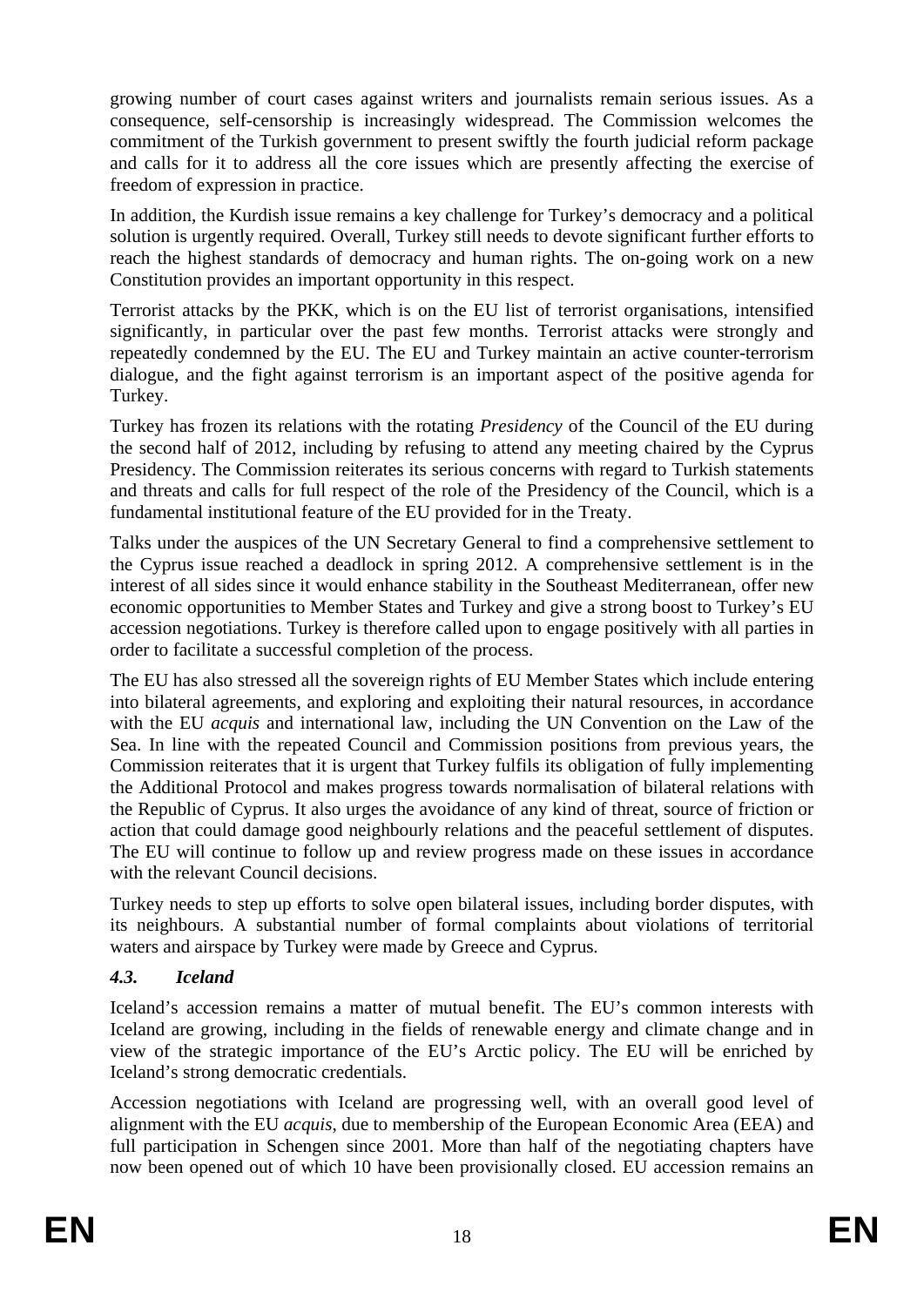growing number of court cases against writers and journalists remain serious issues. As a consequence, self-censorship is increasingly widespread. The Commission welcomes the commitment of the Turkish government to present swiftly the fourth judicial reform package and calls for it to address all the core issues which are presently affecting the exercise of freedom of expression in practice.

In addition, the Kurdish issue remains a key challenge for Turkey's democracy and a political solution is urgently required. Overall, Turkey still needs to devote significant further efforts to reach the highest standards of democracy and human rights. The on-going work on a new Constitution provides an important opportunity in this respect.

Terrorist attacks by the PKK, which is on the EU list of terrorist organisations, intensified significantly, in particular over the past few months. Terrorist attacks were strongly and repeatedly condemned by the EU. The EU and Turkey maintain an active counter-terrorism dialogue, and the fight against terrorism is an important aspect of the positive agenda for Turkey.

Turkey has frozen its relations with the rotating *Presidency* of the Council of the EU during the second half of 2012, including by refusing to attend any meeting chaired by the Cyprus Presidency. The Commission reiterates its serious concerns with regard to Turkish statements and threats and calls for full respect of the role of the Presidency of the Council, which is a fundamental institutional feature of the EU provided for in the Treaty.

Talks under the auspices of the UN Secretary General to find a comprehensive settlement to the Cyprus issue reached a deadlock in spring 2012. A comprehensive settlement is in the interest of all sides since it would enhance stability in the Southeast Mediterranean, offer new economic opportunities to Member States and Turkey and give a strong boost to Turkey's EU accession negotiations. Turkey is therefore called upon to engage positively with all parties in order to facilitate a successful completion of the process.

The EU has also stressed all the sovereign rights of EU Member States which include entering into bilateral agreements, and exploring and exploiting their natural resources, in accordance with the EU *acquis* and international law, including the UN Convention on the Law of the Sea. In line with the repeated Council and Commission positions from previous years, the Commission reiterates that it is urgent that Turkey fulfils its obligation of fully implementing the Additional Protocol and makes progress towards normalisation of bilateral relations with the Republic of Cyprus. It also urges the avoidance of any kind of threat, source of friction or action that could damage good neighbourly relations and the peaceful settlement of disputes. The EU will continue to follow up and review progress made on these issues in accordance with the relevant Council decisions.

Turkey needs to step up efforts to solve open bilateral issues, including border disputes, with its neighbours. A substantial number of formal complaints about violations of territorial waters and airspace by Turkey were made by Greece and Cyprus.

### *4.3. Iceland*

Iceland's accession remains a matter of mutual benefit. The EU's common interests with Iceland are growing, including in the fields of renewable energy and climate change and in view of the strategic importance of the EU's Arctic policy. The EU will be enriched by Iceland's strong democratic credentials.

Accession negotiations with Iceland are progressing well, with an overall good level of alignment with the EU *acquis*, due to membership of the European Economic Area (EEA) and full participation in Schengen since 2001. More than half of the negotiating chapters have now been opened out of which 10 have been provisionally closed. EU accession remains an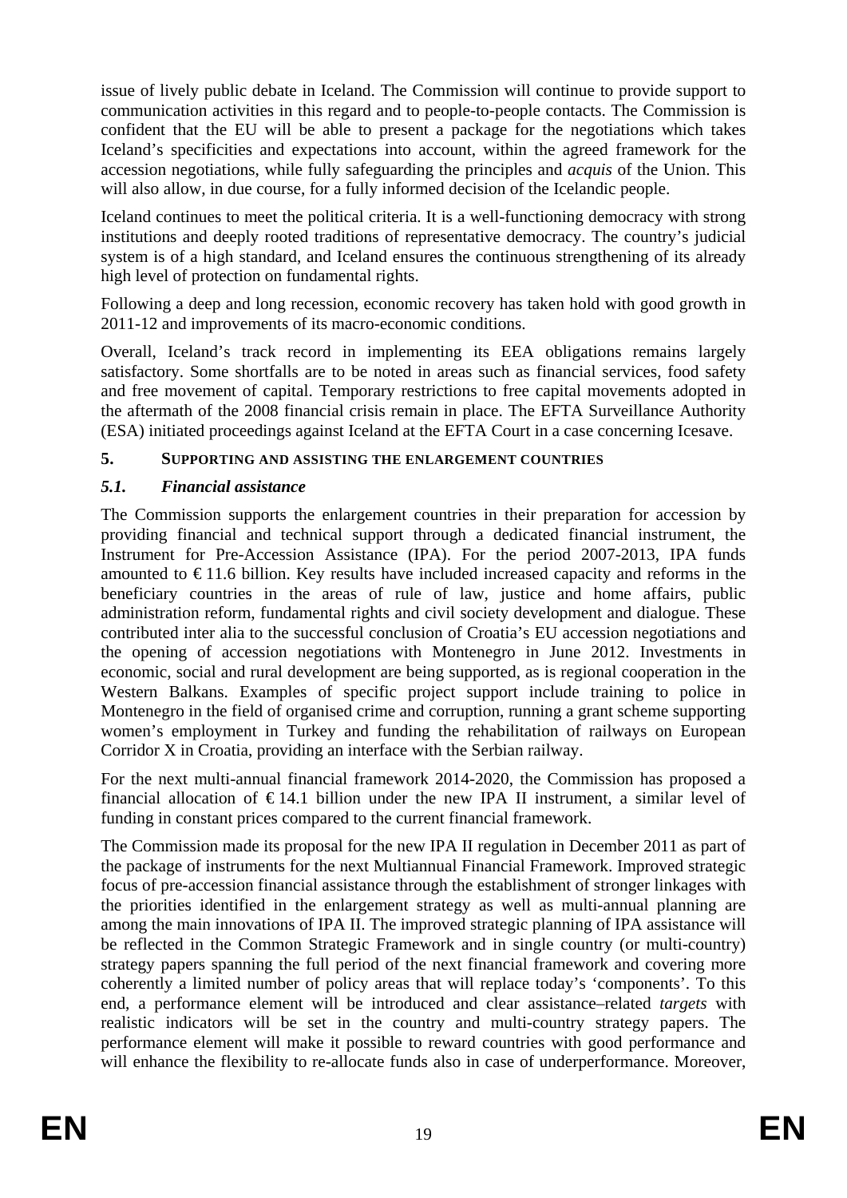issue of lively public debate in Iceland. The Commission will continue to provide support to communication activities in this regard and to people-to-people contacts. The Commission is confident that the EU will be able to present a package for the negotiations which takes Iceland's specificities and expectations into account, within the agreed framework for the accession negotiations, while fully safeguarding the principles and *acquis* of the Union. This will also allow, in due course, for a fully informed decision of the Icelandic people.

Iceland continues to meet the political criteria. It is a well-functioning democracy with strong institutions and deeply rooted traditions of representative democracy. The country's judicial system is of a high standard, and Iceland ensures the continuous strengthening of its already high level of protection on fundamental rights.

Following a deep and long recession, economic recovery has taken hold with good growth in 2011-12 and improvements of its macro-economic conditions.

Overall, Iceland's track record in implementing its EEA obligations remains largely satisfactory. Some shortfalls are to be noted in areas such as financial services, food safety and free movement of capital. Temporary restrictions to free capital movements adopted in the aftermath of the 2008 financial crisis remain in place. The EFTA Surveillance Authority (ESA) initiated proceedings against Iceland at the EFTA Court in a case concerning Icesave.

## 5. SUPPORTING AND ASSISTING THE ENLARGEMENT COUNTRIES

### *5.1. Financial assistance*

The Commission supports the enlargement countries in their preparation for accession by providing financial and technical support through a dedicated financial instrument, the Instrument for Pre-Accession Assistance (IPA). For the period 2007-2013, IPA funds amounted to €11.6 billion. Key results have included increased capacity and reforms in the beneficiary countries in the areas of rule of law, justice and home affairs, public administration reform, fundamental rights and civil society development and dialogue. These contributed inter alia to the successful conclusion of Croatia's EU accession negotiations and the opening of accession negotiations with Montenegro in June 2012. Investments in economic, social and rural development are being supported, as is regional cooperation in the Western Balkans. Examples of specific project support include training to police in Montenegro in the field of organised crime and corruption, running a grant scheme supporting women's employment in Turkey and funding the rehabilitation of railways on European Corridor X in Croatia, providing an interface with the Serbian railway.

For the next multi-annual financial framework 2014-2020, the Commission has proposed a financial allocation of €14.1 billion under the new IPA II instrument, a similar level of funding in constant prices compared to the current financial framework.

The Commission made its proposal for the new IPA II regulation in December 2011 as part of the package of instruments for the next Multiannual Financial Framework. Improved strategic focus of pre-accession financial assistance through the establishment of stronger linkages with the priorities identified in the enlargement strategy as well as multi-annual planning are among the main innovations of IPA II. The improved strategic planning of IPA assistance will be reflected in the Common Strategic Framework and in single country (or multi-country) strategy papers spanning the full period of the next financial framework and covering more coherently a limited number of policy areas that will replace today's 'components'. To this end, a performance element will be introduced and clear assistance–related *targets* with realistic indicators will be set in the country and multi-country strategy papers. The performance element will make it possible to reward countries with good performance and will enhance the flexibility to re-allocate funds also in case of underperformance. Moreover,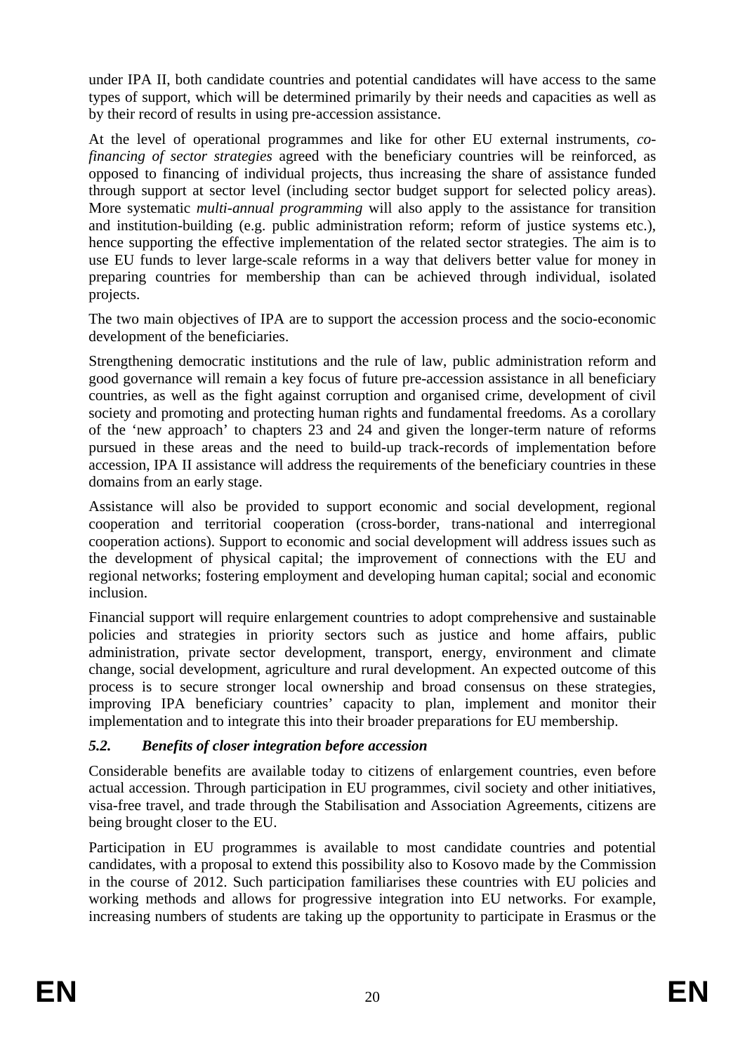under IPA II, both candidate countries and potential candidates will have access to the same types of support, which will be determined primarily by their needs and capacities as well as by their record of results in using pre-accession assistance.

At the level of operational programmes and like for other EU external instruments, *co-financing of sector strategies* agreed with the beneficiary countries will be reinforced, as opposed to financing of individual projects, thus increasing the share of assistance funded through support at sector level (including sector budget support for selected policy areas). More systematic *multi-annual programming* will also apply to the assistance for transition and institution-building (e.g. public administration reform; reform of justice systems etc.), hence supporting the effective implementation of the related sector strategies. The aim is to use EU funds to lever large-scale reforms in a way that delivers better value for money in preparing countries for membership than can be achieved through individual, isolated projects.

The two main objectives of IPA are to support the accession process and the socio-economic development of the beneficiaries.

Strengthening democratic institutions and the rule of law, public administration reform and good governance will remain a key focus of future pre-accession assistance in all beneficiary countries, as well as the fight against corruption and organised crime, development of civil society and promoting and protecting human rights and fundamental freedoms. As a corollary of the 'new approach' to chapters 23 and 24 and given the longer-term nature of reforms pursued in these areas and the need to build-up track-records of implementation before accession, IPA II assistance will address the requirements of the beneficiary countries in these domains from an early stage.

Assistance will also be provided to support economic and social development, regional cooperation and territorial cooperation (cross-border, trans-national and interregional cooperation actions). Support to economic and social development will address issues such as the development of physical capital; the improvement of connections with the EU and regional networks; fostering employment and developing human capital; social and economic inclusion.

Financial support will require enlargement countries to adopt comprehensive and sustainable policies and strategies in priority sectors such as justice and home affairs, public administration, private sector development, transport, energy, environment and climate change, social development, agriculture and rural development. An expected outcome of this process is to secure stronger local ownership and broad consensus on these strategies, improving IPA beneficiary countries' capacity to plan, implement and monitor their implementation and to integrate this into their broader preparations for EU membership.

### *5.2. Benefits of closer integration before accession*

Considerable benefits are available today to citizens of enlargement countries, even before actual accession. Through participation in EU programmes, civil society and other initiatives, visa-free travel, and trade through the Stabilisation and Association Agreements, citizens are being brought closer to the EU.

Participation in EU programmes is available to most candidate countries and potential candidates, with a proposal to extend this possibility also to Kosovo made by the Commission in the course of 2012. Such participation familiarises these countries with EU policies and working methods and allows for progressive integration into EU networks. For example, increasing numbers of students are taking up the opportunity to participate in Erasmus or the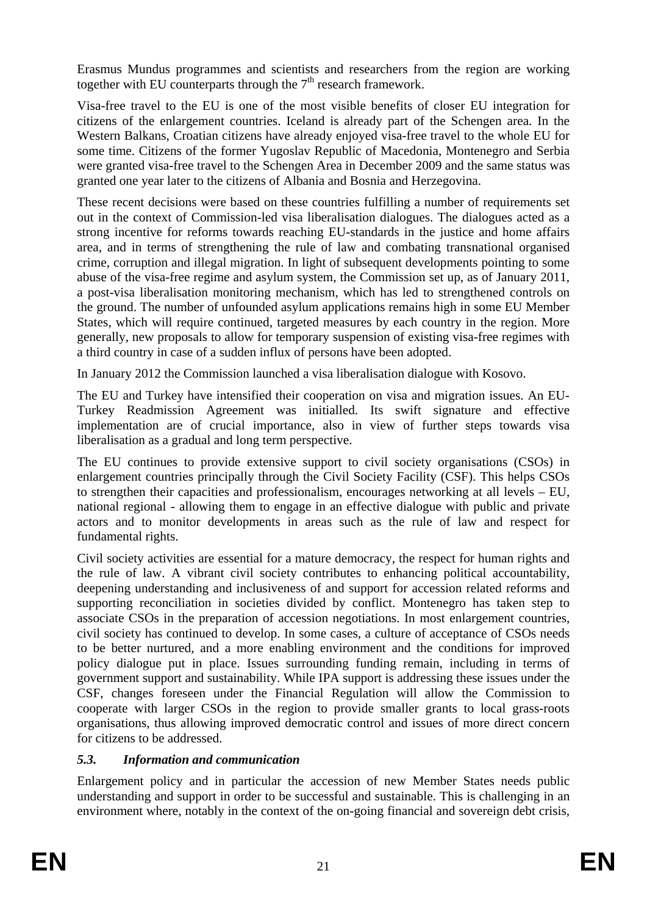Erasmus Mundus programmes and scientists and researchers from the region are working together with EU counterparts through the 7[th] research framework.

Visa-free travel to the EU is one of the most visible benefits of closer EU integration for citizens of the enlargement countries. Iceland is already part of the Schengen area. In the Western Balkans, Croatian citizens have already enjoyed visa-free travel to the whole EU for some time. Citizens of the former Yugoslav Republic of Macedonia, Montenegro and Serbia were granted visa-free travel to the Schengen Area in December 2009 and the same status was granted one year later to the citizens of Albania and Bosnia and Herzegovina.

These recent decisions were based on these countries fulfilling a number of requirements set out in the context of Commission-led visa liberalisation dialogues. The dialogues acted as a strong incentive for reforms towards reaching EU-standards in the justice and home affairs area, and in terms of strengthening the rule of law and combating transnational organised crime, corruption and illegal migration. In light of subsequent developments pointing to some abuse of the visa-free regime and asylum system, the Commission set up, as of January 2011, a post-visa liberalisation monitoring mechanism, which has led to strengthened controls on the ground. The number of unfounded asylum applications remains high in some EU Member States, which will require continued, targeted measures by each country in the region. More generally, new proposals to allow for temporary suspension of existing visa-free regimes with a third country in case of a sudden influx of persons have been adopted.

In January 2012 the Commission launched a visa liberalisation dialogue with Kosovo.

The EU and Turkey have intensified their cooperation on visa and migration issues. An EU-Turkey Readmission Agreement was initialled. Its swift signature and effective implementation are of crucial importance, also in view of further steps towards visa liberalisation as a gradual and long term perspective.

The EU continues to provide extensive support to civil society organisations (CSOs) in enlargement countries principally through the Civil Society Facility (CSF). This helps CSOs to strengthen their capacities and professionalism, encourages networking at all levels – EU, national regional - allowing them to engage in an effective dialogue with public and private actors and to monitor developments in areas such as the rule of law and respect for fundamental rights.

Civil society activities are essential for a mature democracy, the respect for human rights and the rule of law. A vibrant civil society contributes to enhancing political accountability, deepening understanding and inclusiveness of and support for accession related reforms and supporting reconciliation in societies divided by conflict. Montenegro has taken step to associate CSOs in the preparation of accession negotiations. In most enlargement countries, civil society has continued to develop. In some cases, a culture of acceptance of CSOs needs to be better nurtured, and a more enabling environment and the conditions for improved policy dialogue put in place. Issues surrounding funding remain, including in terms of government support and sustainability. While IPA support is addressing these issues under the CSF, changes foreseen under the Financial Regulation will allow the Commission to cooperate with larger CSOs in the region to provide smaller grants to local grass-roots organisations, thus allowing improved democratic control and issues of more direct concern for citizens to be addressed.

### *5.3. Information and communication*

Enlargement policy and in particular the accession of new Member States needs public understanding and support in order to be successful and sustainable. This is challenging in an environment where, notably in the context of the on-going financial and sovereign debt crisis,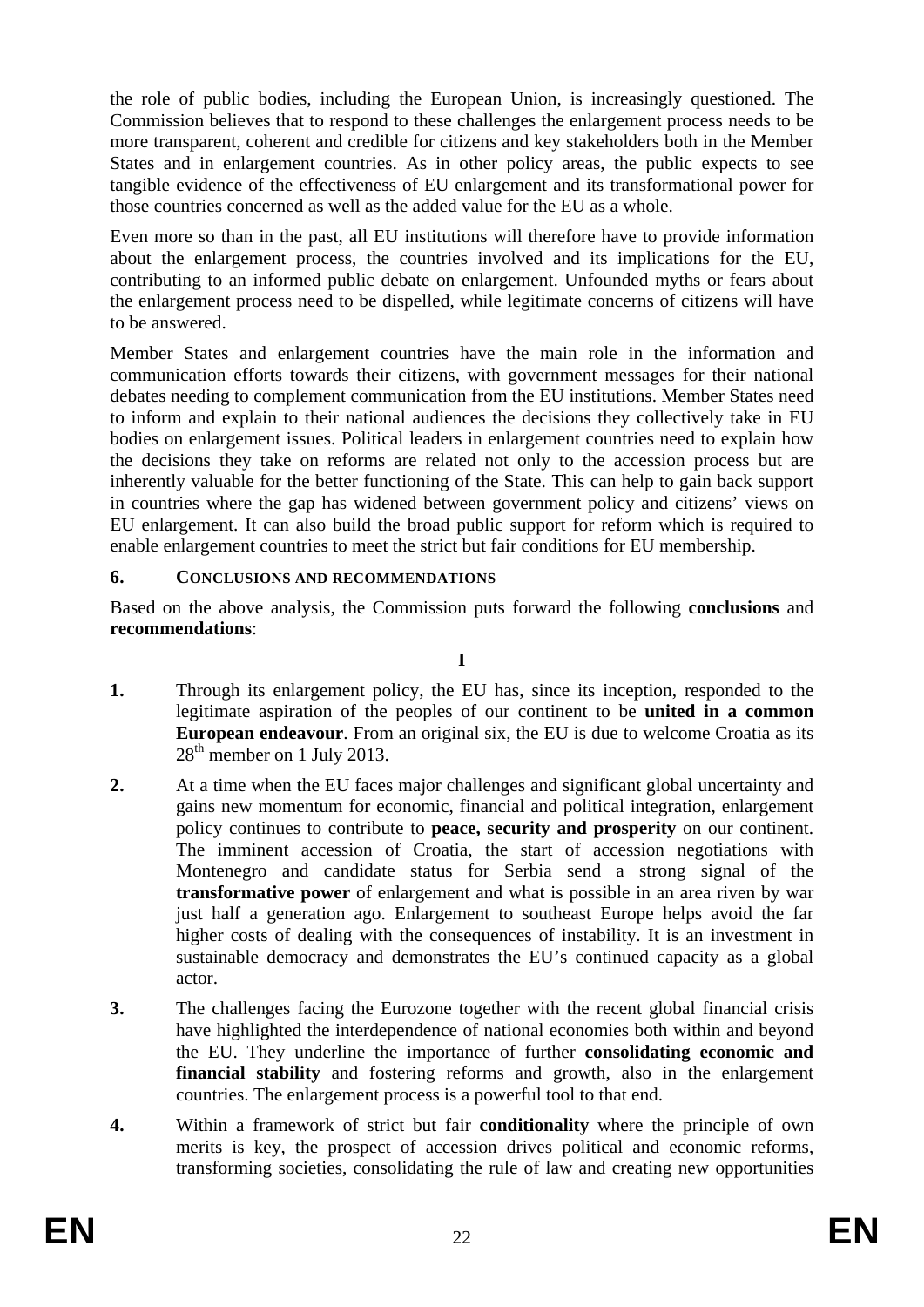the role of public bodies, including the European Union, is increasingly questioned. The Commission believes that to respond to these challenges the enlargement process needs to be more transparent, coherent and credible for citizens and key stakeholders both in the Member States and in enlargement countries. As in other policy areas, the public expects to see tangible evidence of the effectiveness of EU enlargement and its transformational power for those countries concerned as well as the added value for the EU as a whole.

Even more so than in the past, all EU institutions will therefore have to provide information about the enlargement process, the countries involved and its implications for the EU, contributing to an informed public debate on enlargement. Unfounded myths or fears about the enlargement process need to be dispelled, while legitimate concerns of citizens will have to be answered.

Member States and enlargement countries have the main role in the information and communication efforts towards their citizens, with government messages for their national debates needing to complement communication from the EU institutions. Member States need to inform and explain to their national audiences the decisions they collectively take in EU bodies on enlargement issues. Political leaders in enlargement countries need to explain how the decisions they take on reforms are related not only to the accession process but are inherently valuable for the better functioning of the State. This can help to gain back support in countries where the gap has widened between government policy and citizens' views on EU enlargement. It can also build the broad public support for reform which is required to enable enlargement countries to meet the strict but fair conditions for EU membership.

## 6. CONCLUSIONS AND RECOMMENDATIONS

Based on the above analysis, the Commission puts forward the following **conclusions** and **recommendations**:

**I**

**1.** Through its enlargement policy, the EU has, since its inception, responded to the legitimate aspiration of the peoples of our continent to be **united in a common European endeavour**. From an original six, the EU is due to welcome Croatia as its 28th member on 1 July 2013.

**2.** At a time when the EU faces major challenges and significant global uncertainty and gains new momentum for economic, financial and political integration, enlargement policy continues to contribute to **peace, security and prosperity** on our continent. The imminent accession of Croatia, the start of accession negotiations with Montenegro and candidate status for Serbia send a strong signal of the **transformative power** of enlargement and what is possible in an area riven by war just half a generation ago. Enlargement to southeast Europe helps avoid the far higher costs of dealing with the consequences of instability. It is an investment in sustainable democracy and demonstrates the EU's continued capacity as a global actor.

**3.** The challenges facing the Eurozone together with the recent global financial crisis have highlighted the interdependence of national economies both within and beyond the EU. They underline the importance of further **consolidating economic and financial stability** and fostering reforms and growth, also in the enlargement countries. The enlargement process is a powerful tool to that end.

**4.** Within a framework of strict but fair **conditionality** where the principle of own merits is key, the prospect of accession drives political and economic reforms, transforming societies, consolidating the rule of law and creating new opportunities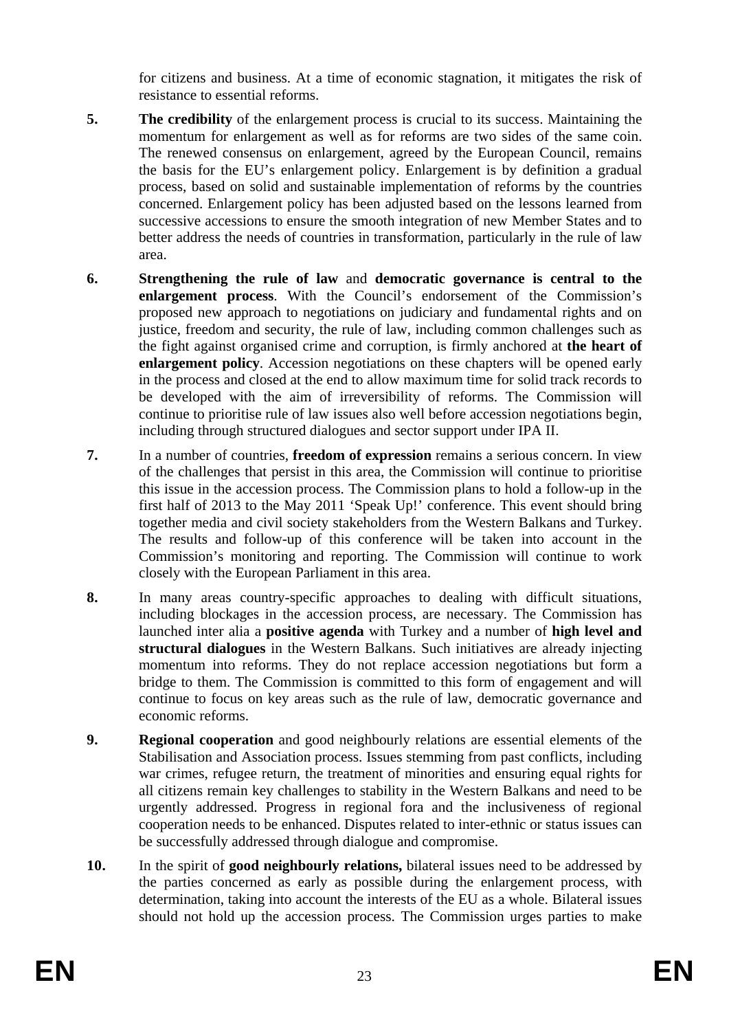for citizens and business. At a time of economic stagnation, it mitigates the risk of resistance to essential reforms.

**5.** **The credibility** of the enlargement process is crucial to its success. Maintaining the momentum for enlargement as well as for reforms are two sides of the same coin. The renewed consensus on enlargement, agreed by the European Council, remains the basis for the EU's enlargement policy. Enlargement is by definition a gradual process, based on solid and sustainable implementation of reforms by the countries concerned. Enlargement policy has been adjusted based on the lessons learned from successive accessions to ensure the smooth integration of new Member States and to better address the needs of countries in transformation, particularly in the rule of law area.

**6.** **Strengthening the rule of law** and **democratic governance is central to the enlargement process**. With the Council's endorsement of the Commission's proposed new approach to negotiations on judiciary and fundamental rights and on justice, freedom and security, the rule of law, including common challenges such as the fight against organised crime and corruption, is firmly anchored at **the heart of enlargement policy**. Accession negotiations on these chapters will be opened early in the process and closed at the end to allow maximum time for solid track records to be developed with the aim of irreversibility of reforms. The Commission will continue to prioritise rule of law issues also well before accession negotiations begin, including through structured dialogues and sector support under IPA II.

**7.** In a number of countries, **freedom of expression** remains a serious concern. In view of the challenges that persist in this area, the Commission will continue to prioritise this issue in the accession process. The Commission plans to hold a follow-up in the first half of 2013 to the May 2011 'Speak Up!' conference. This event should bring together media and civil society stakeholders from the Western Balkans and Turkey. The results and follow-up of this conference will be taken into account in the Commission's monitoring and reporting. The Commission will continue to work closely with the European Parliament in this area.

**8.** In many areas country-specific approaches to dealing with difficult situations, including blockages in the accession process, are necessary. The Commission has launched inter alia a **positive agenda** with Turkey and a number of **high level and structural dialogues** in the Western Balkans. Such initiatives are already injecting momentum into reforms. They do not replace accession negotiations but form a bridge to them. The Commission is committed to this form of engagement and will continue to focus on key areas such as the rule of law, democratic governance and economic reforms.

**9.** **Regional cooperation** and good neighbourly relations are essential elements of the Stabilisation and Association process. Issues stemming from past conflicts, including war crimes, refugee return, the treatment of minorities and ensuring equal rights for all citizens remain key challenges to stability in the Western Balkans and need to be urgently addressed. Progress in regional fora and the inclusiveness of regional cooperation needs to be enhanced. Disputes related to inter-ethnic or status issues can be successfully addressed through dialogue and compromise.

**10.** In the spirit of **good neighbourly relations,** bilateral issues need to be addressed by the parties concerned as early as possible during the enlargement process, with determination, taking into account the interests of the EU as a whole. Bilateral issues should not hold up the accession process. The Commission urges parties to make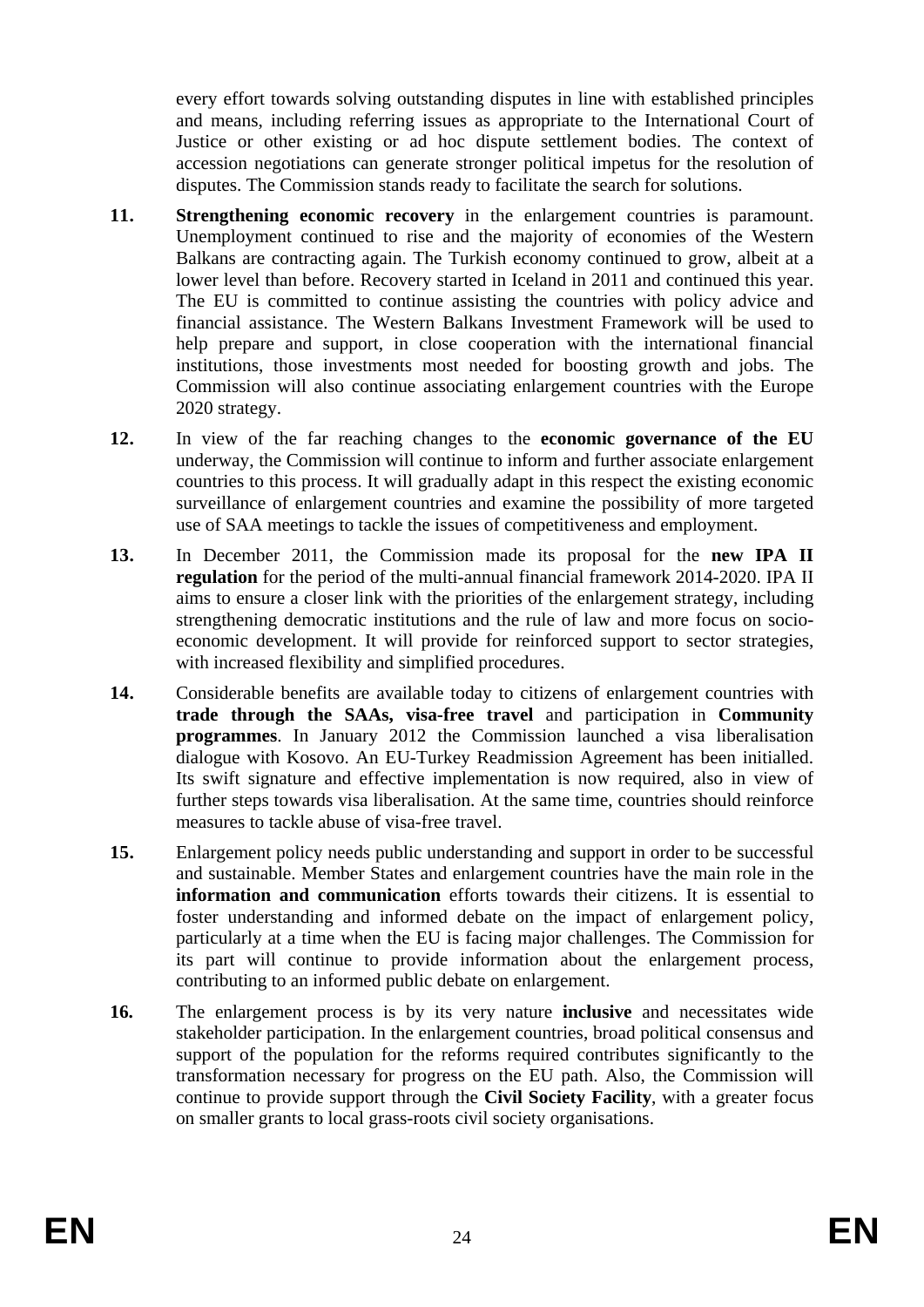every effort towards solving outstanding disputes in line with established principles and means, including referring issues as appropriate to the International Court of Justice or other existing or ad hoc dispute settlement bodies. The context of accession negotiations can generate stronger political impetus for the resolution of disputes. The Commission stands ready to facilitate the search for solutions.

**11.** **Strengthening economic recovery** in the enlargement countries is paramount. Unemployment continued to rise and the majority of economies of the Western Balkans are contracting again. The Turkish economy continued to grow, albeit at a lower level than before. Recovery started in Iceland in 2011 and continued this year. The EU is committed to continue assisting the countries with policy advice and financial assistance. The Western Balkans Investment Framework will be used to help prepare and support, in close cooperation with the international financial institutions, those investments most needed for boosting growth and jobs. The Commission will also continue associating enlargement countries with the Europe 2020 strategy.

**12.** In view of the far reaching changes to the **economic governance of the EU** underway, the Commission will continue to inform and further associate enlargement countries to this process. It will gradually adapt in this respect the existing economic surveillance of enlargement countries and examine the possibility of more targeted use of SAA meetings to tackle the issues of competitiveness and employment.

**13.** In December 2011, the Commission made its proposal for the **new IPA II regulation** for the period of the multi-annual financial framework 2014-2020. IPA II aims to ensure a closer link with the priorities of the enlargement strategy, including strengthening democratic institutions and the rule of law and more focus on socio-economic development. It will provide for reinforced support to sector strategies, with increased flexibility and simplified procedures.

**14.** Considerable benefits are available today to citizens of enlargement countries with **trade through the SAAs, visa-free travel** and participation in **Community programmes**. In January 2012 the Commission launched a visa liberalisation dialogue with Kosovo. An EU-Turkey Readmission Agreement has been initialled. Its swift signature and effective implementation is now required, also in view of further steps towards visa liberalisation. At the same time, countries should reinforce measures to tackle abuse of visa-free travel.

**15.** Enlargement policy needs public understanding and support in order to be successful and sustainable. Member States and enlargement countries have the main role in the **information and communication** efforts towards their citizens. It is essential to foster understanding and informed debate on the impact of enlargement policy, particularly at a time when the EU is facing major challenges. The Commission for its part will continue to provide information about the enlargement process, contributing to an informed public debate on enlargement.

**16.** The enlargement process is by its very nature **inclusive** and necessitates wide stakeholder participation. In the enlargement countries, broad political consensus and support of the population for the reforms required contributes significantly to the transformation necessary for progress on the EU path. Also, the Commission will continue to provide support through the **Civil Society Facility**, with a greater focus on smaller grants to local grass-roots civil society organisations.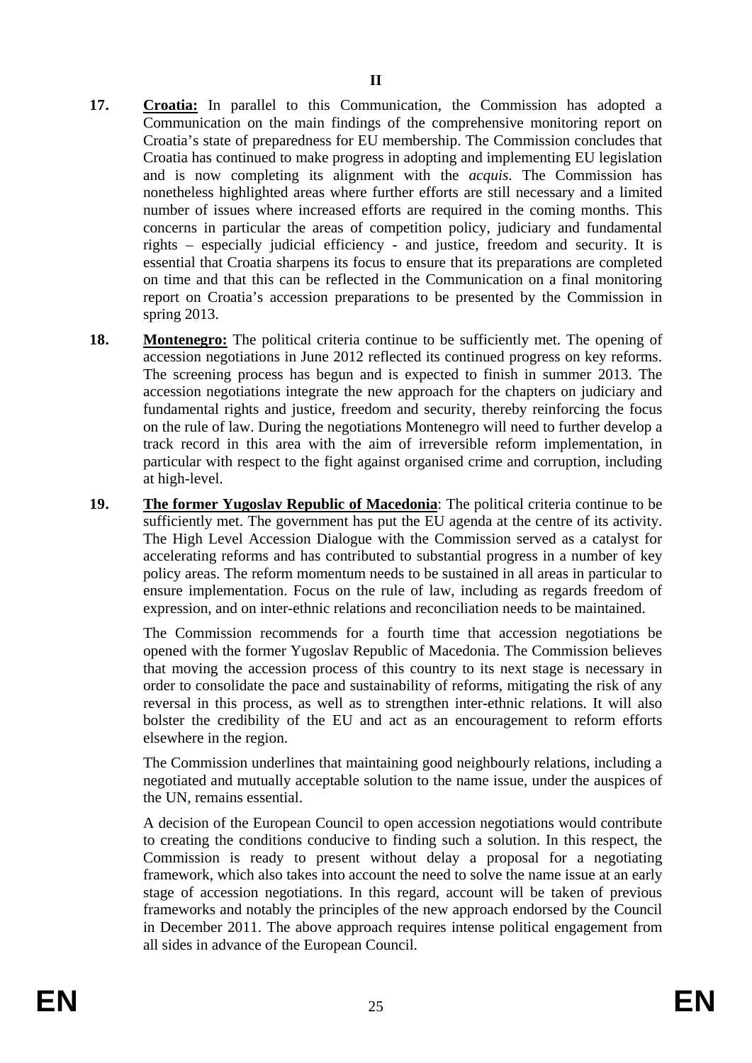## II

**17.** **Croatia:** In parallel to this Communication, the Commission has adopted a Communication on the main findings of the comprehensive monitoring report on Croatia's state of preparedness for EU membership. The Commission concludes that Croatia has continued to make progress in adopting and implementing EU legislation and is now completing its alignment with the *acquis*. The Commission has nonetheless highlighted areas where further efforts are still necessary and a limited number of issues where increased efforts are required in the coming months. This concerns in particular the areas of competition policy, judiciary and fundamental rights – especially judicial efficiency - and justice, freedom and security. It is essential that Croatia sharpens its focus to ensure that its preparations are completed on time and that this can be reflected in the Communication on a final monitoring report on Croatia's accession preparations to be presented by the Commission in spring 2013.

**18.** **Montenegro:** The political criteria continue to be sufficiently met. The opening of accession negotiations in June 2012 reflected its continued progress on key reforms. The screening process has begun and is expected to finish in summer 2013. The accession negotiations integrate the new approach for the chapters on judiciary and fundamental rights and justice, freedom and security, thereby reinforcing the focus on the rule of law. During the negotiations Montenegro will need to further develop a track record in this area with the aim of irreversible reform implementation, in particular with respect to the fight against organised crime and corruption, including at high-level.

**19.** **The former Yugoslav Republic of Macedonia**: The political criteria continue to be sufficiently met. The government has put the EU agenda at the centre of its activity. The High Level Accession Dialogue with the Commission served as a catalyst for accelerating reforms and has contributed to substantial progress in a number of key policy areas. The reform momentum needs to be sustained in all areas in particular to ensure implementation. Focus on the rule of law, including as regards freedom of expression, and on inter-ethnic relations and reconciliation needs to be maintained.

The Commission recommends for a fourth time that accession negotiations be opened with the former Yugoslav Republic of Macedonia. The Commission believes that moving the accession process of this country to its next stage is necessary in order to consolidate the pace and sustainability of reforms, mitigating the risk of any reversal in this process, as well as to strengthen inter-ethnic relations. It will also bolster the credibility of the EU and act as an encouragement to reform efforts elsewhere in the region.

The Commission underlines that maintaining good neighbourly relations, including a negotiated and mutually acceptable solution to the name issue, under the auspices of the UN, remains essential.

A decision of the European Council to open accession negotiations would contribute to creating the conditions conducive to finding such a solution. In this respect, the Commission is ready to present without delay a proposal for a negotiating framework, which also takes into account the need to solve the name issue at an early stage of accession negotiations. In this regard, account will be taken of previous frameworks and notably the principles of the new approach endorsed by the Council in December 2011. The above approach requires intense political engagement from all sides in advance of the European Council.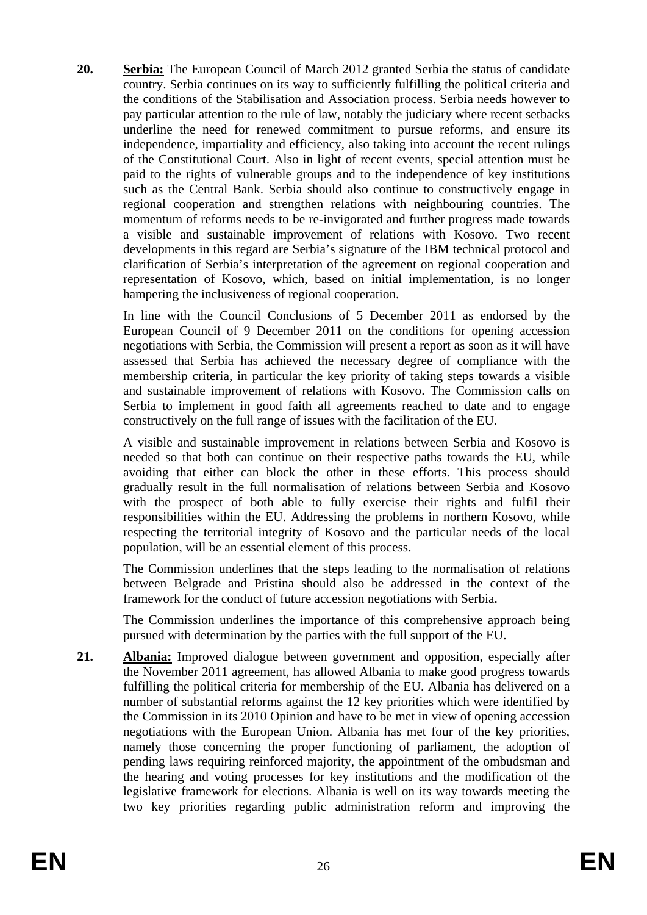**20.** **<u>Serbia:</u>** The European Council of March 2012 granted Serbia the status of candidate country. Serbia continues on its way to sufficiently fulfilling the political criteria and the conditions of the Stabilisation and Association process. Serbia needs however to pay particular attention to the rule of law, notably the judiciary where recent setbacks underline the need for renewed commitment to pursue reforms, and ensure its independence, impartiality and efficiency, also taking into account the recent rulings of the Constitutional Court. Also in light of recent events, special attention must be paid to the rights of vulnerable groups and to the independence of key institutions such as the Central Bank. Serbia should also continue to constructively engage in regional cooperation and strengthen relations with neighbouring countries. The momentum of reforms needs to be re-invigorated and further progress made towards a visible and sustainable improvement of relations with Kosovo. Two recent developments in this regard are Serbia's signature of the IBM technical protocol and clarification of Serbia's interpretation of the agreement on regional cooperation and representation of Kosovo, which, based on initial implementation, is no longer hampering the inclusiveness of regional cooperation.

In line with the Council Conclusions of 5 December 2011 as endorsed by the European Council of 9 December 2011 on the conditions for opening accession negotiations with Serbia, the Commission will present a report as soon as it will have assessed that Serbia has achieved the necessary degree of compliance with the membership criteria, in particular the key priority of taking steps towards a visible and sustainable improvement of relations with Kosovo. The Commission calls on Serbia to implement in good faith all agreements reached to date and to engage constructively on the full range of issues with the facilitation of the EU.

A visible and sustainable improvement in relations between Serbia and Kosovo is needed so that both can continue on their respective paths towards the EU, while avoiding that either can block the other in these efforts. This process should gradually result in the full normalisation of relations between Serbia and Kosovo with the prospect of both able to fully exercise their rights and fulfil their responsibilities within the EU. Addressing the problems in northern Kosovo, while respecting the territorial integrity of Kosovo and the particular needs of the local population, will be an essential element of this process.

The Commission underlines that the steps leading to the normalisation of relations between Belgrade and Pristina should also be addressed in the context of the framework for the conduct of future accession negotiations with Serbia.

The Commission underlines the importance of this comprehensive approach being pursued with determination by the parties with the full support of the EU.

**21.** **<u>Albania:</u>** Improved dialogue between government and opposition, especially after the November 2011 agreement, has allowed Albania to make good progress towards fulfilling the political criteria for membership of the EU. Albania has delivered on a number of substantial reforms against the 12 key priorities which were identified by the Commission in its 2010 Opinion and have to be met in view of opening accession negotiations with the European Union. Albania has met four of the key priorities, namely those concerning the proper functioning of parliament, the adoption of pending laws requiring reinforced majority, the appointment of the ombudsman and the hearing and voting processes for key institutions and the modification of the legislative framework for elections. Albania is well on its way towards meeting the two key priorities regarding public administration reform and improving the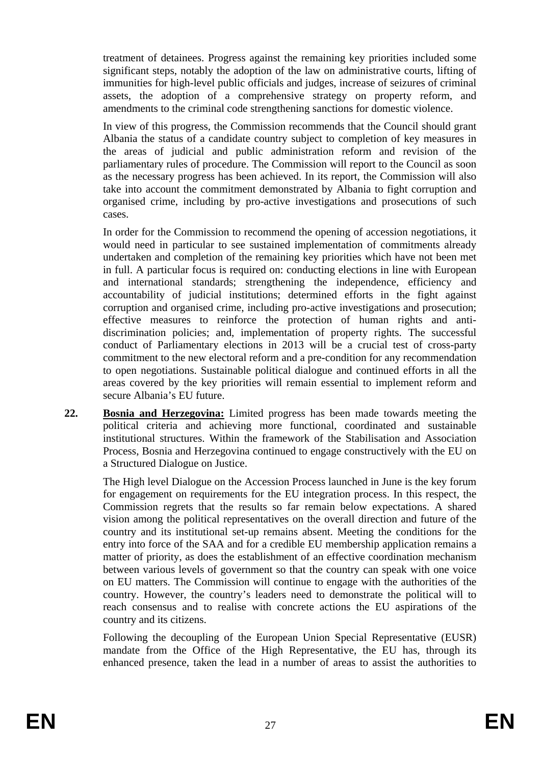treatment of detainees. Progress against the remaining key priorities included some significant steps, notably the adoption of the law on administrative courts, lifting of immunities for high-level public officials and judges, increase of seizures of criminal assets, the adoption of a comprehensive strategy on property reform, and amendments to the criminal code strengthening sanctions for domestic violence.

In view of this progress, the Commission recommends that the Council should grant Albania the status of a candidate country subject to completion of key measures in the areas of judicial and public administration reform and revision of the parliamentary rules of procedure. The Commission will report to the Council as soon as the necessary progress has been achieved. In its report, the Commission will also take into account the commitment demonstrated by Albania to fight corruption and organised crime, including by pro-active investigations and prosecutions of such cases.

In order for the Commission to recommend the opening of accession negotiations, it would need in particular to see sustained implementation of commitments already undertaken and completion of the remaining key priorities which have not been met in full. A particular focus is required on: conducting elections in line with European and international standards; strengthening the independence, efficiency and accountability of judicial institutions; determined efforts in the fight against corruption and organised crime, including pro-active investigations and prosecution; effective measures to reinforce the protection of human rights and anti-discrimination policies; and, implementation of property rights. The successful conduct of Parliamentary elections in 2013 will be a crucial test of cross-party commitment to the new electoral reform and a pre-condition for any recommendation to open negotiations. Sustainable political dialogue and continued efforts in all the areas covered by the key priorities will remain essential to implement reform and secure Albania's EU future.

**22.** **Bosnia and Herzegovina:** Limited progress has been made towards meeting the political criteria and achieving more functional, coordinated and sustainable institutional structures. Within the framework of the Stabilisation and Association Process, Bosnia and Herzegovina continued to engage constructively with the EU on a Structured Dialogue on Justice.

The High level Dialogue on the Accession Process launched in June is the key forum for engagement on requirements for the EU integration process. In this respect, the Commission regrets that the results so far remain below expectations. A shared vision among the political representatives on the overall direction and future of the country and its institutional set-up remains absent. Meeting the conditions for the entry into force of the SAA and for a credible EU membership application remains a matter of priority, as does the establishment of an effective coordination mechanism between various levels of government so that the country can speak with one voice on EU matters. The Commission will continue to engage with the authorities of the country. However, the country's leaders need to demonstrate the political will to reach consensus and to realise with concrete actions the EU aspirations of the country and its citizens.

Following the decoupling of the European Union Special Representative (EUSR) mandate from the Office of the High Representative, the EU has, through its enhanced presence, taken the lead in a number of areas to assist the authorities to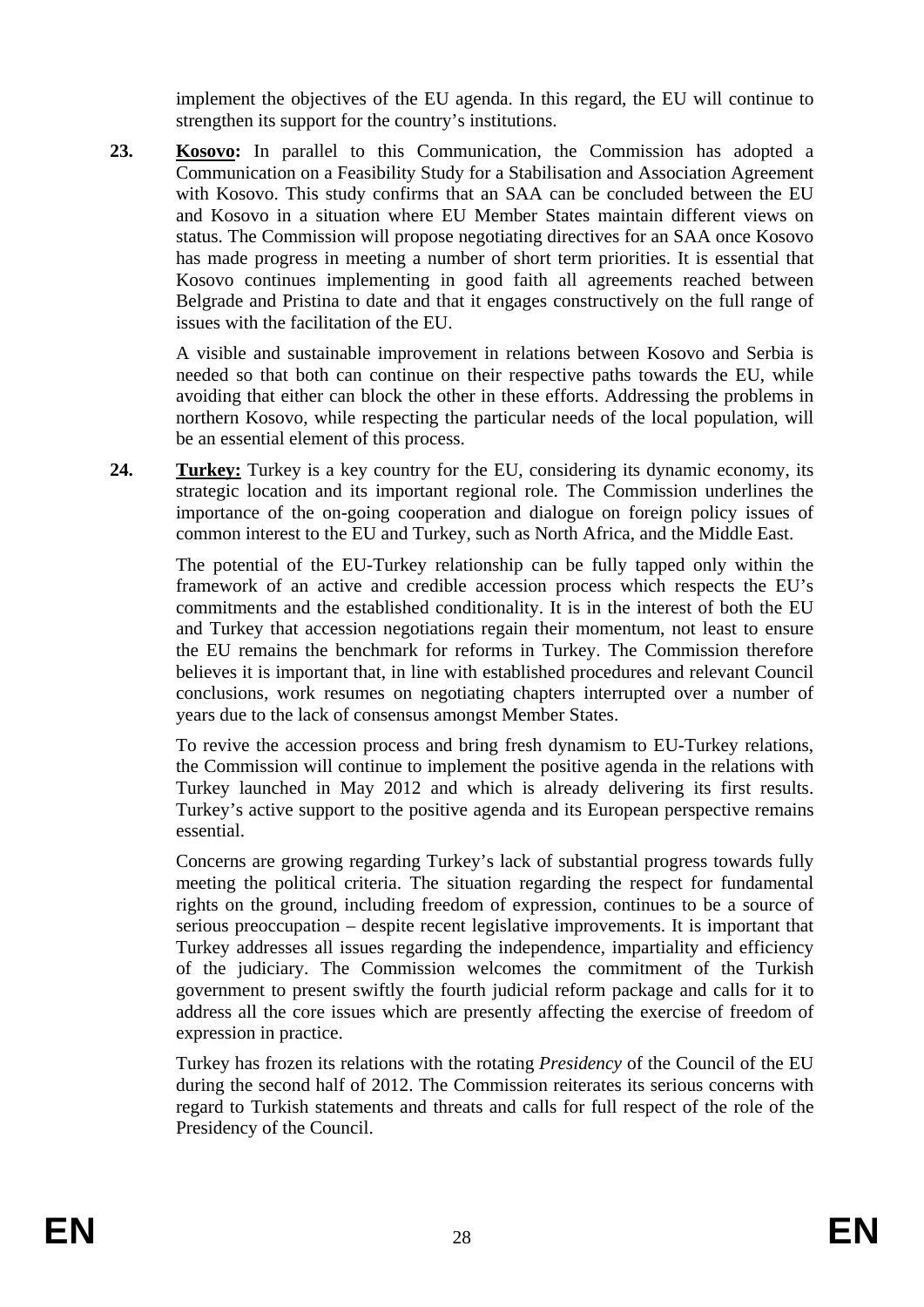implement the objectives of the EU agenda. In this regard, the EU will continue to strengthen its support for the country's institutions.

**23.** **Kosovo:** In parallel to this Communication, the Commission has adopted a Communication on a Feasibility Study for a Stabilisation and Association Agreement with Kosovo. This study confirms that an SAA can be concluded between the EU and Kosovo in a situation where EU Member States maintain different views on status. The Commission will propose negotiating directives for an SAA once Kosovo has made progress in meeting a number of short term priorities. It is essential that Kosovo continues implementing in good faith all agreements reached between Belgrade and Pristina to date and that it engages constructively on the full range of issues with the facilitation of the EU.

A visible and sustainable improvement in relations between Kosovo and Serbia is needed so that both can continue on their respective paths towards the EU, while avoiding that either can block the other in these efforts. Addressing the problems in northern Kosovo, while respecting the particular needs of the local population, will be an essential element of this process.

**24.** **Turkey:** Turkey is a key country for the EU, considering its dynamic economy, its strategic location and its important regional role. The Commission underlines the importance of the on-going cooperation and dialogue on foreign policy issues of common interest to the EU and Turkey, such as North Africa, and the Middle East.

The potential of the EU-Turkey relationship can be fully tapped only within the framework of an active and credible accession process which respects the EU's commitments and the established conditionality. It is in the interest of both the EU and Turkey that accession negotiations regain their momentum, not least to ensure the EU remains the benchmark for reforms in Turkey. The Commission therefore believes it is important that, in line with established procedures and relevant Council conclusions, work resumes on negotiating chapters interrupted over a number of years due to the lack of consensus amongst Member States.

To revive the accession process and bring fresh dynamism to EU-Turkey relations, the Commission will continue to implement the positive agenda in the relations with Turkey launched in May 2012 and which is already delivering its first results. Turkey's active support to the positive agenda and its European perspective remains essential.

Concerns are growing regarding Turkey's lack of substantial progress towards fully meeting the political criteria. The situation regarding the respect for fundamental rights on the ground, including freedom of expression, continues to be a source of serious preoccupation – despite recent legislative improvements. It is important that Turkey addresses all issues regarding the independence, impartiality and efficiency of the judiciary. The Commission welcomes the commitment of the Turkish government to present swiftly the fourth judicial reform package and calls for it to address all the core issues which are presently affecting the exercise of freedom of expression in practice.

Turkey has frozen its relations with the rotating *Presidency* of the Council of the EU during the second half of 2012. The Commission reiterates its serious concerns with regard to Turkish statements and threats and calls for full respect of the role of the Presidency of the Council.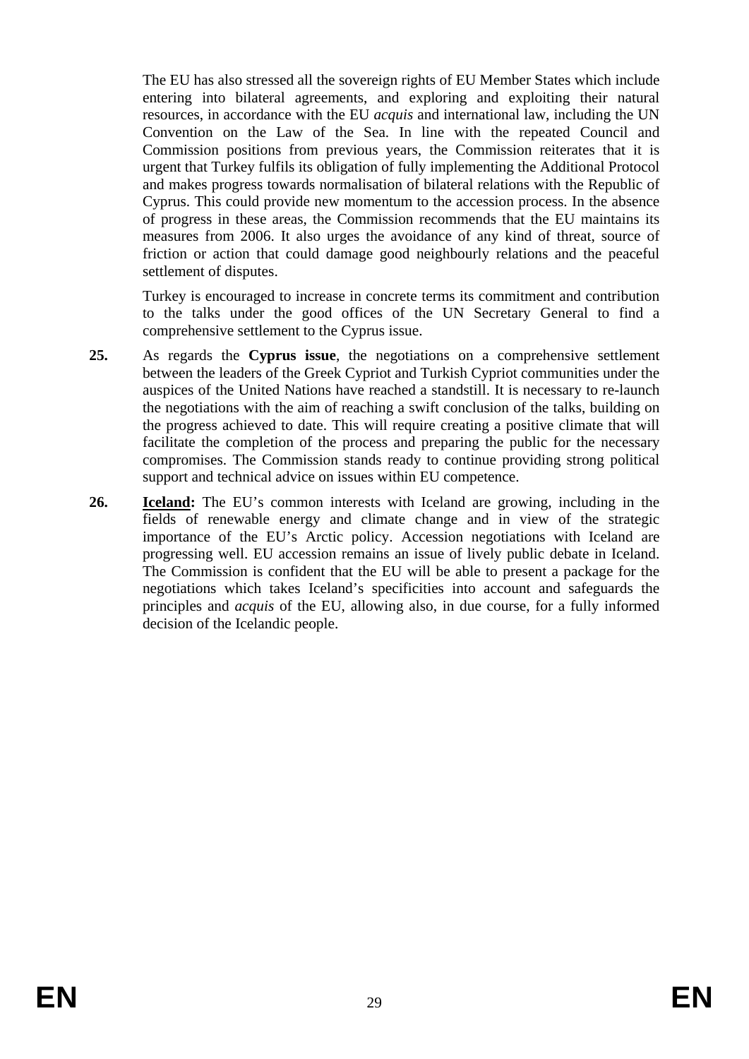The EU has also stressed all the sovereign rights of EU Member States which include entering into bilateral agreements, and exploring and exploiting their natural resources, in accordance with the EU *acquis* and international law, including the UN Convention on the Law of the Sea. In line with the repeated Council and Commission positions from previous years, the Commission reiterates that it is urgent that Turkey fulfils its obligation of fully implementing the Additional Protocol and makes progress towards normalisation of bilateral relations with the Republic of Cyprus. This could provide new momentum to the accession process. In the absence of progress in these areas, the Commission recommends that the EU maintains its measures from 2006. It also urges the avoidance of any kind of threat, source of friction or action that could damage good neighbourly relations and the peaceful settlement of disputes.

Turkey is encouraged to increase in concrete terms its commitment and contribution to the talks under the good offices of the UN Secretary General to find a comprehensive settlement to the Cyprus issue.

**25.** As regards the **Cyprus issue**, the negotiations on a comprehensive settlement between the leaders of the Greek Cypriot and Turkish Cypriot communities under the auspices of the United Nations have reached a standstill. It is necessary to re-launch the negotiations with the aim of reaching a swift conclusion of the talks, building on the progress achieved to date. This will require creating a positive climate that will facilitate the completion of the process and preparing the public for the necessary compromises. The Commission stands ready to continue providing strong political support and technical advice on issues within EU competence.

**26.** **Iceland:** The EU's common interests with Iceland are growing, including in the fields of renewable energy and climate change and in view of the strategic importance of the EU's Arctic policy. Accession negotiations with Iceland are progressing well. EU accession remains an issue of lively public debate in Iceland. The Commission is confident that the EU will be able to present a package for the negotiations which takes Iceland's specificities into account and safeguards the principles and *acquis* of the EU, allowing also, in due course, for a fully informed decision of the Icelandic people.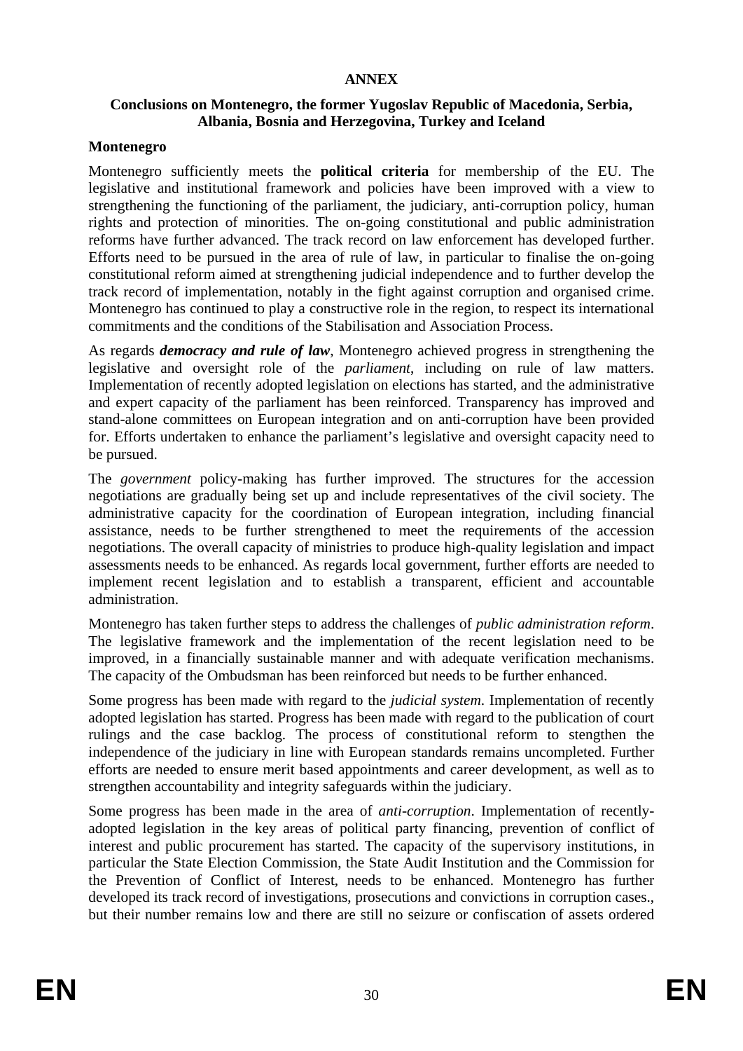**ANNEX**

**Conclusions on Montenegro, the former Yugoslav Republic of Macedonia, Serbia, Albania, Bosnia and Herzegovina, Turkey and Iceland**

**Montenegro**

Montenegro sufficiently meets the **political criteria** for membership of the EU. The legislative and institutional framework and policies have been improved with a view to strengthening the functioning of the parliament, the judiciary, anti-corruption policy, human rights and protection of minorities. The on-going constitutional and public administration reforms have further advanced. The track record on law enforcement has developed further. Efforts need to be pursued in the area of rule of law, in particular to finalise the on-going constitutional reform aimed at strengthening judicial independence and to further develop the track record of implementation, notably in the fight against corruption and organised crime. Montenegro has continued to play a constructive role in the region, to respect its international commitments and the conditions of the Stabilisation and Association Process.

As regards ***democracy and rule of law***, Montenegro achieved progress in strengthening the legislative and oversight role of the *parliament*, including on rule of law matters. Implementation of recently adopted legislation on elections has started, and the administrative and expert capacity of the parliament has been reinforced. Transparency has improved and stand-alone committees on European integration and on anti-corruption have been provided for. Efforts undertaken to enhance the parliament's legislative and oversight capacity need to be pursued.

The *government* policy-making has further improved. The structures for the accession negotiations are gradually being set up and include representatives of the civil society. The administrative capacity for the coordination of European integration, including financial assistance, needs to be further strengthened to meet the requirements of the accession negotiations. The overall capacity of ministries to produce high-quality legislation and impact assessments needs to be enhanced. As regards local government, further efforts are needed to implement recent legislation and to establish a transparent, efficient and accountable administration.

Montenegro has taken further steps to address the challenges of *public administration reform*. The legislative framework and the implementation of the recent legislation need to be improved, in a financially sustainable manner and with adequate verification mechanisms. The capacity of the Ombudsman has been reinforced but needs to be further enhanced.

Some progress has been made with regard to the *judicial system*. Implementation of recently adopted legislation has started. Progress has been made with regard to the publication of court rulings and the case backlog. The process of constitutional reform to stengthen the independence of the judiciary in line with European standards remains uncompleted. Further efforts are needed to ensure merit based appointments and career development, as well as to strengthen accountability and integrity safeguards within the judiciary.

Some progress has been made in the area of *anti-corruption*. Implementation of recently-adopted legislation in the key areas of political party financing, prevention of conflict of interest and public procurement has started. The capacity of the supervisory institutions, in particular the State Election Commission, the State Audit Institution and the Commission for the Prevention of Conflict of Interest, needs to be enhanced. Montenegro has further developed its track record of investigations, prosecutions and convictions in corruption cases., but their number remains low and there are still no seizure or confiscation of assets ordered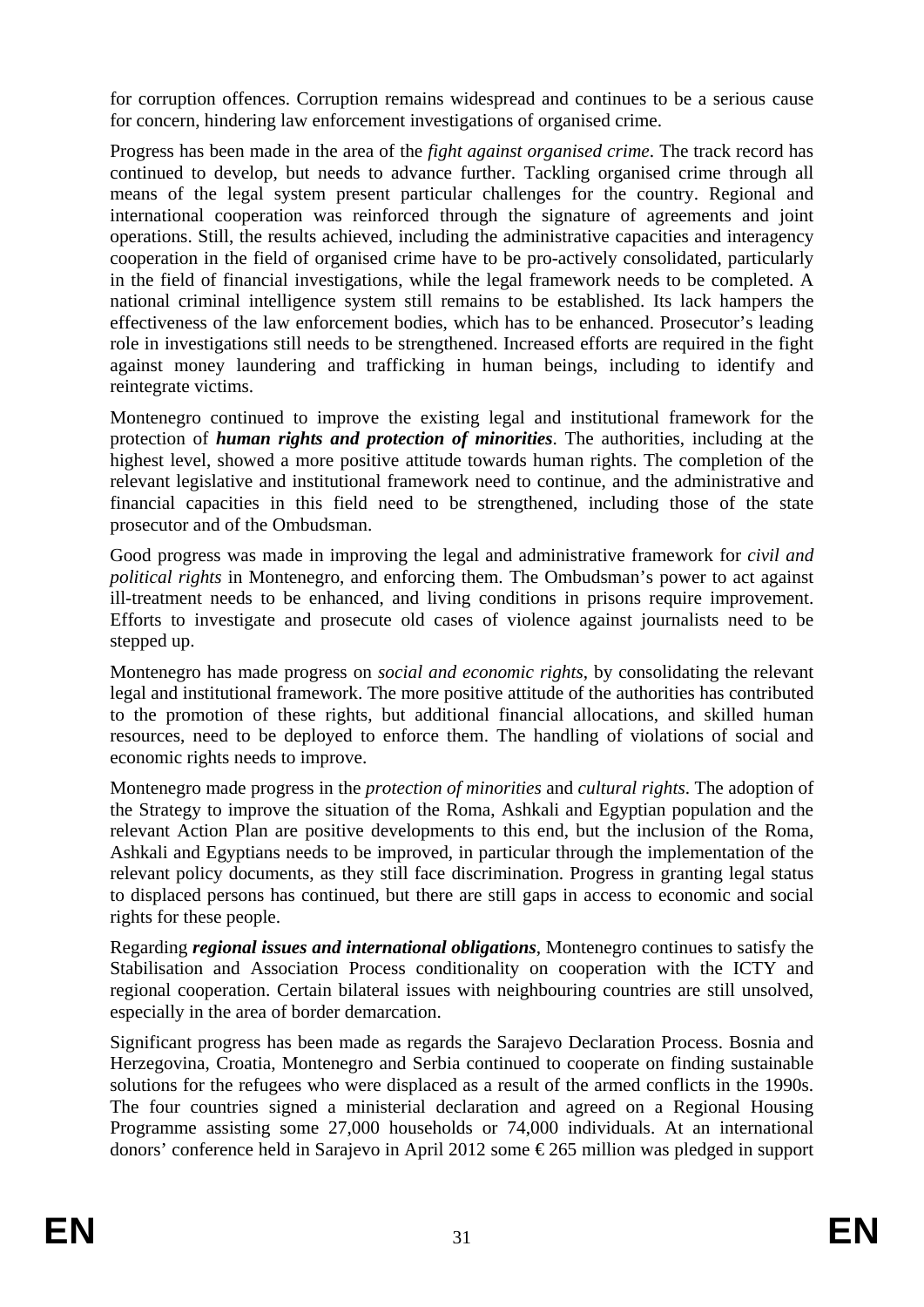for corruption offences. Corruption remains widespread and continues to be a serious cause for concern, hindering law enforcement investigations of organised crime.

Progress has been made in the area of the *fight against organised crime*. The track record has continued to develop, but needs to advance further. Tackling organised crime through all means of the legal system present particular challenges for the country. Regional and international cooperation was reinforced through the signature of agreements and joint operations. Still, the results achieved, including the administrative capacities and interagency cooperation in the field of organised crime have to be pro-actively consolidated, particularly in the field of financial investigations, while the legal framework needs to be completed. A national criminal intelligence system still remains to be established. Its lack hampers the effectiveness of the law enforcement bodies, which has to be enhanced. Prosecutor's leading role in investigations still needs to be strengthened. Increased efforts are required in the fight against money laundering and trafficking in human beings, including to identify and reintegrate victims.

Montenegro continued to improve the existing legal and institutional framework for the protection of ***human rights and protection of minorities***. The authorities, including at the highest level, showed a more positive attitude towards human rights. The completion of the relevant legislative and institutional framework need to continue, and the administrative and financial capacities in this field need to be strengthened, including those of the state prosecutor and of the Ombudsman.

Good progress was made in improving the legal and administrative framework for *civil and political rights* in Montenegro, and enforcing them. The Ombudsman's power to act against ill-treatment needs to be enhanced, and living conditions in prisons require improvement. Efforts to investigate and prosecute old cases of violence against journalists need to be stepped up.

Montenegro has made progress on *social and economic rights*, by consolidating the relevant legal and institutional framework. The more positive attitude of the authorities has contributed to the promotion of these rights, but additional financial allocations, and skilled human resources, need to be deployed to enforce them. The handling of violations of social and economic rights needs to improve.

Montenegro made progress in the *protection of minorities* and *cultural rights*. The adoption of the Strategy to improve the situation of the Roma, Ashkali and Egyptian population and the relevant Action Plan are positive developments to this end, but the inclusion of the Roma, Ashkali and Egyptians needs to be improved, in particular through the implementation of the relevant policy documents, as they still face discrimination. Progress in granting legal status to displaced persons has continued, but there are still gaps in access to economic and social rights for these people.

Regarding ***regional issues and international obligations***, Montenegro continues to satisfy the Stabilisation and Association Process conditionality on cooperation with the ICTY and regional cooperation. Certain bilateral issues with neighbouring countries are still unsolved, especially in the area of border demarcation.

Significant progress has been made as regards the Sarajevo Declaration Process. Bosnia and Herzegovina, Croatia, Montenegro and Serbia continued to cooperate on finding sustainable solutions for the refugees who were displaced as a result of the armed conflicts in the 1990s. The four countries signed a ministerial declaration and agreed on a Regional Housing Programme assisting some 27,000 households or 74,000 individuals. At an international donors' conference held in Sarajevo in April 2012 some € 265 million was pledged in support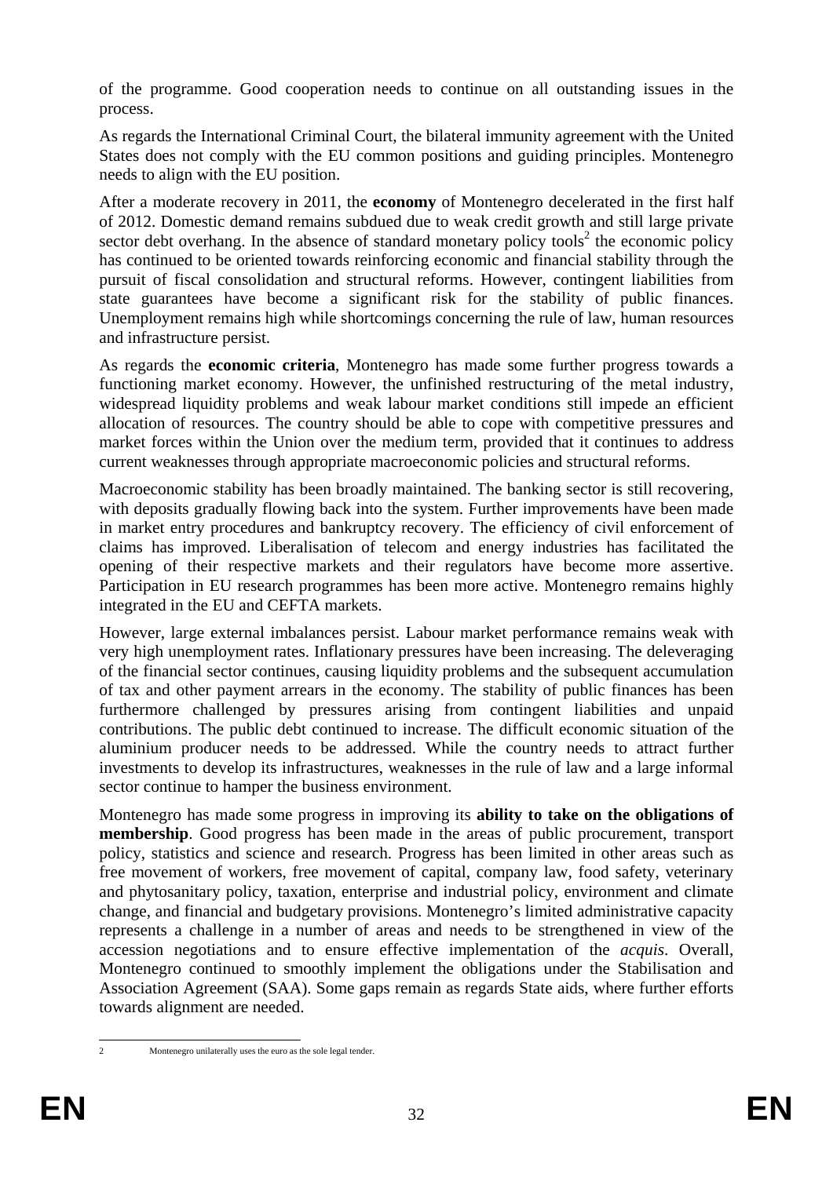of the programme. Good cooperation needs to continue on all outstanding issues in the process.

As regards the International Criminal Court, the bilateral immunity agreement with the United States does not comply with the EU common positions and guiding principles. Montenegro needs to align with the EU position.

After a moderate recovery in 2011, the **economy** of Montenegro decelerated in the first half of 2012. Domestic demand remains subdued due to weak credit growth and still large private sector debt overhang. In the absence of standard monetary policy tools[2] the economic policy has continued to be oriented towards reinforcing economic and financial stability through the pursuit of fiscal consolidation and structural reforms. However, contingent liabilities from state guarantees have become a significant risk for the stability of public finances. Unemployment remains high while shortcomings concerning the rule of law, human resources and infrastructure persist.

As regards the **economic criteria**, Montenegro has made some further progress towards a functioning market economy. However, the unfinished restructuring of the metal industry, widespread liquidity problems and weak labour market conditions still impede an efficient allocation of resources. The country should be able to cope with competitive pressures and market forces within the Union over the medium term, provided that it continues to address current weaknesses through appropriate macroeconomic policies and structural reforms.

Macroeconomic stability has been broadly maintained. The banking sector is still recovering, with deposits gradually flowing back into the system. Further improvements have been made in market entry procedures and bankruptcy recovery. The efficiency of civil enforcement of claims has improved. Liberalisation of telecom and energy industries has facilitated the opening of their respective markets and their regulators have become more assertive. Participation in EU research programmes has been more active. Montenegro remains highly integrated in the EU and CEFTA markets.

However, large external imbalances persist. Labour market performance remains weak with very high unemployment rates. Inflationary pressures have been increasing. The deleveraging of the financial sector continues, causing liquidity problems and the subsequent accumulation of tax and other payment arrears in the economy. The stability of public finances has been furthermore challenged by pressures arising from contingent liabilities and unpaid contributions. The public debt continued to increase. The difficult economic situation of the aluminium producer needs to be addressed. While the country needs to attract further investments to develop its infrastructures, weaknesses in the rule of law and a large informal sector continue to hamper the business environment.

Montenegro has made some progress in improving its **ability to take on the obligations of membership**. Good progress has been made in the areas of public procurement, transport policy, statistics and science and research. Progress has been limited in other areas such as free movement of workers, free movement of capital, company law, food safety, veterinary and phytosanitary policy, taxation, enterprise and industrial policy, environment and climate change, and financial and budgetary provisions. Montenegro's limited administrative capacity represents a challenge in a number of areas and needs to be strengthened in view of the accession negotiations and to ensure effective implementation of the *acquis*. Overall, Montenegro continued to smoothly implement the obligations under the Stabilisation and Association Agreement (SAA). Some gaps remain as regards State aids, where further efforts towards alignment are needed.

---

[2] Montenegro unilaterally uses the euro as the sole legal tender.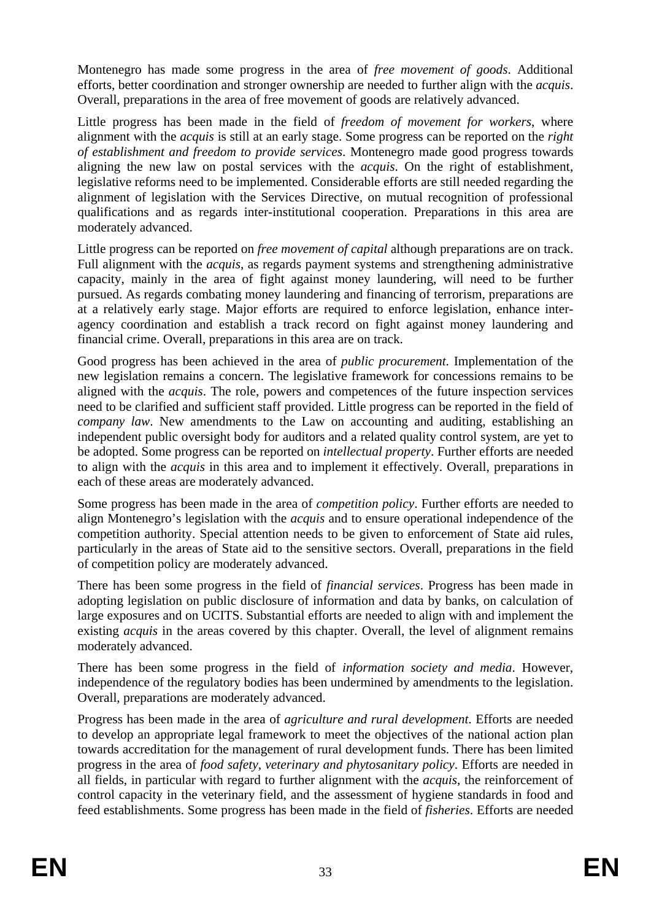Montenegro has made some progress in the area of *free movement of goods*. Additional efforts, better coordination and stronger ownership are needed to further align with the *acquis*. Overall, preparations in the area of free movement of goods are relatively advanced.

Little progress has been made in the field of *freedom of movement for workers*, where alignment with the *acquis* is still at an early stage. Some progress can be reported on the *right of establishment and freedom to provide services*. Montenegro made good progress towards aligning the new law on postal services with the *acquis*. On the right of establishment, legislative reforms need to be implemented. Considerable efforts are still needed regarding the alignment of legislation with the Services Directive, on mutual recognition of professional qualifications and as regards inter-institutional cooperation. Preparations in this area are moderately advanced.

Little progress can be reported on *free movement of capital* although preparations are on track. Full alignment with the *acquis*, as regards payment systems and strengthening administrative capacity, mainly in the area of fight against money laundering, will need to be further pursued. As regards combating money laundering and financing of terrorism, preparations are at a relatively early stage. Major efforts are required to enforce legislation, enhance inter-agency coordination and establish a track record on fight against money laundering and financial crime. Overall, preparations in this area are on track.

Good progress has been achieved in the area of *public procurement*. Implementation of the new legislation remains a concern. The legislative framework for concessions remains to be aligned with the *acquis*. The role, powers and competences of the future inspection services need to be clarified and sufficient staff provided. Little progress can be reported in the field of *company law*. New amendments to the Law on accounting and auditing, establishing an independent public oversight body for auditors and a related quality control system, are yet to be adopted. Some progress can be reported on *intellectual property*. Further efforts are needed to align with the *acquis* in this area and to implement it effectively. Overall, preparations in each of these areas are moderately advanced.

Some progress has been made in the area of *competition policy*. Further efforts are needed to align Montenegro's legislation with the *acquis* and to ensure operational independence of the competition authority. Special attention needs to be given to enforcement of State aid rules, particularly in the areas of State aid to the sensitive sectors. Overall, preparations in the field of competition policy are moderately advanced.

There has been some progress in the field of *financial services*. Progress has been made in adopting legislation on public disclosure of information and data by banks, on calculation of large exposures and on UCITS. Substantial efforts are needed to align with and implement the existing *acquis* in the areas covered by this chapter. Overall, the level of alignment remains moderately advanced.

There has been some progress in the field of *information society and media*. However, independence of the regulatory bodies has been undermined by amendments to the legislation. Overall, preparations are moderately advanced.

Progress has been made in the area of *agriculture and rural development*. Efforts are needed to develop an appropriate legal framework to meet the objectives of the national action plan towards accreditation for the management of rural development funds. There has been limited progress in the area of *food safety, veterinary and phytosanitary policy*. Efforts are needed in all fields, in particular with regard to further alignment with the *acquis*, the reinforcement of control capacity in the veterinary field, and the assessment of hygiene standards in food and feed establishments. Some progress has been made in the field of *fisheries*. Efforts are needed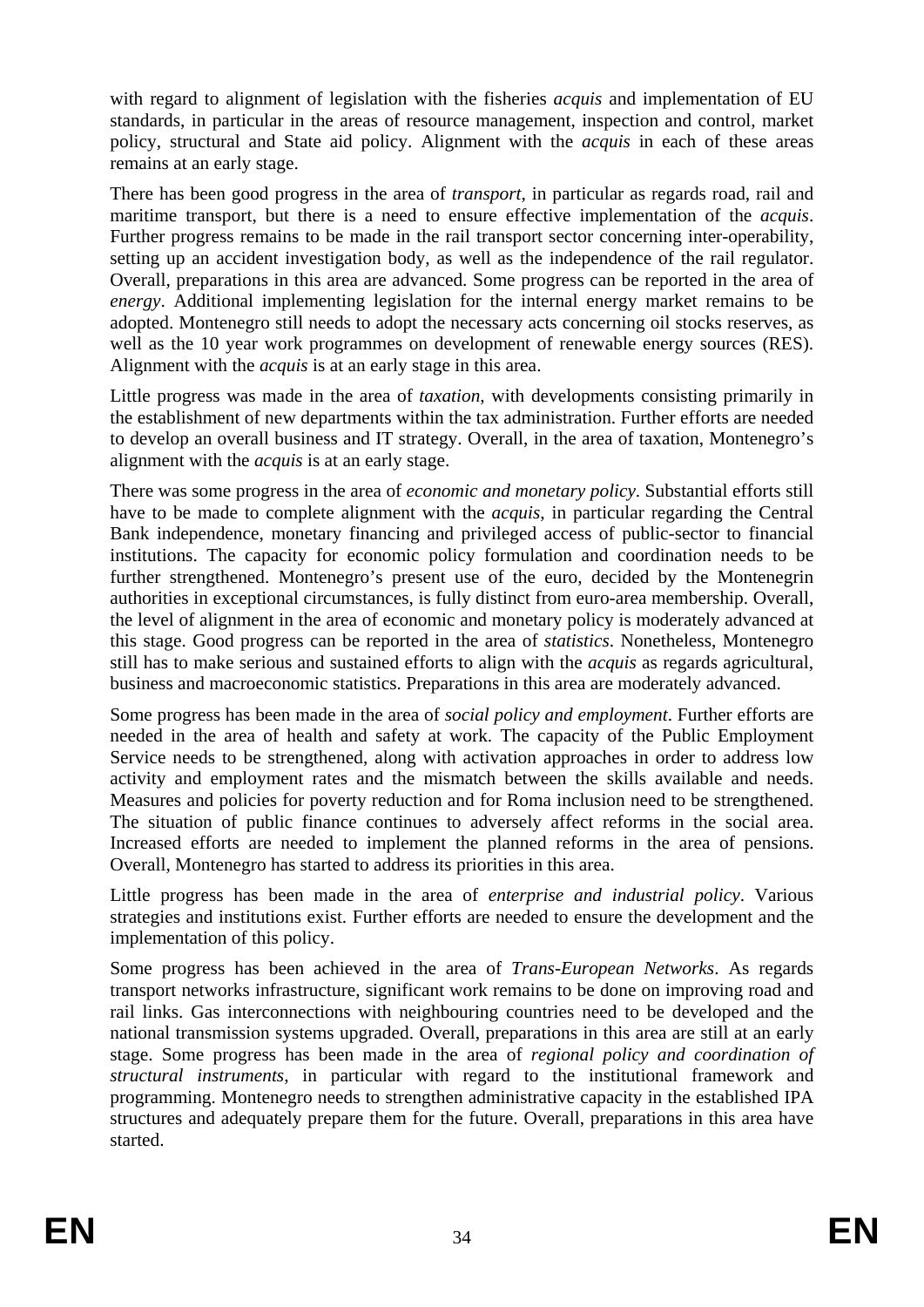with regard to alignment of legislation with the fisheries *acquis* and implementation of EU standards, in particular in the areas of resource management, inspection and control, market policy, structural and State aid policy. Alignment with the *acquis* in each of these areas remains at an early stage.

There has been good progress in the area of *transport*, in particular as regards road, rail and maritime transport, but there is a need to ensure effective implementation of the *acquis*. Further progress remains to be made in the rail transport sector concerning inter-operability, setting up an accident investigation body, as well as the independence of the rail regulator. Overall, preparations in this area are advanced. Some progress can be reported in the area of *energy*. Additional implementing legislation for the internal energy market remains to be adopted. Montenegro still needs to adopt the necessary acts concerning oil stocks reserves, as well as the 10 year work programmes on development of renewable energy sources (RES). Alignment with the *acquis* is at an early stage in this area.

Little progress was made in the area of *taxation*, with developments consisting primarily in the establishment of new departments within the tax administration. Further efforts are needed to develop an overall business and IT strategy. Overall, in the area of taxation, Montenegro's alignment with the *acquis* is at an early stage.

There was some progress in the area of *economic and monetary policy*. Substantial efforts still have to be made to complete alignment with the *acquis*, in particular regarding the Central Bank independence, monetary financing and privileged access of public-sector to financial institutions. The capacity for economic policy formulation and coordination needs to be further strengthened. Montenegro's present use of the euro, decided by the Montenegrin authorities in exceptional circumstances, is fully distinct from euro-area membership. Overall, the level of alignment in the area of economic and monetary policy is moderately advanced at this stage. Good progress can be reported in the area of *statistics*. Nonetheless, Montenegro still has to make serious and sustained efforts to align with the *acquis* as regards agricultural, business and macroeconomic statistics. Preparations in this area are moderately advanced.

Some progress has been made in the area of *social policy and employment*. Further efforts are needed in the area of health and safety at work. The capacity of the Public Employment Service needs to be strengthened, along with activation approaches in order to address low activity and employment rates and the mismatch between the skills available and needs. Measures and policies for poverty reduction and for Roma inclusion need to be strengthened. The situation of public finance continues to adversely affect reforms in the social area. Increased efforts are needed to implement the planned reforms in the area of pensions. Overall, Montenegro has started to address its priorities in this area.

Little progress has been made in the area of *enterprise and industrial policy*. Various strategies and institutions exist. Further efforts are needed to ensure the development and the implementation of this policy.

Some progress has been achieved in the area of *Trans-European Networks*. As regards transport networks infrastructure, significant work remains to be done on improving road and rail links. Gas interconnections with neighbouring countries need to be developed and the national transmission systems upgraded. Overall, preparations in this area are still at an early stage. Some progress has been made in the area of *regional policy and coordination of structural instruments*, in particular with regard to the institutional framework and programming. Montenegro needs to strengthen administrative capacity in the established IPA structures and adequately prepare them for the future. Overall, preparations in this area have started.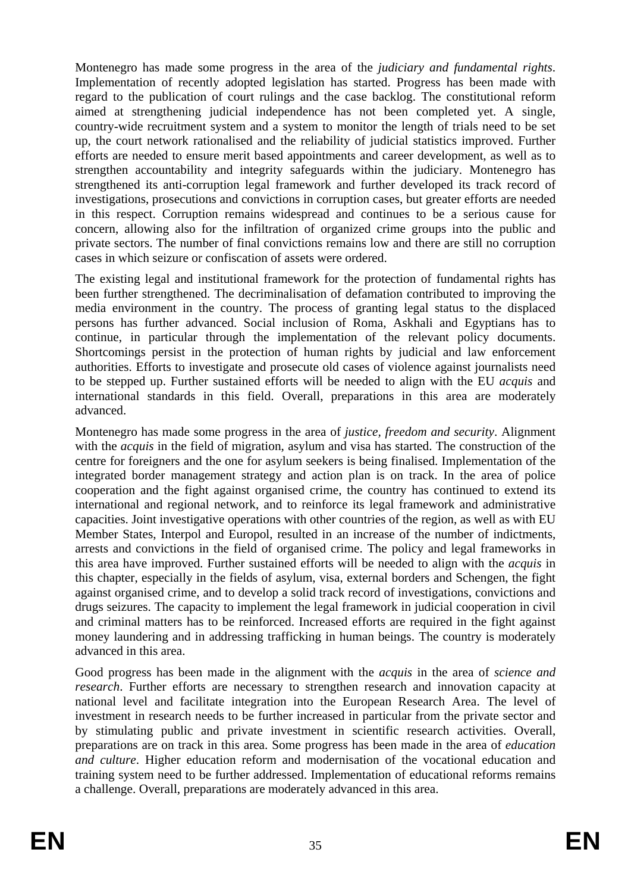Montenegro has made some progress in the area of the *judiciary and fundamental rights*. Implementation of recently adopted legislation has started. Progress has been made with regard to the publication of court rulings and the case backlog. The constitutional reform aimed at strengthening judicial independence has not been completed yet. A single, country-wide recruitment system and a system to monitor the length of trials need to be set up, the court network rationalised and the reliability of judicial statistics improved. Further efforts are needed to ensure merit based appointments and career development, as well as to strengthen accountability and integrity safeguards within the judiciary. Montenegro has strengthened its anti-corruption legal framework and further developed its track record of investigations, prosecutions and convictions in corruption cases, but greater efforts are needed in this respect. Corruption remains widespread and continues to be a serious cause for concern, allowing also for the infiltration of organized crime groups into the public and private sectors. The number of final convictions remains low and there are still no corruption cases in which seizure or confiscation of assets were ordered.

The existing legal and institutional framework for the protection of fundamental rights has been further strengthened. The decriminalisation of defamation contributed to improving the media environment in the country. The process of granting legal status to the displaced persons has further advanced. Social inclusion of Roma, Askhali and Egyptians has to continue, in particular through the implementation of the relevant policy documents. Shortcomings persist in the protection of human rights by judicial and law enforcement authorities. Efforts to investigate and prosecute old cases of violence against journalists need to be stepped up. Further sustained efforts will be needed to align with the EU *acquis* and international standards in this field. Overall, preparations in this area are moderately advanced.

Montenegro has made some progress in the area of *justice, freedom and security*. Alignment with the *acquis* in the field of migration, asylum and visa has started. The construction of the centre for foreigners and the one for asylum seekers is being finalised. Implementation of the integrated border management strategy and action plan is on track. In the area of police cooperation and the fight against organised crime, the country has continued to extend its international and regional network, and to reinforce its legal framework and administrative capacities. Joint investigative operations with other countries of the region, as well as with EU Member States, Interpol and Europol, resulted in an increase of the number of indictments, arrests and convictions in the field of organised crime. The policy and legal frameworks in this area have improved. Further sustained efforts will be needed to align with the *acquis* in this chapter, especially in the fields of asylum, visa, external borders and Schengen, the fight against organised crime, and to develop a solid track record of investigations, convictions and drugs seizures. The capacity to implement the legal framework in judicial cooperation in civil and criminal matters has to be reinforced. Increased efforts are required in the fight against money laundering and in addressing trafficking in human beings. The country is moderately advanced in this area.

Good progress has been made in the alignment with the *acquis* in the area of *science and research*. Further efforts are necessary to strengthen research and innovation capacity at national level and facilitate integration into the European Research Area. The level of investment in research needs to be further increased in particular from the private sector and by stimulating public and private investment in scientific research activities. Overall, preparations are on track in this area. Some progress has been made in the area of *education and culture*. Higher education reform and modernisation of the vocational education and training system need to be further addressed. Implementation of educational reforms remains a challenge. Overall, preparations are moderately advanced in this area.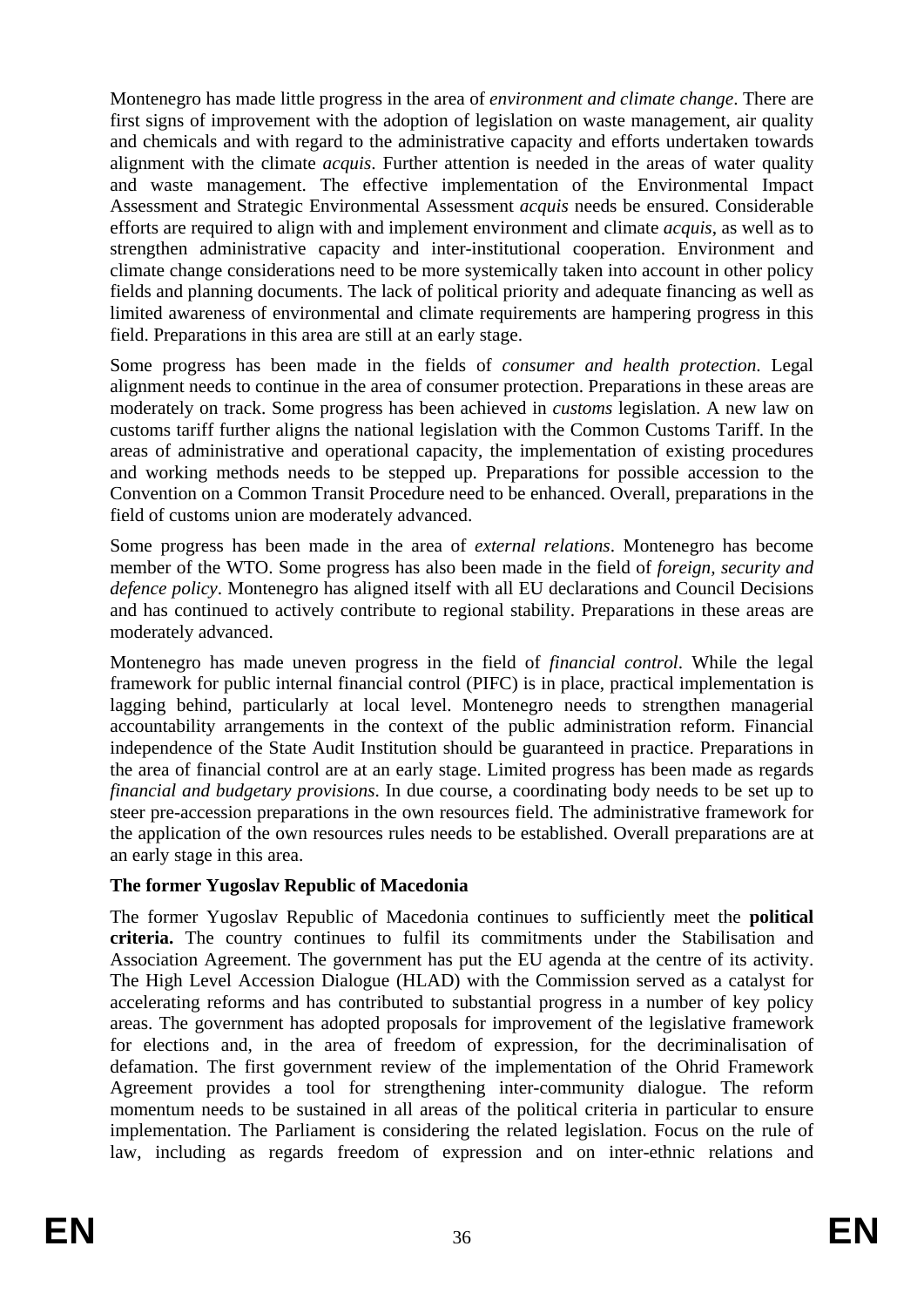Montenegro has made little progress in the area of *environment and climate change*. There are first signs of improvement with the adoption of legislation on waste management, air quality and chemicals and with regard to the administrative capacity and efforts undertaken towards alignment with the climate *acquis*. Further attention is needed in the areas of water quality and waste management. The effective implementation of the Environmental Impact Assessment and Strategic Environmental Assessment *acquis* needs be ensured. Considerable efforts are required to align with and implement environment and climate *acquis*, as well as to strengthen administrative capacity and inter-institutional cooperation. Environment and climate change considerations need to be more systemically taken into account in other policy fields and planning documents. The lack of political priority and adequate financing as well as limited awareness of environmental and climate requirements are hampering progress in this field. Preparations in this area are still at an early stage.

Some progress has been made in the fields of *consumer and health protection*. Legal alignment needs to continue in the area of consumer protection. Preparations in these areas are moderately on track. Some progress has been achieved in *customs* legislation. A new law on customs tariff further aligns the national legislation with the Common Customs Tariff. In the areas of administrative and operational capacity, the implementation of existing procedures and working methods needs to be stepped up. Preparations for possible accession to the Convention on a Common Transit Procedure need to be enhanced. Overall, preparations in the field of customs union are moderately advanced.

Some progress has been made in the area of *external relations*. Montenegro has become member of the WTO. Some progress has also been made in the field of *foreign, security and defence policy*. Montenegro has aligned itself with all EU declarations and Council Decisions and has continued to actively contribute to regional stability. Preparations in these areas are moderately advanced.

Montenegro has made uneven progress in the field of *financial control*. While the legal framework for public internal financial control (PIFC) is in place, practical implementation is lagging behind, particularly at local level. Montenegro needs to strengthen managerial accountability arrangements in the context of the public administration reform. Financial independence of the State Audit Institution should be guaranteed in practice. Preparations in the area of financial control are at an early stage. Limited progress has been made as regards *financial and budgetary provisions*. In due course, a coordinating body needs to be set up to steer pre-accession preparations in the own resources field. The administrative framework for the application of the own resources rules needs to be established. Overall preparations are at an early stage in this area.

**The former Yugoslav Republic of Macedonia**

The former Yugoslav Republic of Macedonia continues to sufficiently meet the **political criteria.** The country continues to fulfil its commitments under the Stabilisation and Association Agreement. The government has put the EU agenda at the centre of its activity. The High Level Accession Dialogue (HLAD) with the Commission served as a catalyst for accelerating reforms and has contributed to substantial progress in a number of key policy areas. The government has adopted proposals for improvement of the legislative framework for elections and, in the area of freedom of expression, for the decriminalisation of defamation. The first government review of the implementation of the Ohrid Framework Agreement provides a tool for strengthening inter-community dialogue. The reform momentum needs to be sustained in all areas of the political criteria in particular to ensure implementation. The Parliament is considering the related legislation. Focus on the rule of law, including as regards freedom of expression and on inter-ethnic relations and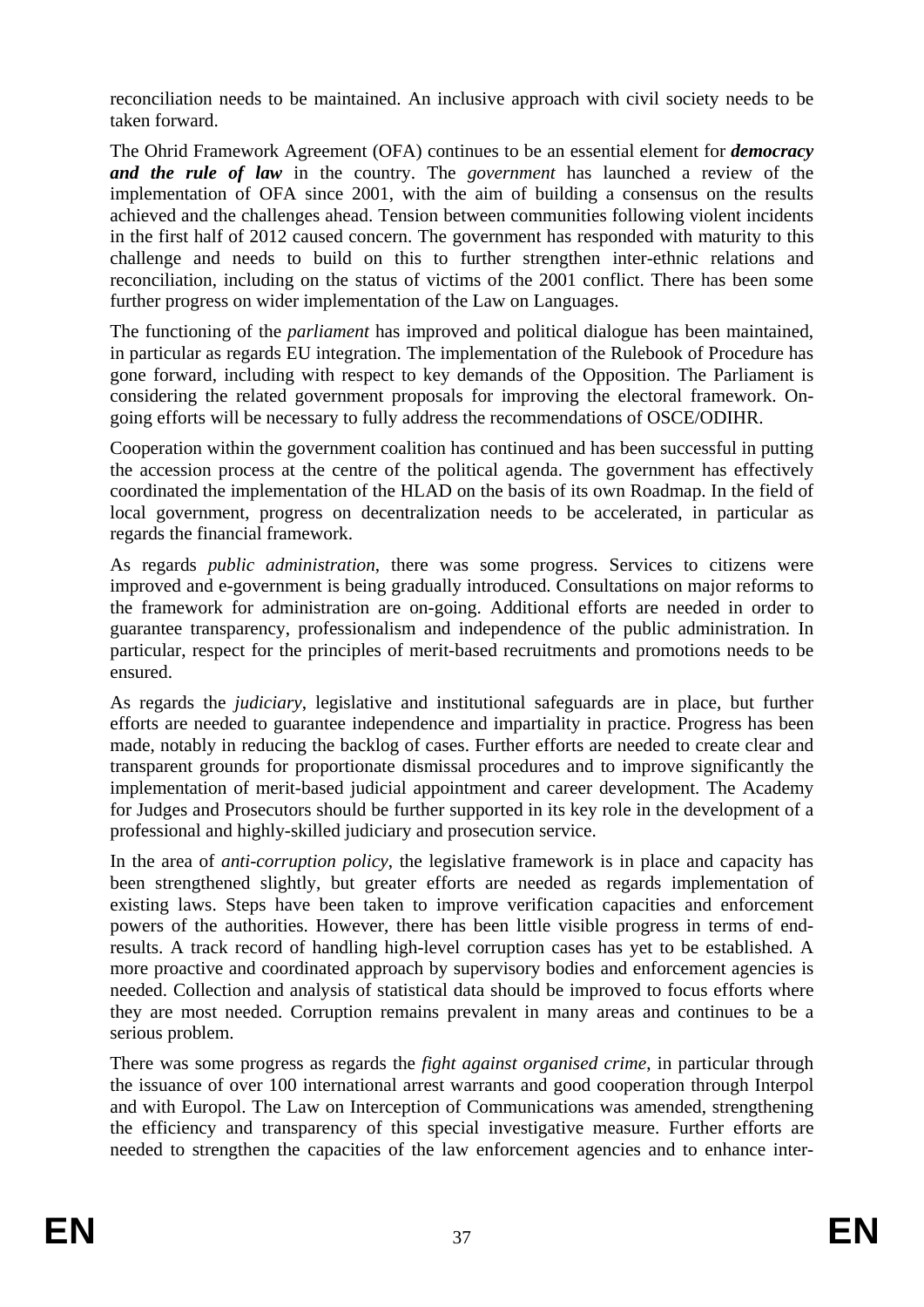reconciliation needs to be maintained. An inclusive approach with civil society needs to be taken forward.

The Ohrid Framework Agreement (OFA) continues to be an essential element for ***democracy and the rule of law*** in the country. The *government* has launched a review of the implementation of OFA since 2001, with the aim of building a consensus on the results achieved and the challenges ahead. Tension between communities following violent incidents in the first half of 2012 caused concern. The government has responded with maturity to this challenge and needs to build on this to further strengthen inter-ethnic relations and reconciliation, including on the status of victims of the 2001 conflict. There has been some further progress on wider implementation of the Law on Languages.

The functioning of the *parliament* has improved and political dialogue has been maintained, in particular as regards EU integration. The implementation of the Rulebook of Procedure has gone forward, including with respect to key demands of the Opposition. The Parliament is considering the related government proposals for improving the electoral framework. On-going efforts will be necessary to fully address the recommendations of OSCE/ODIHR.

Cooperation within the government coalition has continued and has been successful in putting the accession process at the centre of the political agenda. The government has effectively coordinated the implementation of the HLAD on the basis of its own Roadmap. In the field of local government, progress on decentralization needs to be accelerated, in particular as regards the financial framework.

As regards *public administration*, there was some progress. Services to citizens were improved and e-government is being gradually introduced. Consultations on major reforms to the framework for administration are on-going. Additional efforts are needed in order to guarantee transparency, professionalism and independence of the public administration. In particular, respect for the principles of merit-based recruitments and promotions needs to be ensured.

As regards the *judiciary*, legislative and institutional safeguards are in place, but further efforts are needed to guarantee independence and impartiality in practice. Progress has been made, notably in reducing the backlog of cases. Further efforts are needed to create clear and transparent grounds for proportionate dismissal procedures and to improve significantly the implementation of merit-based judicial appointment and career development. The Academy for Judges and Prosecutors should be further supported in its key role in the development of a professional and highly-skilled judiciary and prosecution service.

In the area of *anti-corruption policy*, the legislative framework is in place and capacity has been strengthened slightly, but greater efforts are needed as regards implementation of existing laws. Steps have been taken to improve verification capacities and enforcement powers of the authorities. However, there has been little visible progress in terms of end-results. A track record of handling high-level corruption cases has yet to be established. A more proactive and coordinated approach by supervisory bodies and enforcement agencies is needed. Collection and analysis of statistical data should be improved to focus efforts where they are most needed. Corruption remains prevalent in many areas and continues to be a serious problem.

There was some progress as regards the *fight against organised crime*, in particular through the issuance of over 100 international arrest warrants and good cooperation through Interpol and with Europol. The Law on Interception of Communications was amended, strengthening the efficiency and transparency of this special investigative measure. Further efforts are needed to strengthen the capacities of the law enforcement agencies and to enhance inter-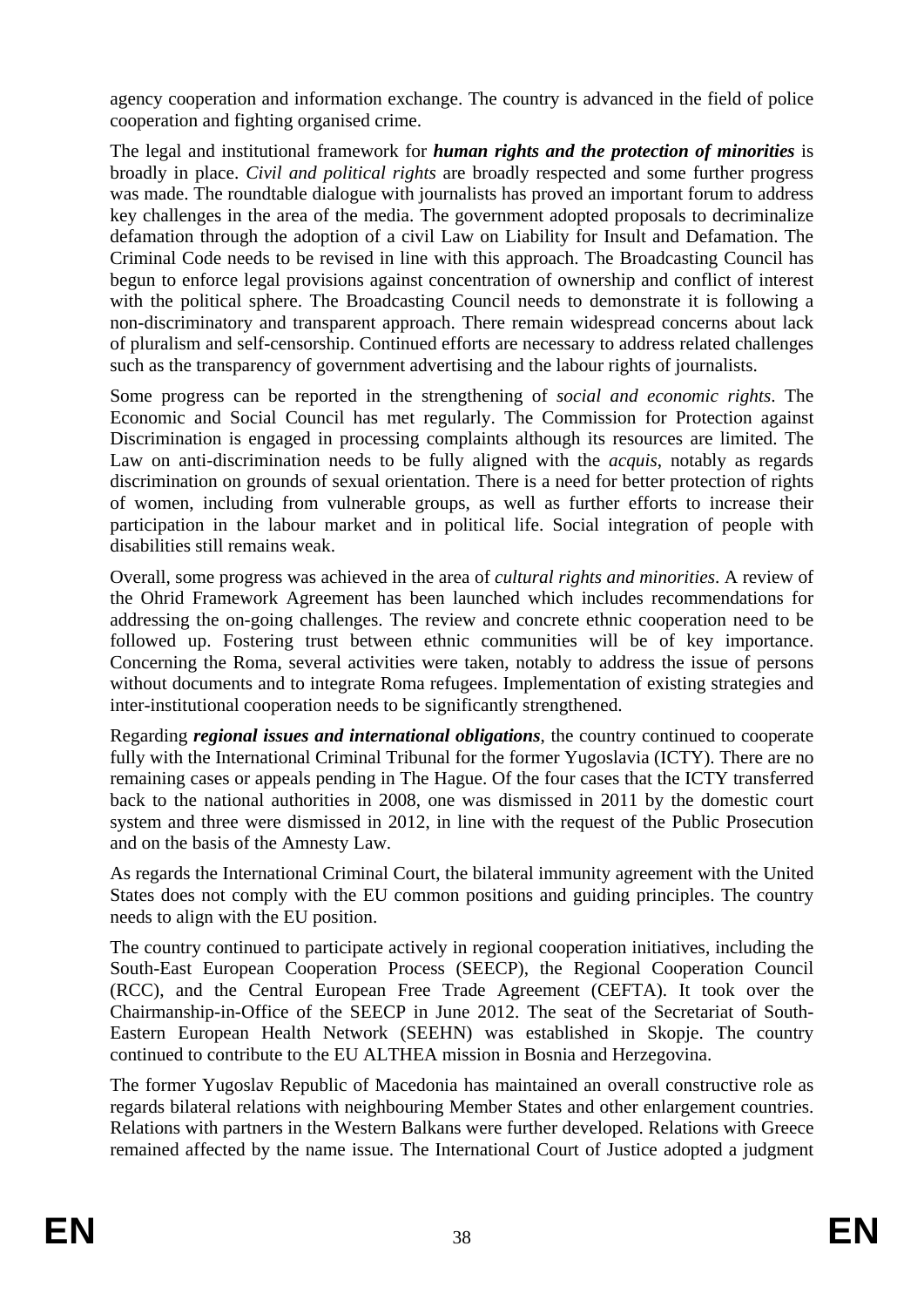agency cooperation and information exchange. The country is advanced in the field of police cooperation and fighting organised crime.

The legal and institutional framework for ***human rights and the protection of minorities*** is broadly in place. *Civil and political rights* are broadly respected and some further progress was made. The roundtable dialogue with journalists has proved an important forum to address key challenges in the area of the media. The government adopted proposals to decriminalize defamation through the adoption of a civil Law on Liability for Insult and Defamation. The Criminal Code needs to be revised in line with this approach. The Broadcasting Council has begun to enforce legal provisions against concentration of ownership and conflict of interest with the political sphere. The Broadcasting Council needs to demonstrate it is following a non-discriminatory and transparent approach. There remain widespread concerns about lack of pluralism and self-censorship. Continued efforts are necessary to address related challenges such as the transparency of government advertising and the labour rights of journalists.

Some progress can be reported in the strengthening of *social and economic rights*. The Economic and Social Council has met regularly. The Commission for Protection against Discrimination is engaged in processing complaints although its resources are limited. The Law on anti-discrimination needs to be fully aligned with the *acquis*, notably as regards discrimination on grounds of sexual orientation. There is a need for better protection of rights of women, including from vulnerable groups, as well as further efforts to increase their participation in the labour market and in political life. Social integration of people with disabilities still remains weak.

Overall, some progress was achieved in the area of *cultural rights and minorities*. A review of the Ohrid Framework Agreement has been launched which includes recommendations for addressing the on-going challenges. The review and concrete ethnic cooperation need to be followed up. Fostering trust between ethnic communities will be of key importance. Concerning the Roma, several activities were taken, notably to address the issue of persons without documents and to integrate Roma refugees. Implementation of existing strategies and inter-institutional cooperation needs to be significantly strengthened.

Regarding ***regional issues and international obligations***, the country continued to cooperate fully with the International Criminal Tribunal for the former Yugoslavia (ICTY). There are no remaining cases or appeals pending in The Hague. Of the four cases that the ICTY transferred back to the national authorities in 2008, one was dismissed in 2011 by the domestic court system and three were dismissed in 2012, in line with the request of the Public Prosecution and on the basis of the Amnesty Law.

As regards the International Criminal Court, the bilateral immunity agreement with the United States does not comply with the EU common positions and guiding principles. The country needs to align with the EU position.

The country continued to participate actively in regional cooperation initiatives, including the South-East European Cooperation Process (SEECP), the Regional Cooperation Council (RCC), and the Central European Free Trade Agreement (CEFTA). It took over the Chairmanship-in-Office of the SEECP in June 2012. The seat of the Secretariat of South-Eastern European Health Network (SEEHN) was established in Skopje. The country continued to contribute to the EU ALTHEA mission in Bosnia and Herzegovina.

The former Yugoslav Republic of Macedonia has maintained an overall constructive role as regards bilateral relations with neighbouring Member States and other enlargement countries. Relations with partners in the Western Balkans were further developed. Relations with Greece remained affected by the name issue. The International Court of Justice adopted a judgment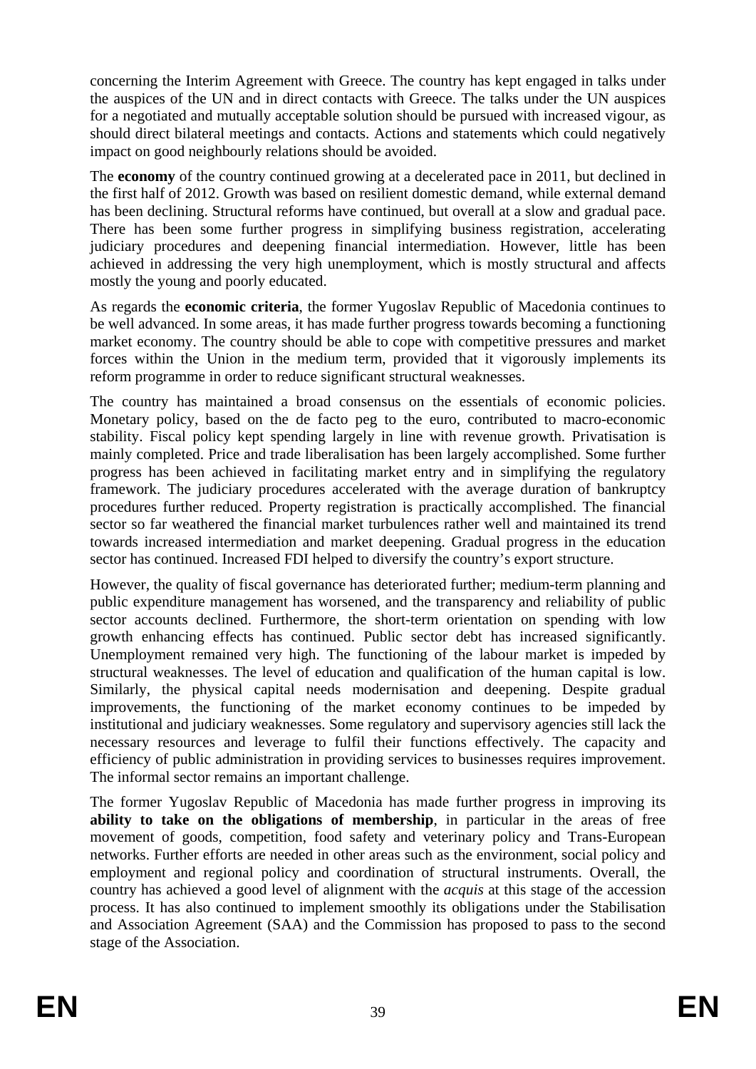concerning the Interim Agreement with Greece. The country has kept engaged in talks under the auspices of the UN and in direct contacts with Greece. The talks under the UN auspices for a negotiated and mutually acceptable solution should be pursued with increased vigour, as should direct bilateral meetings and contacts. Actions and statements which could negatively impact on good neighbourly relations should be avoided.

The **economy** of the country continued growing at a decelerated pace in 2011, but declined in the first half of 2012. Growth was based on resilient domestic demand, while external demand has been declining. Structural reforms have continued, but overall at a slow and gradual pace. There has been some further progress in simplifying business registration, accelerating judiciary procedures and deepening financial intermediation. However, little has been achieved in addressing the very high unemployment, which is mostly structural and affects mostly the young and poorly educated.

As regards the **economic criteria**, the former Yugoslav Republic of Macedonia continues to be well advanced. In some areas, it has made further progress towards becoming a functioning market economy. The country should be able to cope with competitive pressures and market forces within the Union in the medium term, provided that it vigorously implements its reform programme in order to reduce significant structural weaknesses.

The country has maintained a broad consensus on the essentials of economic policies. Monetary policy, based on the de facto peg to the euro, contributed to macro-economic stability. Fiscal policy kept spending largely in line with revenue growth. Privatisation is mainly completed. Price and trade liberalisation has been largely accomplished. Some further progress has been achieved in facilitating market entry and in simplifying the regulatory framework. The judiciary procedures accelerated with the average duration of bankruptcy procedures further reduced. Property registration is practically accomplished. The financial sector so far weathered the financial market turbulences rather well and maintained its trend towards increased intermediation and market deepening. Gradual progress in the education sector has continued. Increased FDI helped to diversify the country's export structure.

However, the quality of fiscal governance has deteriorated further; medium-term planning and public expenditure management has worsened, and the transparency and reliability of public sector accounts declined. Furthermore, the short-term orientation on spending with low growth enhancing effects has continued. Public sector debt has increased significantly. Unemployment remained very high. The functioning of the labour market is impeded by structural weaknesses. The level of education and qualification of the human capital is low. Similarly, the physical capital needs modernisation and deepening. Despite gradual improvements, the functioning of the market economy continues to be impeded by institutional and judiciary weaknesses. Some regulatory and supervisory agencies still lack the necessary resources and leverage to fulfil their functions effectively. The capacity and efficiency of public administration in providing services to businesses requires improvement. The informal sector remains an important challenge.

The former Yugoslav Republic of Macedonia has made further progress in improving its **ability to take on the obligations of membership**, in particular in the areas of free movement of goods, competition, food safety and veterinary policy and Trans-European networks. Further efforts are needed in other areas such as the environment, social policy and employment and regional policy and coordination of structural instruments. Overall, the country has achieved a good level of alignment with the *acquis* at this stage of the accession process. It has also continued to implement smoothly its obligations under the Stabilisation and Association Agreement (SAA) and the Commission has proposed to pass to the second stage of the Association.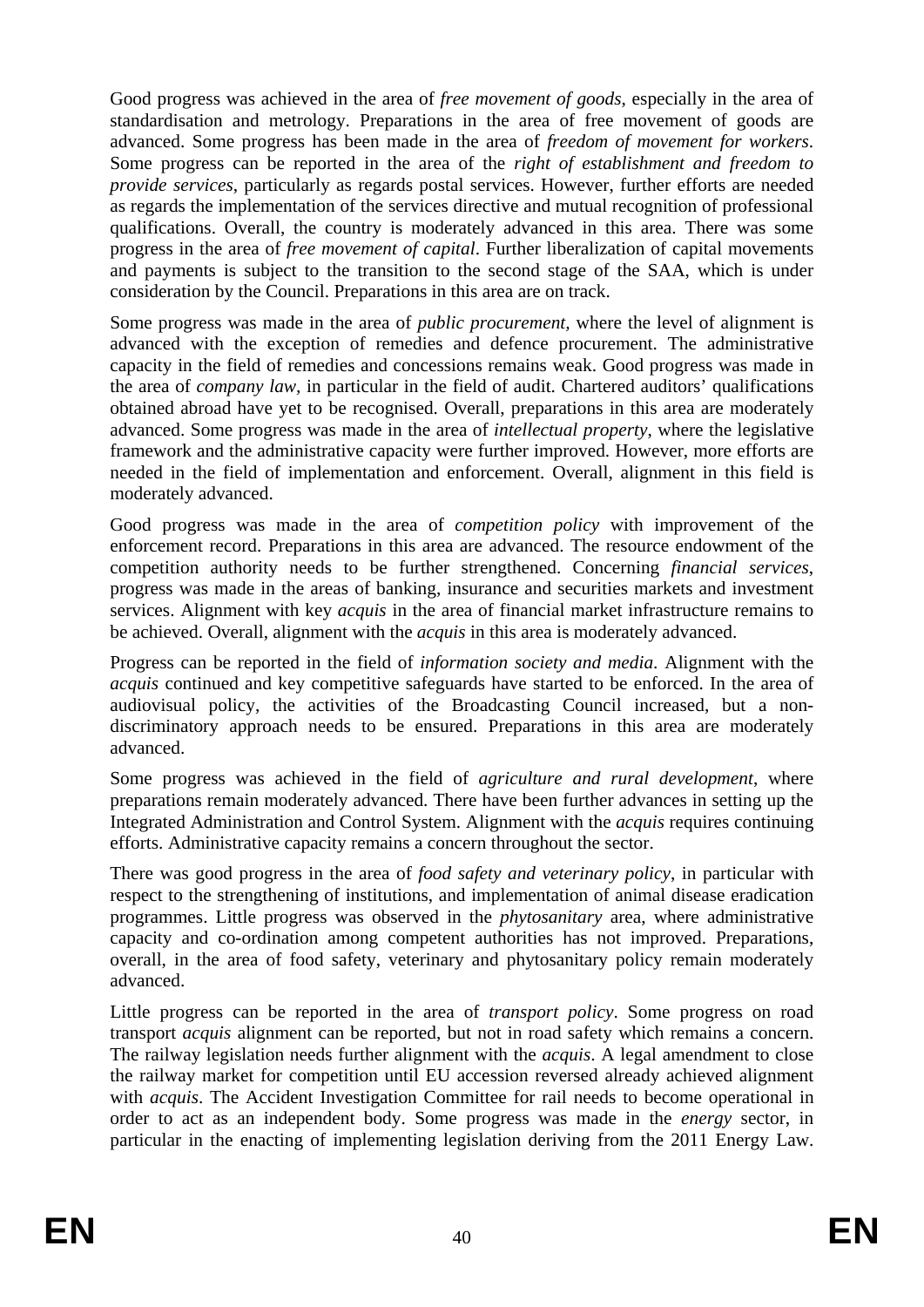Good progress was achieved in the area of *free movement of goods*, especially in the area of standardisation and metrology. Preparations in the area of free movement of goods are advanced. Some progress has been made in the area of *freedom of movement for workers*. Some progress can be reported in the area of the *right of establishment and freedom to provide services*, particularly as regards postal services. However, further efforts are needed as regards the implementation of the services directive and mutual recognition of professional qualifications. Overall, the country is moderately advanced in this area. There was some progress in the area of *free movement of capital*. Further liberalization of capital movements and payments is subject to the transition to the second stage of the SAA, which is under consideration by the Council. Preparations in this area are on track.

Some progress was made in the area of *public procurement*, where the level of alignment is advanced with the exception of remedies and defence procurement. The administrative capacity in the field of remedies and concessions remains weak. Good progress was made in the area of *company law*, in particular in the field of audit. Chartered auditors' qualifications obtained abroad have yet to be recognised. Overall, preparations in this area are moderately advanced. Some progress was made in the area of *intellectual property*, where the legislative framework and the administrative capacity were further improved. However, more efforts are needed in the field of implementation and enforcement. Overall, alignment in this field is moderately advanced.

Good progress was made in the area of *competition policy* with improvement of the enforcement record. Preparations in this area are advanced. The resource endowment of the competition authority needs to be further strengthened. Concerning *financial services*, progress was made in the areas of banking, insurance and securities markets and investment services. Alignment with key *acquis* in the area of financial market infrastructure remains to be achieved. Overall, alignment with the *acquis* in this area is moderately advanced.

Progress can be reported in the field of *information society and media*. Alignment with the *acquis* continued and key competitive safeguards have started to be enforced. In the area of audiovisual policy, the activities of the Broadcasting Council increased, but a non-discriminatory approach needs to be ensured. Preparations in this area are moderately advanced.

Some progress was achieved in the field of *agriculture and rural development*, where preparations remain moderately advanced. There have been further advances in setting up the Integrated Administration and Control System. Alignment with the *acquis* requires continuing efforts. Administrative capacity remains a concern throughout the sector.

There was good progress in the area of *food safety and veterinary policy*, in particular with respect to the strengthening of institutions, and implementation of animal disease eradication programmes. Little progress was observed in the *phytosanitary* area, where administrative capacity and co-ordination among competent authorities has not improved. Preparations, overall, in the area of food safety, veterinary and phytosanitary policy remain moderately advanced.

Little progress can be reported in the area of *transport policy*. Some progress on road transport *acquis* alignment can be reported, but not in road safety which remains a concern. The railway legislation needs further alignment with the *acquis*. A legal amendment to close the railway market for competition until EU accession reversed already achieved alignment with *acquis*. The Accident Investigation Committee for rail needs to become operational in order to act as an independent body. Some progress was made in the *energy* sector, in particular in the enacting of implementing legislation deriving from the 2011 Energy Law.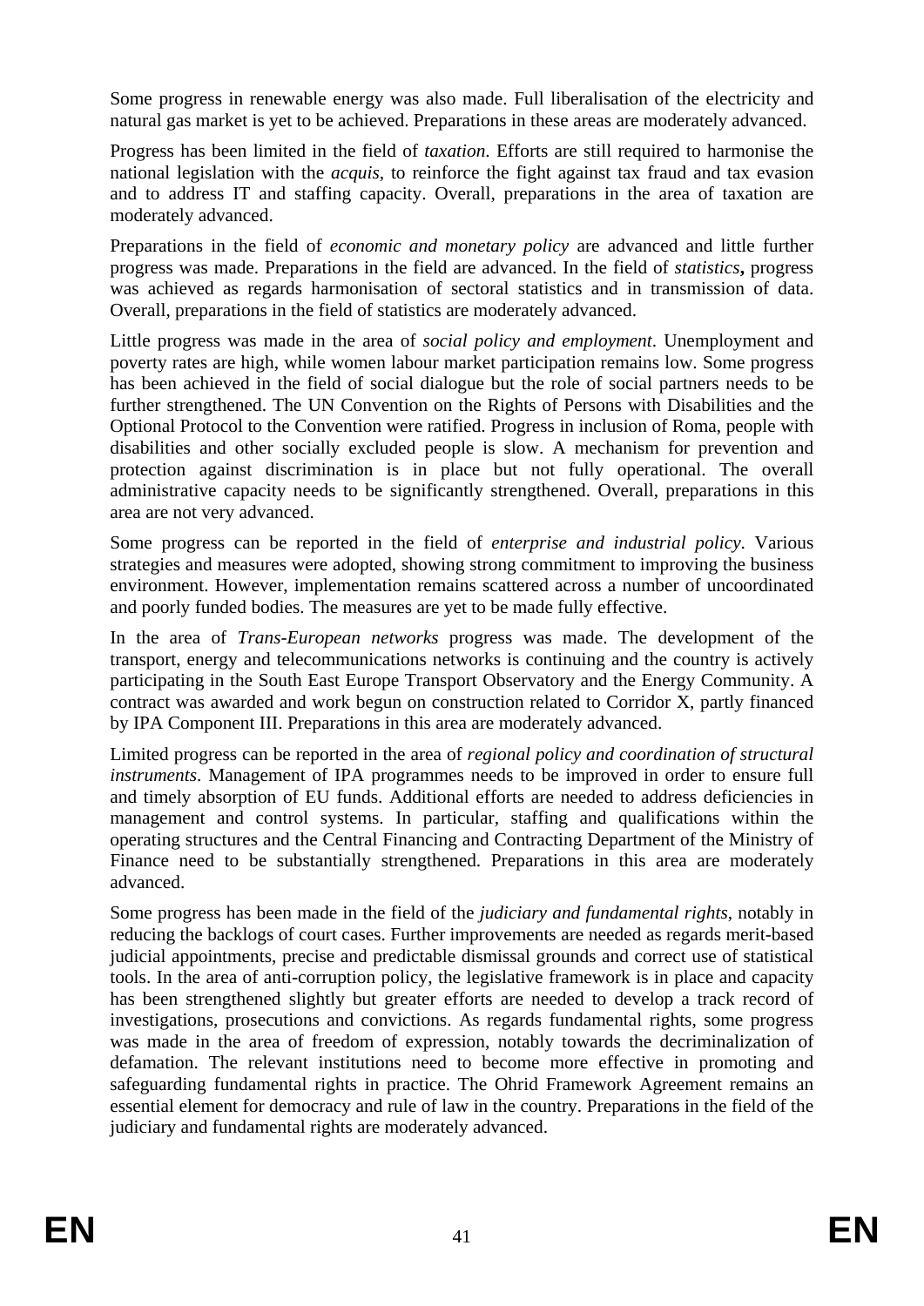Some progress in renewable energy was also made. Full liberalisation of the electricity and natural gas market is yet to be achieved. Preparations in these areas are moderately advanced.

Progress has been limited in the field of *taxation*. Efforts are still required to harmonise the national legislation with the *acquis*, to reinforce the fight against tax fraud and tax evasion and to address IT and staffing capacity. Overall, preparations in the area of taxation are moderately advanced.

Preparations in the field of *economic and monetary policy* are advanced and little further progress was made. Preparations in the field are advanced. In the field of *statistics***,** progress was achieved as regards harmonisation of sectoral statistics and in transmission of data. Overall, preparations in the field of statistics are moderately advanced.

Little progress was made in the area of *social policy and employment*. Unemployment and poverty rates are high, while women labour market participation remains low. Some progress has been achieved in the field of social dialogue but the role of social partners needs to be further strengthened. The UN Convention on the Rights of Persons with Disabilities and the Optional Protocol to the Convention were ratified. Progress in inclusion of Roma, people with disabilities and other socially excluded people is slow. A mechanism for prevention and protection against discrimination is in place but not fully operational. The overall administrative capacity needs to be significantly strengthened. Overall, preparations in this area are not very advanced.

Some progress can be reported in the field of *enterprise and industrial policy*. Various strategies and measures were adopted, showing strong commitment to improving the business environment. However, implementation remains scattered across a number of uncoordinated and poorly funded bodies. The measures are yet to be made fully effective.

In the area of *Trans-European networks* progress was made. The development of the transport, energy and telecommunications networks is continuing and the country is actively participating in the South East Europe Transport Observatory and the Energy Community. A contract was awarded and work begun on construction related to Corridor X, partly financed by IPA Component III. Preparations in this area are moderately advanced.

Limited progress can be reported in the area of *regional policy and coordination of structural instruments*. Management of IPA programmes needs to be improved in order to ensure full and timely absorption of EU funds. Additional efforts are needed to address deficiencies in management and control systems. In particular, staffing and qualifications within the operating structures and the Central Financing and Contracting Department of the Ministry of Finance need to be substantially strengthened. Preparations in this area are moderately advanced.

Some progress has been made in the field of the *judiciary and fundamental rights*, notably in reducing the backlogs of court cases. Further improvements are needed as regards merit-based judicial appointments, precise and predictable dismissal grounds and correct use of statistical tools. In the area of anti-corruption policy, the legislative framework is in place and capacity has been strengthened slightly but greater efforts are needed to develop a track record of investigations, prosecutions and convictions. As regards fundamental rights, some progress was made in the area of freedom of expression, notably towards the decriminalization of defamation. The relevant institutions need to become more effective in promoting and safeguarding fundamental rights in practice. The Ohrid Framework Agreement remains an essential element for democracy and rule of law in the country. Preparations in the field of the judiciary and fundamental rights are moderately advanced.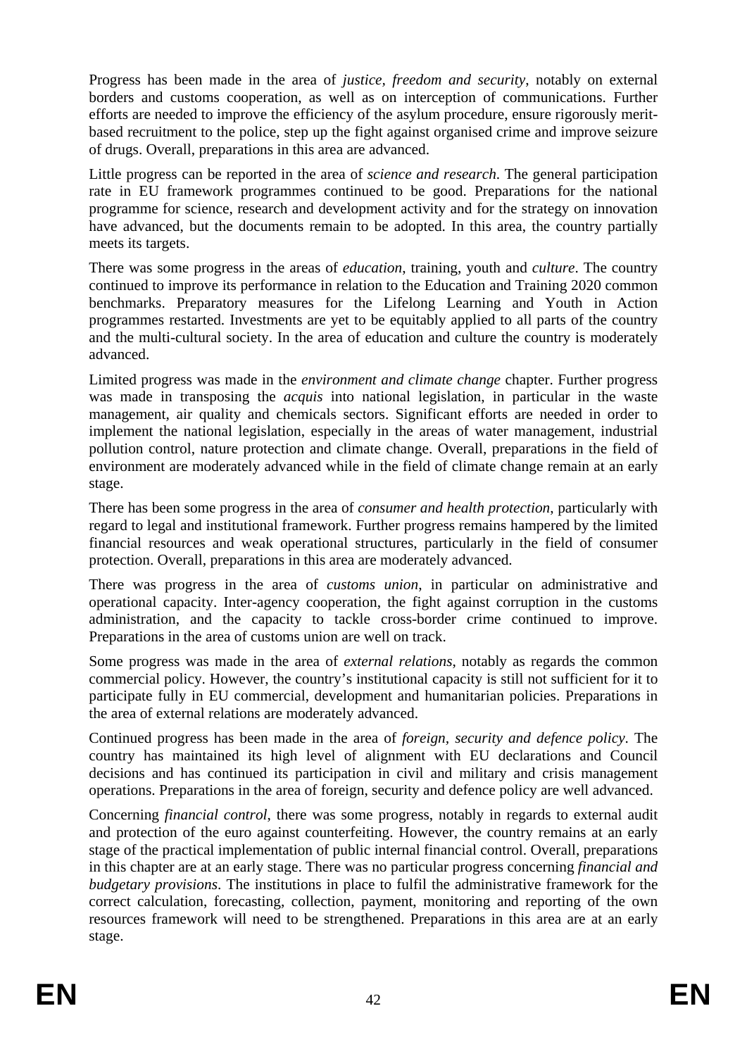Progress has been made in the area of *justice, freedom and security*, notably on external borders and customs cooperation, as well as on interception of communications. Further efforts are needed to improve the efficiency of the asylum procedure, ensure rigorously merit-based recruitment to the police, step up the fight against organised crime and improve seizure of drugs. Overall, preparations in this area are advanced.

Little progress can be reported in the area of *science and research*. The general participation rate in EU framework programmes continued to be good. Preparations for the national programme for science, research and development activity and for the strategy on innovation have advanced, but the documents remain to be adopted. In this area, the country partially meets its targets.

There was some progress in the areas of *education*, training, youth and *culture*. The country continued to improve its performance in relation to the Education and Training 2020 common benchmarks. Preparatory measures for the Lifelong Learning and Youth in Action programmes restarted. Investments are yet to be equitably applied to all parts of the country and the multi-cultural society. In the area of education and culture the country is moderately advanced.

Limited progress was made in the *environment and climate change* chapter. Further progress was made in transposing the *acquis* into national legislation, in particular in the waste management, air quality and chemicals sectors. Significant efforts are needed in order to implement the national legislation, especially in the areas of water management, industrial pollution control, nature protection and climate change. Overall, preparations in the field of environment are moderately advanced while in the field of climate change remain at an early stage.

There has been some progress in the area of *consumer and health protection*, particularly with regard to legal and institutional framework. Further progress remains hampered by the limited financial resources and weak operational structures, particularly in the field of consumer protection. Overall, preparations in this area are moderately advanced.

There was progress in the area of *customs union*, in particular on administrative and operational capacity. Inter-agency cooperation, the fight against corruption in the customs administration, and the capacity to tackle cross-border crime continued to improve. Preparations in the area of customs union are well on track.

Some progress was made in the area of *external relations*, notably as regards the common commercial policy. However, the country's institutional capacity is still not sufficient for it to participate fully in EU commercial, development and humanitarian policies. Preparations in the area of external relations are moderately advanced.

Continued progress has been made in the area of *foreign, security and defence policy*. The country has maintained its high level of alignment with EU declarations and Council decisions and has continued its participation in civil and military and crisis management operations. Preparations in the area of foreign, security and defence policy are well advanced.

Concerning *financial control*, there was some progress, notably in regards to external audit and protection of the euro against counterfeiting. However, the country remains at an early stage of the practical implementation of public internal financial control. Overall, preparations in this chapter are at an early stage. There was no particular progress concerning *financial and budgetary provisions*. The institutions in place to fulfil the administrative framework for the correct calculation, forecasting, collection, payment, monitoring and reporting of the own resources framework will need to be strengthened. Preparations in this area are at an early stage.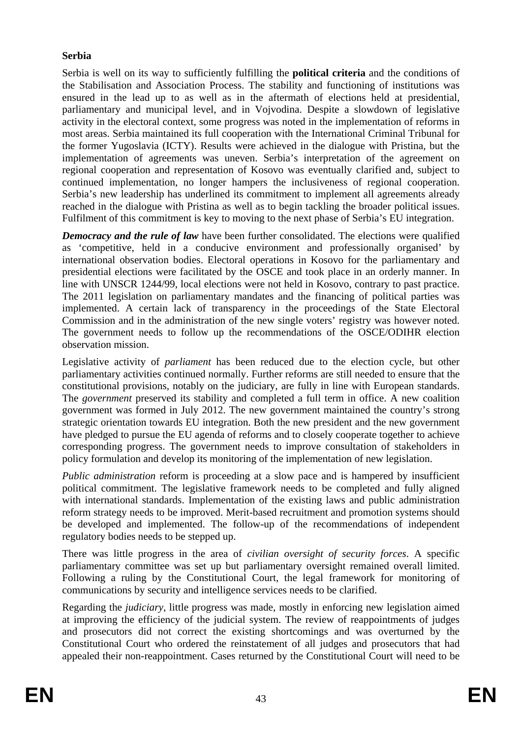**Serbia**

Serbia is well on its way to sufficiently fulfilling the **political criteria** and the conditions of the Stabilisation and Association Process. The stability and functioning of institutions was ensured in the lead up to as well as in the aftermath of elections held at presidential, parliamentary and municipal level, and in Vojvodina. Despite a slowdown of legislative activity in the electoral context, some progress was noted in the implementation of reforms in most areas. Serbia maintained its full cooperation with the International Criminal Tribunal for the former Yugoslavia (ICTY). Results were achieved in the dialogue with Pristina, but the implementation of agreements was uneven. Serbia's interpretation of the agreement on regional cooperation and representation of Kosovo was eventually clarified and, subject to continued implementation, no longer hampers the inclusiveness of regional cooperation. Serbia's new leadership has underlined its commitment to implement all agreements already reached in the dialogue with Pristina as well as to begin tackling the broader political issues. Fulfilment of this commitment is key to moving to the next phase of Serbia's EU integration.

***Democracy and the rule of law*** have been further consolidated. The elections were qualified as 'competitive, held in a conducive environment and professionally organised' by international observation bodies. Electoral operations in Kosovo for the parliamentary and presidential elections were facilitated by the OSCE and took place in an orderly manner. In line with UNSCR 1244/99, local elections were not held in Kosovo, contrary to past practice. The 2011 legislation on parliamentary mandates and the financing of political parties was implemented. A certain lack of transparency in the proceedings of the State Electoral Commission and in the administration of the new single voters' registry was however noted. The government needs to follow up the recommendations of the OSCE/ODIHR election observation mission.

Legislative activity of *parliament* has been reduced due to the election cycle, but other parliamentary activities continued normally. Further reforms are still needed to ensure that the constitutional provisions, notably on the judiciary, are fully in line with European standards. The *government* preserved its stability and completed a full term in office. A new coalition government was formed in July 2012. The new government maintained the country's strong strategic orientation towards EU integration. Both the new president and the new government have pledged to pursue the EU agenda of reforms and to closely cooperate together to achieve corresponding progress. The government needs to improve consultation of stakeholders in policy formulation and develop its monitoring of the implementation of new legislation.

*Public administration* reform is proceeding at a slow pace and is hampered by insufficient political commitment. The legislative framework needs to be completed and fully aligned with international standards. Implementation of the existing laws and public administration reform strategy needs to be improved. Merit-based recruitment and promotion systems should be developed and implemented. The follow-up of the recommendations of independent regulatory bodies needs to be stepped up.

There was little progress in the area of *civilian oversight of security forces*. A specific parliamentary committee was set up but parliamentary oversight remained overall limited. Following a ruling by the Constitutional Court, the legal framework for monitoring of communications by security and intelligence services needs to be clarified.

Regarding the *judiciary*, little progress was made, mostly in enforcing new legislation aimed at improving the efficiency of the judicial system. The review of reappointments of judges and prosecutors did not correct the existing shortcomings and was overturned by the Constitutional Court who ordered the reinstatement of all judges and prosecutors that had appealed their non-reappointment. Cases returned by the Constitutional Court will need to be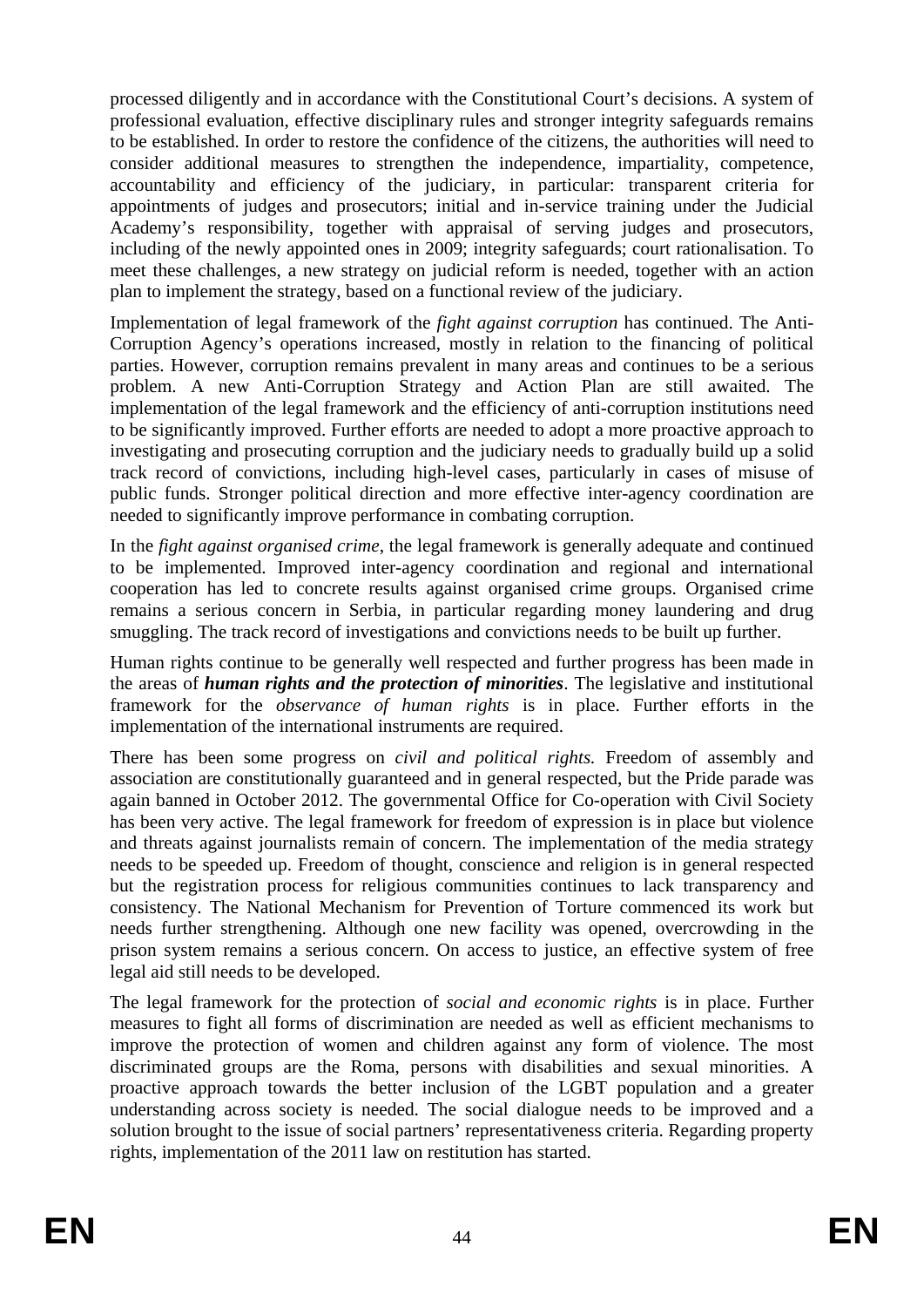processed diligently and in accordance with the Constitutional Court's decisions. A system of professional evaluation, effective disciplinary rules and stronger integrity safeguards remains to be established. In order to restore the confidence of the citizens, the authorities will need to consider additional measures to strengthen the independence, impartiality, competence, accountability and efficiency of the judiciary, in particular: transparent criteria for appointments of judges and prosecutors; initial and in-service training under the Judicial Academy's responsibility, together with appraisal of serving judges and prosecutors, including of the newly appointed ones in 2009; integrity safeguards; court rationalisation. To meet these challenges, a new strategy on judicial reform is needed, together with an action plan to implement the strategy, based on a functional review of the judiciary.

Implementation of legal framework of the *fight against corruption* has continued. The Anti-Corruption Agency's operations increased, mostly in relation to the financing of political parties. However, corruption remains prevalent in many areas and continues to be a serious problem. A new Anti-Corruption Strategy and Action Plan are still awaited. The implementation of the legal framework and the efficiency of anti-corruption institutions need to be significantly improved. Further efforts are needed to adopt a more proactive approach to investigating and prosecuting corruption and the judiciary needs to gradually build up a solid track record of convictions, including high-level cases, particularly in cases of misuse of public funds. Stronger political direction and more effective inter-agency coordination are needed to significantly improve performance in combating corruption.

In the *fight against organised crime*, the legal framework is generally adequate and continued to be implemented. Improved inter-agency coordination and regional and international cooperation has led to concrete results against organised crime groups. Organised crime remains a serious concern in Serbia, in particular regarding money laundering and drug smuggling. The track record of investigations and convictions needs to be built up further.

Human rights continue to be generally well respected and further progress has been made in the areas of ***human rights and the protection of minorities***. The legislative and institutional framework for the *observance of human rights* is in place. Further efforts in the implementation of the international instruments are required.

There has been some progress on *civil and political rights.* Freedom of assembly and association are constitutionally guaranteed and in general respected, but the Pride parade was again banned in October 2012. The governmental Office for Co-operation with Civil Society has been very active. The legal framework for freedom of expression is in place but violence and threats against journalists remain of concern. The implementation of the media strategy needs to be speeded up. Freedom of thought, conscience and religion is in general respected but the registration process for religious communities continues to lack transparency and consistency. The National Mechanism for Prevention of Torture commenced its work but needs further strengthening. Although one new facility was opened, overcrowding in the prison system remains a serious concern. On access to justice, an effective system of free legal aid still needs to be developed.

The legal framework for the protection of *social and economic rights* is in place. Further measures to fight all forms of discrimination are needed as well as efficient mechanisms to improve the protection of women and children against any form of violence. The most discriminated groups are the Roma, persons with disabilities and sexual minorities. A proactive approach towards the better inclusion of the LGBT population and a greater understanding across society is needed. The social dialogue needs to be improved and a solution brought to the issue of social partners' representativeness criteria. Regarding property rights, implementation of the 2011 law on restitution has started.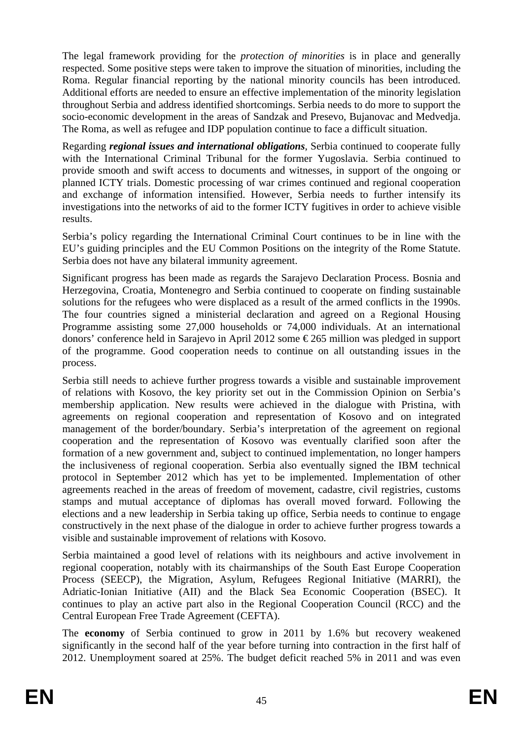The legal framework providing for the *protection of minorities* is in place and generally respected. Some positive steps were taken to improve the situation of minorities, including the Roma. Regular financial reporting by the national minority councils has been introduced. Additional efforts are needed to ensure an effective implementation of the minority legislation throughout Serbia and address identified shortcomings. Serbia needs to do more to support the socio-economic development in the areas of Sandzak and Presevo, Bujanovac and Medvedja. The Roma, as well as refugee and IDP population continue to face a difficult situation.

Regarding ***regional issues and international obligations***, Serbia continued to cooperate fully with the International Criminal Tribunal for the former Yugoslavia. Serbia continued to provide smooth and swift access to documents and witnesses, in support of the ongoing or planned ICTY trials. Domestic processing of war crimes continued and regional cooperation and exchange of information intensified. However, Serbia needs to further intensify its investigations into the networks of aid to the former ICTY fugitives in order to achieve visible results.

Serbia's policy regarding the International Criminal Court continues to be in line with the EU's guiding principles and the EU Common Positions on the integrity of the Rome Statute. Serbia does not have any bilateral immunity agreement.

Significant progress has been made as regards the Sarajevo Declaration Process. Bosnia and Herzegovina, Croatia, Montenegro and Serbia continued to cooperate on finding sustainable solutions for the refugees who were displaced as a result of the armed conflicts in the 1990s. The four countries signed a ministerial declaration and agreed on a Regional Housing Programme assisting some 27,000 households or 74,000 individuals. At an international donors' conference held in Sarajevo in April 2012 some €265 million was pledged in support of the programme. Good cooperation needs to continue on all outstanding issues in the process.

Serbia still needs to achieve further progress towards a visible and sustainable improvement of relations with Kosovo, the key priority set out in the Commission Opinion on Serbia's membership application. New results were achieved in the dialogue with Pristina, with agreements on regional cooperation and representation of Kosovo and on integrated management of the border/boundary. Serbia's interpretation of the agreement on regional cooperation and the representation of Kosovo was eventually clarified soon after the formation of a new government and, subject to continued implementation, no longer hampers the inclusiveness of regional cooperation. Serbia also eventually signed the IBM technical protocol in September 2012 which has yet to be implemented. Implementation of other agreements reached in the areas of freedom of movement, cadastre, civil registries, customs stamps and mutual acceptance of diplomas has overall moved forward. Following the elections and a new leadership in Serbia taking up office, Serbia needs to continue to engage constructively in the next phase of the dialogue in order to achieve further progress towards a visible and sustainable improvement of relations with Kosovo.

Serbia maintained a good level of relations with its neighbours and active involvement in regional cooperation, notably with its chairmanships of the South East Europe Cooperation Process (SEECP), the Migration, Asylum, Refugees Regional Initiative (MARRI), the Adriatic-Ionian Initiative (AII) and the Black Sea Economic Cooperation (BSEC). It continues to play an active part also in the Regional Cooperation Council (RCC) and the Central European Free Trade Agreement (CEFTA).

The **economy** of Serbia continued to grow in 2011 by 1.6% but recovery weakened significantly in the second half of the year before turning into contraction in the first half of 2012. Unemployment soared at 25%. The budget deficit reached 5% in 2011 and was even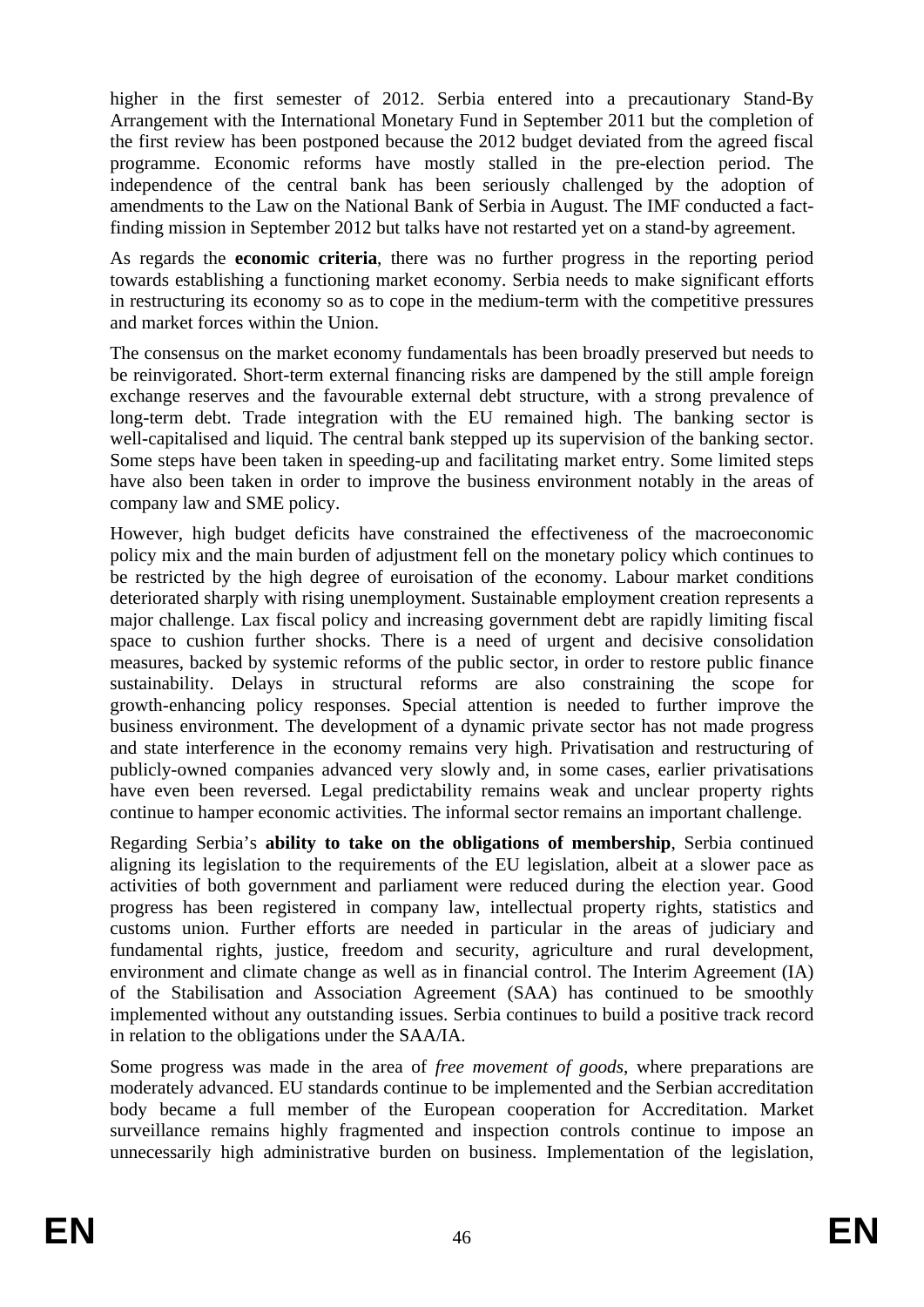higher in the first semester of 2012. Serbia entered into a precautionary Stand-By Arrangement with the International Monetary Fund in September 2011 but the completion of the first review has been postponed because the 2012 budget deviated from the agreed fiscal programme. Economic reforms have mostly stalled in the pre-election period. The independence of the central bank has been seriously challenged by the adoption of amendments to the Law on the National Bank of Serbia in August. The IMF conducted a fact-finding mission in September 2012 but talks have not restarted yet on a stand-by agreement.

As regards the **economic criteria**, there was no further progress in the reporting period towards establishing a functioning market economy. Serbia needs to make significant efforts in restructuring its economy so as to cope in the medium-term with the competitive pressures and market forces within the Union.

The consensus on the market economy fundamentals has been broadly preserved but needs to be reinvigorated. Short-term external financing risks are dampened by the still ample foreign exchange reserves and the favourable external debt structure, with a strong prevalence of long-term debt. Trade integration with the EU remained high. The banking sector is well-capitalised and liquid. The central bank stepped up its supervision of the banking sector. Some steps have been taken in speeding-up and facilitating market entry. Some limited steps have also been taken in order to improve the business environment notably in the areas of company law and SME policy.

However, high budget deficits have constrained the effectiveness of the macroeconomic policy mix and the main burden of adjustment fell on the monetary policy which continues to be restricted by the high degree of euroisation of the economy. Labour market conditions deteriorated sharply with rising unemployment. Sustainable employment creation represents a major challenge. Lax fiscal policy and increasing government debt are rapidly limiting fiscal space to cushion further shocks. There is a need of urgent and decisive consolidation measures, backed by systemic reforms of the public sector, in order to restore public finance sustainability. Delays in structural reforms are also constraining the scope for growth-enhancing policy responses. Special attention is needed to further improve the business environment. The development of a dynamic private sector has not made progress and state interference in the economy remains very high. Privatisation and restructuring of publicly-owned companies advanced very slowly and, in some cases, earlier privatisations have even been reversed. Legal predictability remains weak and unclear property rights continue to hamper economic activities. The informal sector remains an important challenge.

Regarding Serbia's **ability to take on the obligations of membership**, Serbia continued aligning its legislation to the requirements of the EU legislation, albeit at a slower pace as activities of both government and parliament were reduced during the election year. Good progress has been registered in company law, intellectual property rights, statistics and customs union. Further efforts are needed in particular in the areas of judiciary and fundamental rights, justice, freedom and security, agriculture and rural development, environment and climate change as well as in financial control. The Interim Agreement (IA) of the Stabilisation and Association Agreement (SAA) has continued to be smoothly implemented without any outstanding issues. Serbia continues to build a positive track record in relation to the obligations under the SAA/IA.

Some progress was made in the area of *free movement of goods*, where preparations are moderately advanced. EU standards continue to be implemented and the Serbian accreditation body became a full member of the European cooperation for Accreditation. Market surveillance remains highly fragmented and inspection controls continue to impose an unnecessarily high administrative burden on business. Implementation of the legislation,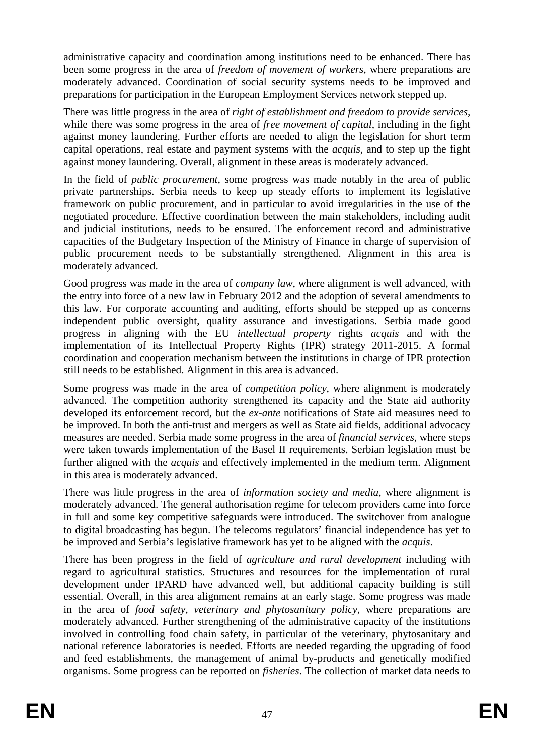administrative capacity and coordination among institutions need to be enhanced. There has been some progress in the area of *freedom of movement of workers*, where preparations are moderately advanced. Coordination of social security systems needs to be improved and preparations for participation in the European Employment Services network stepped up.

There was little progress in the area of *right of establishment and freedom to provide services*, while there was some progress in the area of *free movement of capital*, including in the fight against money laundering. Further efforts are needed to align the legislation for short term capital operations, real estate and payment systems with the *acquis*, and to step up the fight against money laundering. Overall, alignment in these areas is moderately advanced.

In the field of *public procurement*, some progress was made notably in the area of public private partnerships. Serbia needs to keep up steady efforts to implement its legislative framework on public procurement, and in particular to avoid irregularities in the use of the negotiated procedure. Effective coordination between the main stakeholders, including audit and judicial institutions, needs to be ensured. The enforcement record and administrative capacities of the Budgetary Inspection of the Ministry of Finance in charge of supervision of public procurement needs to be substantially strengthened. Alignment in this area is moderately advanced.

Good progress was made in the area of *company law*, where alignment is well advanced, with the entry into force of a new law in February 2012 and the adoption of several amendments to this law. For corporate accounting and auditing, efforts should be stepped up as concerns independent public oversight, quality assurance and investigations. Serbia made good progress in aligning with the EU *intellectual property* rights *acquis* and with the implementation of its Intellectual Property Rights (IPR) strategy 2011-2015. A formal coordination and cooperation mechanism between the institutions in charge of IPR protection still needs to be established. Alignment in this area is advanced.

Some progress was made in the area of *competition policy*, where alignment is moderately advanced. The competition authority strengthened its capacity and the State aid authority developed its enforcement record, but the *ex-ante* notifications of State aid measures need to be improved. In both the anti-trust and mergers as well as State aid fields, additional advocacy measures are needed. Serbia made some progress in the area of *financial services*, where steps were taken towards implementation of the Basel II requirements. Serbian legislation must be further aligned with the *acquis* and effectively implemented in the medium term. Alignment in this area is moderately advanced.

There was little progress in the area of *information society and media*, where alignment is moderately advanced. The general authorisation regime for telecom providers came into force in full and some key competitive safeguards were introduced. The switchover from analogue to digital broadcasting has begun. The telecoms regulators' financial independence has yet to be improved and Serbia's legislative framework has yet to be aligned with the *acquis*.

There has been progress in the field of *agriculture and rural development* including with regard to agricultural statistics. Structures and resources for the implementation of rural development under IPARD have advanced well, but additional capacity building is still essential. Overall, in this area alignment remains at an early stage. Some progress was made in the area of *food safety, veterinary and phytosanitary policy*, where preparations are moderately advanced. Further strengthening of the administrative capacity of the institutions involved in controlling food chain safety, in particular of the veterinary, phytosanitary and national reference laboratories is needed. Efforts are needed regarding the upgrading of food and feed establishments, the management of animal by-products and genetically modified organisms. Some progress can be reported on *fisheries*. The collection of market data needs to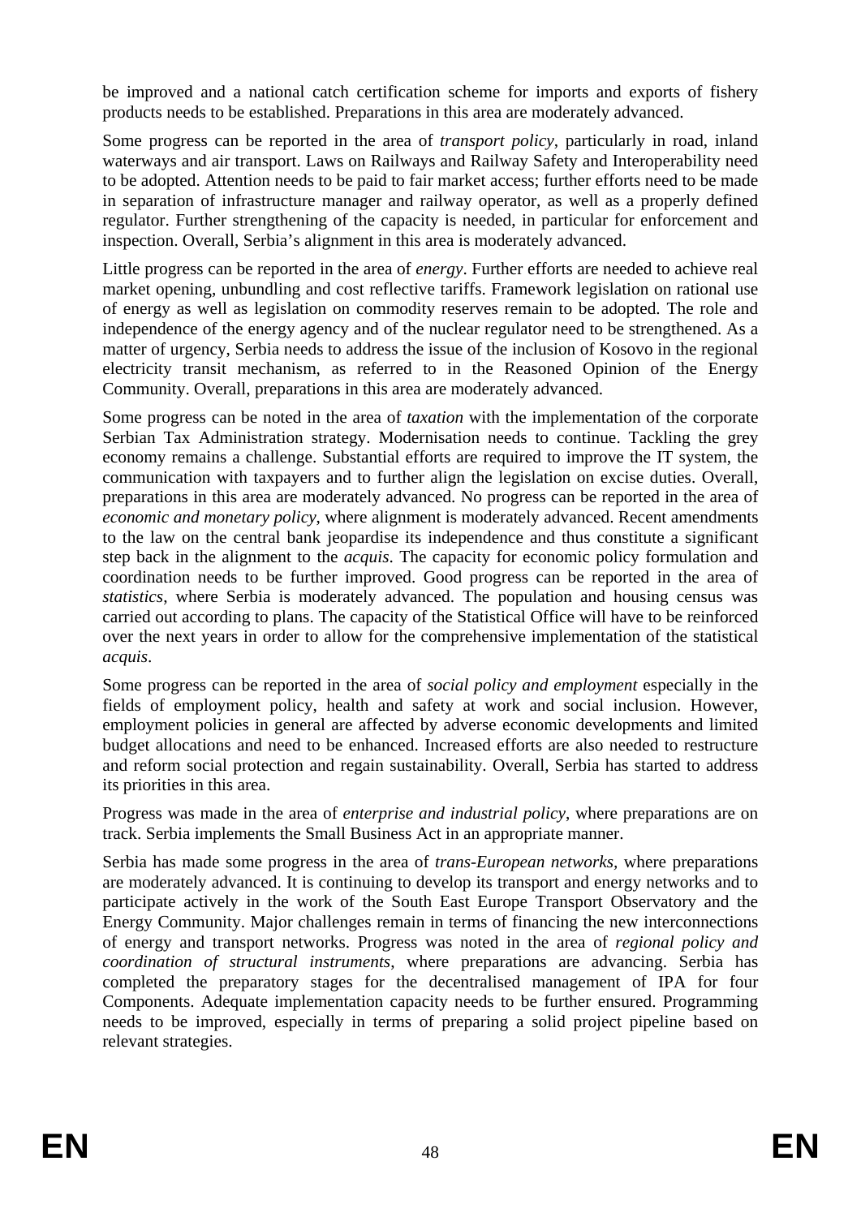be improved and a national catch certification scheme for imports and exports of fishery products needs to be established. Preparations in this area are moderately advanced.

Some progress can be reported in the area of *transport policy*, particularly in road, inland waterways and air transport. Laws on Railways and Railway Safety and Interoperability need to be adopted. Attention needs to be paid to fair market access; further efforts need to be made in separation of infrastructure manager and railway operator, as well as a properly defined regulator. Further strengthening of the capacity is needed, in particular for enforcement and inspection. Overall, Serbia's alignment in this area is moderately advanced.

Little progress can be reported in the area of *energy*. Further efforts are needed to achieve real market opening, unbundling and cost reflective tariffs. Framework legislation on rational use of energy as well as legislation on commodity reserves remain to be adopted. The role and independence of the energy agency and of the nuclear regulator need to be strengthened. As a matter of urgency, Serbia needs to address the issue of the inclusion of Kosovo in the regional electricity transit mechanism, as referred to in the Reasoned Opinion of the Energy Community. Overall, preparations in this area are moderately advanced.

Some progress can be noted in the area of *taxation* with the implementation of the corporate Serbian Tax Administration strategy. Modernisation needs to continue. Tackling the grey economy remains a challenge. Substantial efforts are required to improve the IT system, the communication with taxpayers and to further align the legislation on excise duties. Overall, preparations in this area are moderately advanced. No progress can be reported in the area of *economic and monetary policy*, where alignment is moderately advanced. Recent amendments to the law on the central bank jeopardise its independence and thus constitute a significant step back in the alignment to the *acquis*. The capacity for economic policy formulation and coordination needs to be further improved. Good progress can be reported in the area of *statistics*, where Serbia is moderately advanced. The population and housing census was carried out according to plans. The capacity of the Statistical Office will have to be reinforced over the next years in order to allow for the comprehensive implementation of the statistical *acquis*.

Some progress can be reported in the area of *social policy and employment* especially in the fields of employment policy, health and safety at work and social inclusion. However, employment policies in general are affected by adverse economic developments and limited budget allocations and need to be enhanced. Increased efforts are also needed to restructure and reform social protection and regain sustainability. Overall, Serbia has started to address its priorities in this area.

Progress was made in the area of *enterprise and industrial policy*, where preparations are on track. Serbia implements the Small Business Act in an appropriate manner.

Serbia has made some progress in the area of *trans-European networks,* where preparations are moderately advanced. It is continuing to develop its transport and energy networks and to participate actively in the work of the South East Europe Transport Observatory and the Energy Community. Major challenges remain in terms of financing the new interconnections of energy and transport networks. Progress was noted in the area of *regional policy and coordination of structural instruments*, where preparations are advancing. Serbia has completed the preparatory stages for the decentralised management of IPA for four Components. Adequate implementation capacity needs to be further ensured. Programming needs to be improved, especially in terms of preparing a solid project pipeline based on relevant strategies.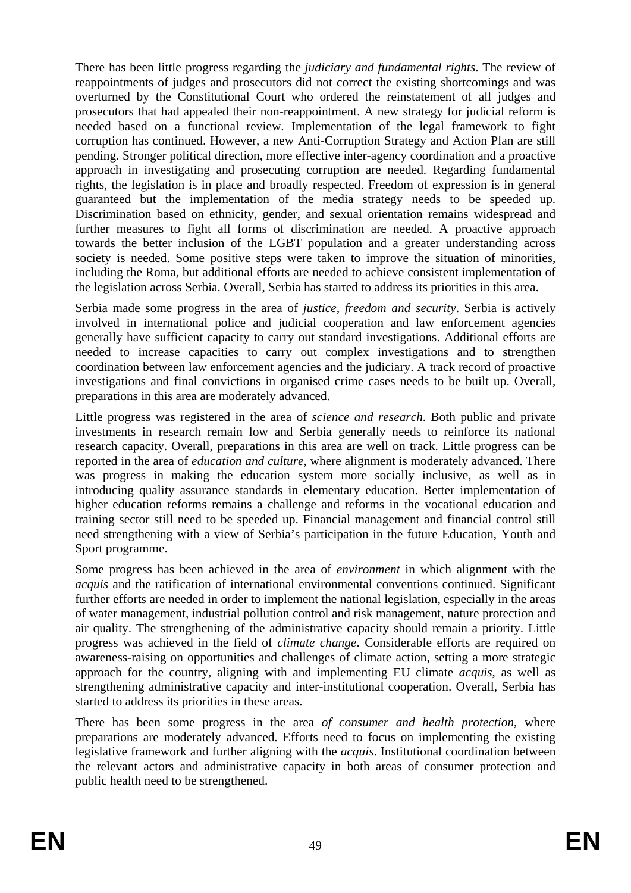There has been little progress regarding the *judiciary and fundamental rights*. The review of reappointments of judges and prosecutors did not correct the existing shortcomings and was overturned by the Constitutional Court who ordered the reinstatement of all judges and prosecutors that had appealed their non-reappointment. A new strategy for judicial reform is needed based on a functional review. Implementation of the legal framework to fight corruption has continued. However, a new Anti-Corruption Strategy and Action Plan are still pending. Stronger political direction, more effective inter-agency coordination and a proactive approach in investigating and prosecuting corruption are needed. Regarding fundamental rights, the legislation is in place and broadly respected. Freedom of expression is in general guaranteed but the implementation of the media strategy needs to be speeded up. Discrimination based on ethnicity, gender, and sexual orientation remains widespread and further measures to fight all forms of discrimination are needed. A proactive approach towards the better inclusion of the LGBT population and a greater understanding across society is needed. Some positive steps were taken to improve the situation of minorities, including the Roma, but additional efforts are needed to achieve consistent implementation of the legislation across Serbia. Overall, Serbia has started to address its priorities in this area.

Serbia made some progress in the area of *justice, freedom and security*. Serbia is actively involved in international police and judicial cooperation and law enforcement agencies generally have sufficient capacity to carry out standard investigations. Additional efforts are needed to increase capacities to carry out complex investigations and to strengthen coordination between law enforcement agencies and the judiciary. A track record of proactive investigations and final convictions in organised crime cases needs to be built up. Overall, preparations in this area are moderately advanced.

Little progress was registered in the area of *science and research*. Both public and private investments in research remain low and Serbia generally needs to reinforce its national research capacity. Overall, preparations in this area are well on track. Little progress can be reported in the area of *education and culture*, where alignment is moderately advanced. There was progress in making the education system more socially inclusive, as well as in introducing quality assurance standards in elementary education. Better implementation of higher education reforms remains a challenge and reforms in the vocational education and training sector still need to be speeded up. Financial management and financial control still need strengthening with a view of Serbia's participation in the future Education, Youth and Sport programme.

Some progress has been achieved in the area of *environment* in which alignment with the *acquis* and the ratification of international environmental conventions continued. Significant further efforts are needed in order to implement the national legislation, especially in the areas of water management, industrial pollution control and risk management, nature protection and air quality. The strengthening of the administrative capacity should remain a priority. Little progress was achieved in the field of *climate change*. Considerable efforts are required on awareness-raising on opportunities and challenges of climate action, setting a more strategic approach for the country, aligning with and implementing EU climate *acquis*, as well as strengthening administrative capacity and inter-institutional cooperation. Overall, Serbia has started to address its priorities in these areas.

There has been some progress in the area *of consumer and health protection*, where preparations are moderately advanced. Efforts need to focus on implementing the existing legislative framework and further aligning with the *acquis*. Institutional coordination between the relevant actors and administrative capacity in both areas of consumer protection and public health need to be strengthened.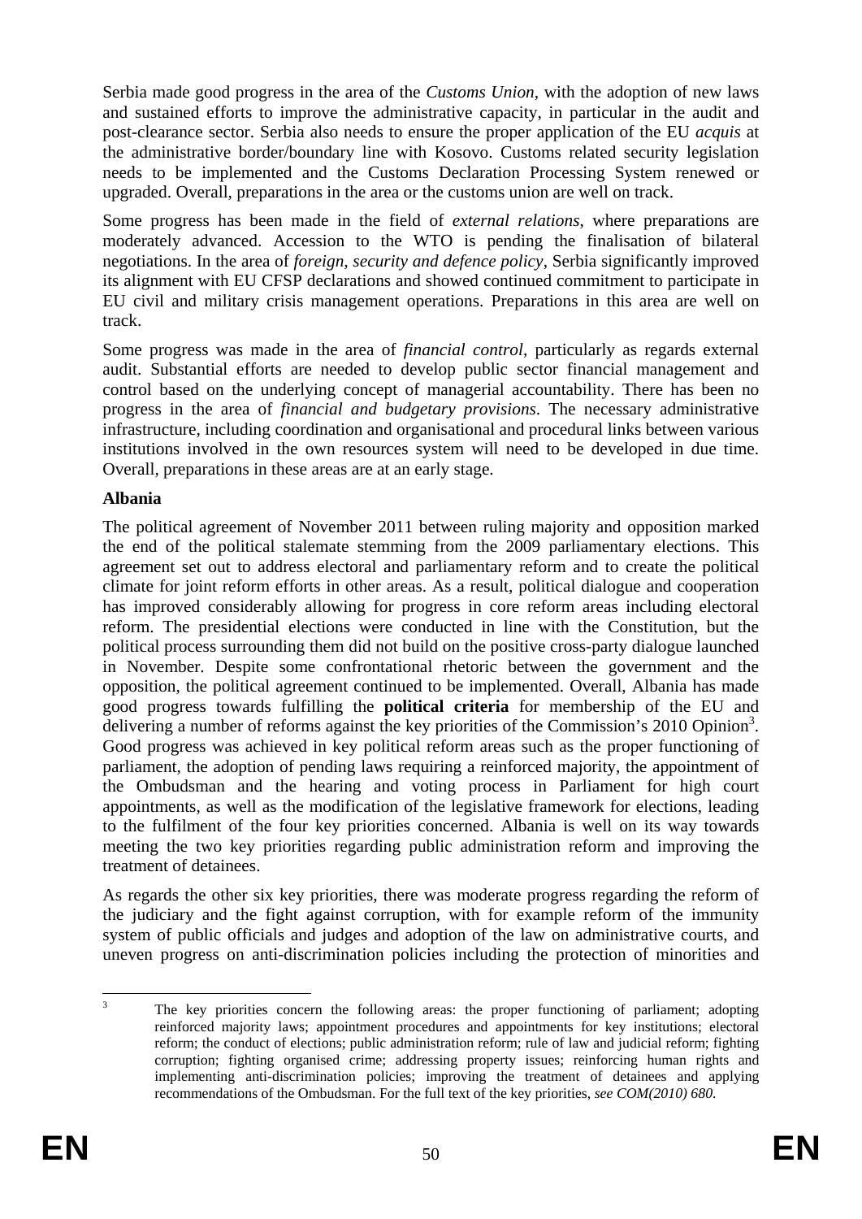Serbia made good progress in the area of the *Customs Union*, with the adoption of new laws and sustained efforts to improve the administrative capacity, in particular in the audit and post-clearance sector. Serbia also needs to ensure the proper application of the EU *acquis* at the administrative border/boundary line with Kosovo. Customs related security legislation needs to be implemented and the Customs Declaration Processing System renewed or upgraded. Overall, preparations in the area or the customs union are well on track.

Some progress has been made in the field of *external relations*, where preparations are moderately advanced. Accession to the WTO is pending the finalisation of bilateral negotiations. In the area of *foreign, security and defence policy*, Serbia significantly improved its alignment with EU CFSP declarations and showed continued commitment to participate in EU civil and military crisis management operations. Preparations in this area are well on track.

Some progress was made in the area of *financial control*, particularly as regards external audit. Substantial efforts are needed to develop public sector financial management and control based on the underlying concept of managerial accountability. There has been no progress in the area of *financial and budgetary provisions*. The necessary administrative infrastructure, including coordination and organisational and procedural links between various institutions involved in the own resources system will need to be developed in due time. Overall, preparations in these areas are at an early stage.

**Albania**

The political agreement of November 2011 between ruling majority and opposition marked the end of the political stalemate stemming from the 2009 parliamentary elections. This agreement set out to address electoral and parliamentary reform and to create the political climate for joint reform efforts in other areas. As a result, political dialogue and cooperation has improved considerably allowing for progress in core reform areas including electoral reform. The presidential elections were conducted in line with the Constitution, but the political process surrounding them did not build on the positive cross-party dialogue launched in November. Despite some confrontational rhetoric between the government and the opposition, the political agreement continued to be implemented. Overall, Albania has made good progress towards fulfilling the **political criteria** for membership of the EU and delivering a number of reforms against the key priorities of the Commission's 2010 Opinion[3]. Good progress was achieved in key political reform areas such as the proper functioning of parliament, the adoption of pending laws requiring a reinforced majority, the appointment of the Ombudsman and the hearing and voting process in Parliament for high court appointments, as well as the modification of the legislative framework for elections, leading to the fulfilment of the four key priorities concerned. Albania is well on its way towards meeting the two key priorities regarding public administration reform and improving the treatment of detainees.

As regards the other six key priorities, there was moderate progress regarding the reform of the judiciary and the fight against corruption, with for example reform of the immunity system of public officials and judges and adoption of the law on administrative courts, and uneven progress on anti-discrimination policies including the protection of minorities and

[3] The key priorities concern the following areas: the proper functioning of parliament; adopting reinforced majority laws; appointment procedures and appointments for key institutions; electoral reform; the conduct of elections; public administration reform; rule of law and judicial reform; fighting corruption; fighting organised crime; addressing property issues; reinforcing human rights and implementing anti-discrimination policies; improving the treatment of detainees and applying recommendations of the Ombudsman. For the full text of the key priorities, *see COM(2010) 680*.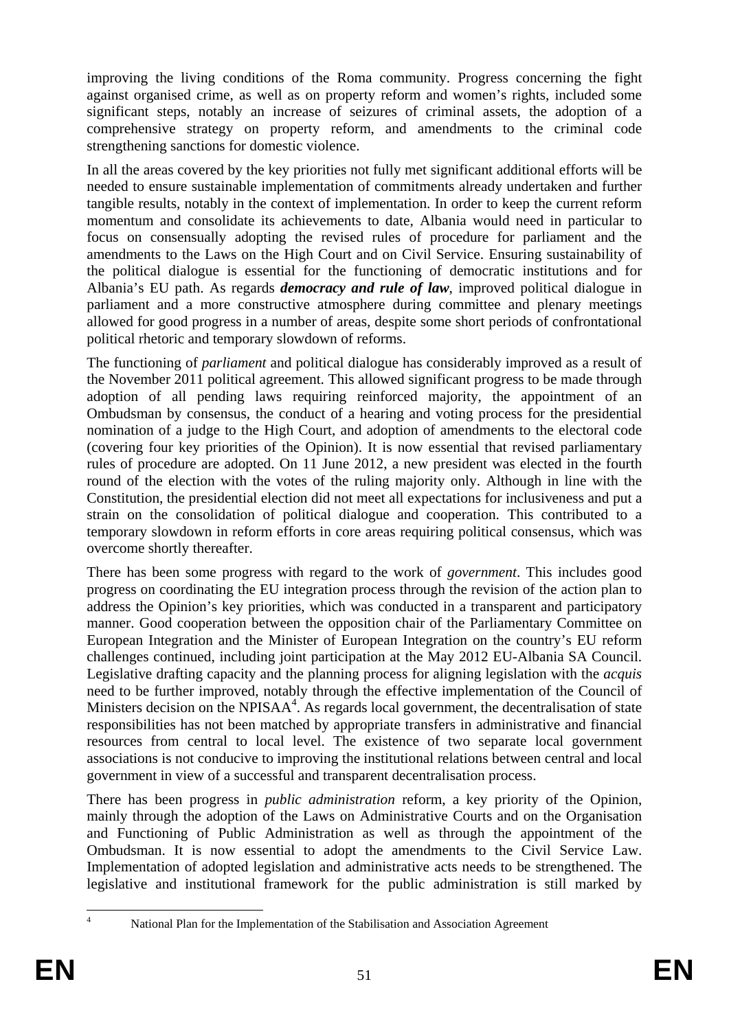improving the living conditions of the Roma community. Progress concerning the fight against organised crime, as well as on property reform and women's rights, included some significant steps, notably an increase of seizures of criminal assets, the adoption of a comprehensive strategy on property reform, and amendments to the criminal code strengthening sanctions for domestic violence.

In all the areas covered by the key priorities not fully met significant additional efforts will be needed to ensure sustainable implementation of commitments already undertaken and further tangible results, notably in the context of implementation. In order to keep the current reform momentum and consolidate its achievements to date, Albania would need in particular to focus on consensually adopting the revised rules of procedure for parliament and the amendments to the Laws on the High Court and on Civil Service. Ensuring sustainability of the political dialogue is essential for the functioning of democratic institutions and for Albania's EU path. As regards ***democracy and rule of law***, improved political dialogue in parliament and a more constructive atmosphere during committee and plenary meetings allowed for good progress in a number of areas, despite some short periods of confrontational political rhetoric and temporary slowdown of reforms.

The functioning of *parliament* and political dialogue has considerably improved as a result of the November 2011 political agreement. This allowed significant progress to be made through adoption of all pending laws requiring reinforced majority, the appointment of an Ombudsman by consensus, the conduct of a hearing and voting process for the presidential nomination of a judge to the High Court, and adoption of amendments to the electoral code (covering four key priorities of the Opinion). It is now essential that revised parliamentary rules of procedure are adopted. On 11 June 2012, a new president was elected in the fourth round of the election with the votes of the ruling majority only. Although in line with the Constitution, the presidential election did not meet all expectations for inclusiveness and put a strain on the consolidation of political dialogue and cooperation. This contributed to a temporary slowdown in reform efforts in core areas requiring political consensus, which was overcome shortly thereafter.

There has been some progress with regard to the work of *government*. This includes good progress on coordinating the EU integration process through the revision of the action plan to address the Opinion's key priorities, which was conducted in a transparent and participatory manner. Good cooperation between the opposition chair of the Parliamentary Committee on European Integration and the Minister of European Integration on the country's EU reform challenges continued, including joint participation at the May 2012 EU-Albania SA Council. Legislative drafting capacity and the planning process for aligning legislation with the *acquis* need to be further improved, notably through the effective implementation of the Council of Ministers decision on the NPISAA[4]. As regards local government, the decentralisation of state responsibilities has not been matched by appropriate transfers in administrative and financial resources from central to local level. The existence of two separate local government associations is not conducive to improving the institutional relations between central and local government in view of a successful and transparent decentralisation process.

There has been progress in *public administration* reform, a key priority of the Opinion, mainly through the adoption of the Laws on Administrative Courts and on the Organisation and Functioning of Public Administration as well as through the appointment of the Ombudsman. It is now essential to adopt the amendments to the Civil Service Law. Implementation of adopted legislation and administrative acts needs to be strengthened. The legislative and institutional framework for the public administration is still marked by

[4] National Plan for the Implementation of the Stabilisation and Association Agreement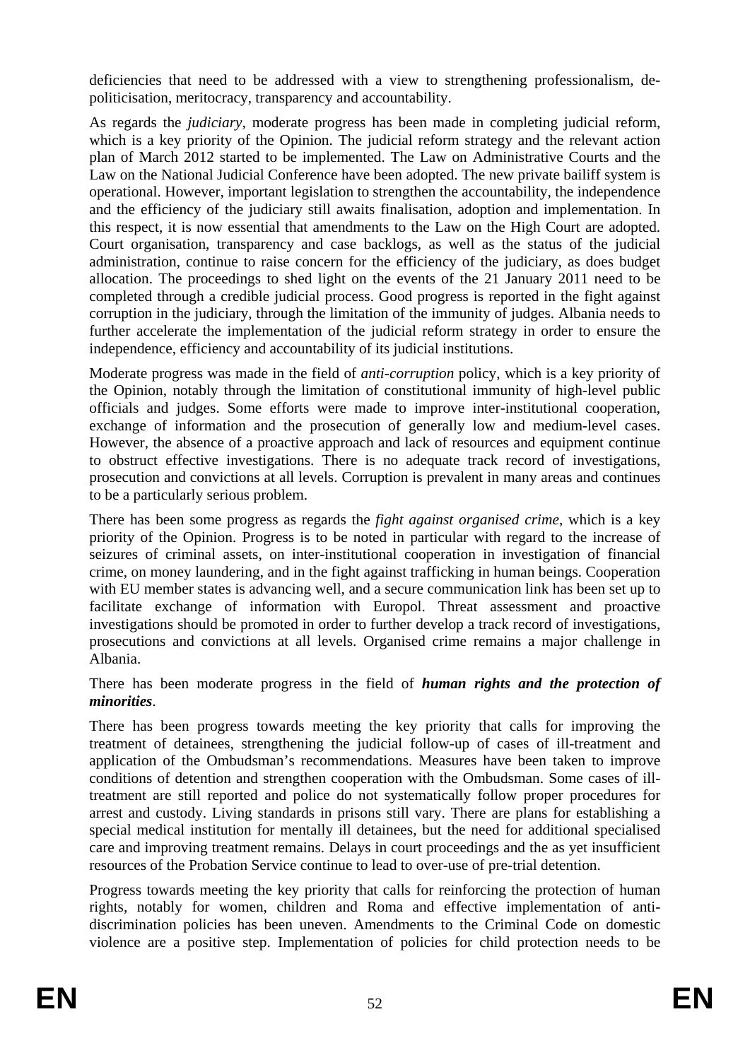deficiencies that need to be addressed with a view to strengthening professionalism, de-politicisation, meritocracy, transparency and accountability.

As regards the *judiciary*, moderate progress has been made in completing judicial reform, which is a key priority of the Opinion. The judicial reform strategy and the relevant action plan of March 2012 started to be implemented. The Law on Administrative Courts and the Law on the National Judicial Conference have been adopted. The new private bailiff system is operational. However, important legislation to strengthen the accountability, the independence and the efficiency of the judiciary still awaits finalisation, adoption and implementation. In this respect, it is now essential that amendments to the Law on the High Court are adopted. Court organisation, transparency and case backlogs, as well as the status of the judicial administration, continue to raise concern for the efficiency of the judiciary, as does budget allocation. The proceedings to shed light on the events of the 21 January 2011 need to be completed through a credible judicial process. Good progress is reported in the fight against corruption in the judiciary, through the limitation of the immunity of judges. Albania needs to further accelerate the implementation of the judicial reform strategy in order to ensure the independence, efficiency and accountability of its judicial institutions.

Moderate progress was made in the field of *anti-corruption* policy, which is a key priority of the Opinion, notably through the limitation of constitutional immunity of high-level public officials and judges. Some efforts were made to improve inter-institutional cooperation, exchange of information and the prosecution of generally low and medium-level cases. However, the absence of a proactive approach and lack of resources and equipment continue to obstruct effective investigations. There is no adequate track record of investigations, prosecution and convictions at all levels. Corruption is prevalent in many areas and continues to be a particularly serious problem.

There has been some progress as regards the *fight against organised crime*, which is a key priority of the Opinion. Progress is to be noted in particular with regard to the increase of seizures of criminal assets, on inter-institutional cooperation in investigation of financial crime, on money laundering, and in the fight against trafficking in human beings. Cooperation with EU member states is advancing well, and a secure communication link has been set up to facilitate exchange of information with Europol. Threat assessment and proactive investigations should be promoted in order to further develop a track record of investigations, prosecutions and convictions at all levels. Organised crime remains a major challenge in Albania.

There has been moderate progress in the field of ***human rights and the protection of minorities***.

There has been progress towards meeting the key priority that calls for improving the treatment of detainees, strengthening the judicial follow-up of cases of ill-treatment and application of the Ombudsman's recommendations. Measures have been taken to improve conditions of detention and strengthen cooperation with the Ombudsman. Some cases of ill-treatment are still reported and police do not systematically follow proper procedures for arrest and custody. Living standards in prisons still vary. There are plans for establishing a special medical institution for mentally ill detainees, but the need for additional specialised care and improving treatment remains. Delays in court proceedings and the as yet insufficient resources of the Probation Service continue to lead to over-use of pre-trial detention.

Progress towards meeting the key priority that calls for reinforcing the protection of human rights, notably for women, children and Roma and effective implementation of anti-discrimination policies has been uneven. Amendments to the Criminal Code on domestic violence are a positive step. Implementation of policies for child protection needs to be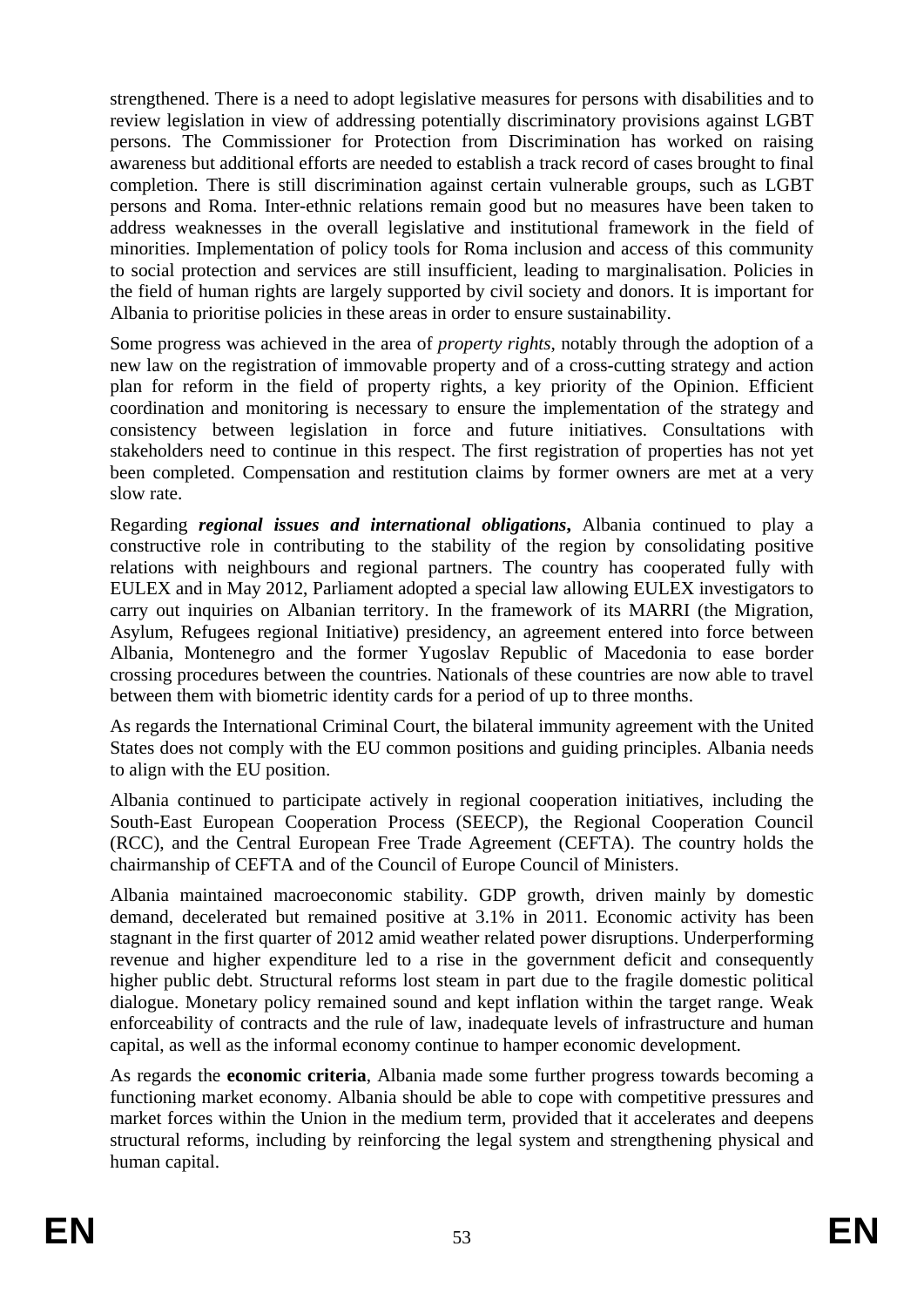strengthened. There is a need to adopt legislative measures for persons with disabilities and to review legislation in view of addressing potentially discriminatory provisions against LGBT persons. The Commissioner for Protection from Discrimination has worked on raising awareness but additional efforts are needed to establish a track record of cases brought to final completion. There is still discrimination against certain vulnerable groups, such as LGBT persons and Roma. Inter-ethnic relations remain good but no measures have been taken to address weaknesses in the overall legislative and institutional framework in the field of minorities. Implementation of policy tools for Roma inclusion and access of this community to social protection and services are still insufficient, leading to marginalisation. Policies in the field of human rights are largely supported by civil society and donors. It is important for Albania to prioritise policies in these areas in order to ensure sustainability.

Some progress was achieved in the area of *property rights*, notably through the adoption of a new law on the registration of immovable property and of a cross-cutting strategy and action plan for reform in the field of property rights, a key priority of the Opinion. Efficient coordination and monitoring is necessary to ensure the implementation of the strategy and consistency between legislation in force and future initiatives. Consultations with stakeholders need to continue in this respect. The first registration of properties has not yet been completed. Compensation and restitution claims by former owners are met at a very slow rate.

Regarding ***regional issues and international obligations*****,** Albania continued to play a constructive role in contributing to the stability of the region by consolidating positive relations with neighbours and regional partners. The country has cooperated fully with EULEX and in May 2012, Parliament adopted a special law allowing EULEX investigators to carry out inquiries on Albanian territory. In the framework of its MARRI (the Migration, Asylum, Refugees regional Initiative) presidency, an agreement entered into force between Albania, Montenegro and the former Yugoslav Republic of Macedonia to ease border crossing procedures between the countries. Nationals of these countries are now able to travel between them with biometric identity cards for a period of up to three months.

As regards the International Criminal Court, the bilateral immunity agreement with the United States does not comply with the EU common positions and guiding principles. Albania needs to align with the EU position.

Albania continued to participate actively in regional cooperation initiatives, including the South-East European Cooperation Process (SEECP), the Regional Cooperation Council (RCC), and the Central European Free Trade Agreement (CEFTA). The country holds the chairmanship of CEFTA and of the Council of Europe Council of Ministers.

Albania maintained macroeconomic stability. GDP growth, driven mainly by domestic demand, decelerated but remained positive at 3.1% in 2011. Economic activity has been stagnant in the first quarter of 2012 amid weather related power disruptions. Underperforming revenue and higher expenditure led to a rise in the government deficit and consequently higher public debt. Structural reforms lost steam in part due to the fragile domestic political dialogue. Monetary policy remained sound and kept inflation within the target range. Weak enforceability of contracts and the rule of law, inadequate levels of infrastructure and human capital, as well as the informal economy continue to hamper economic development.

As regards the **economic criteria**, Albania made some further progress towards becoming a functioning market economy. Albania should be able to cope with competitive pressures and market forces within the Union in the medium term, provided that it accelerates and deepens structural reforms, including by reinforcing the legal system and strengthening physical and human capital.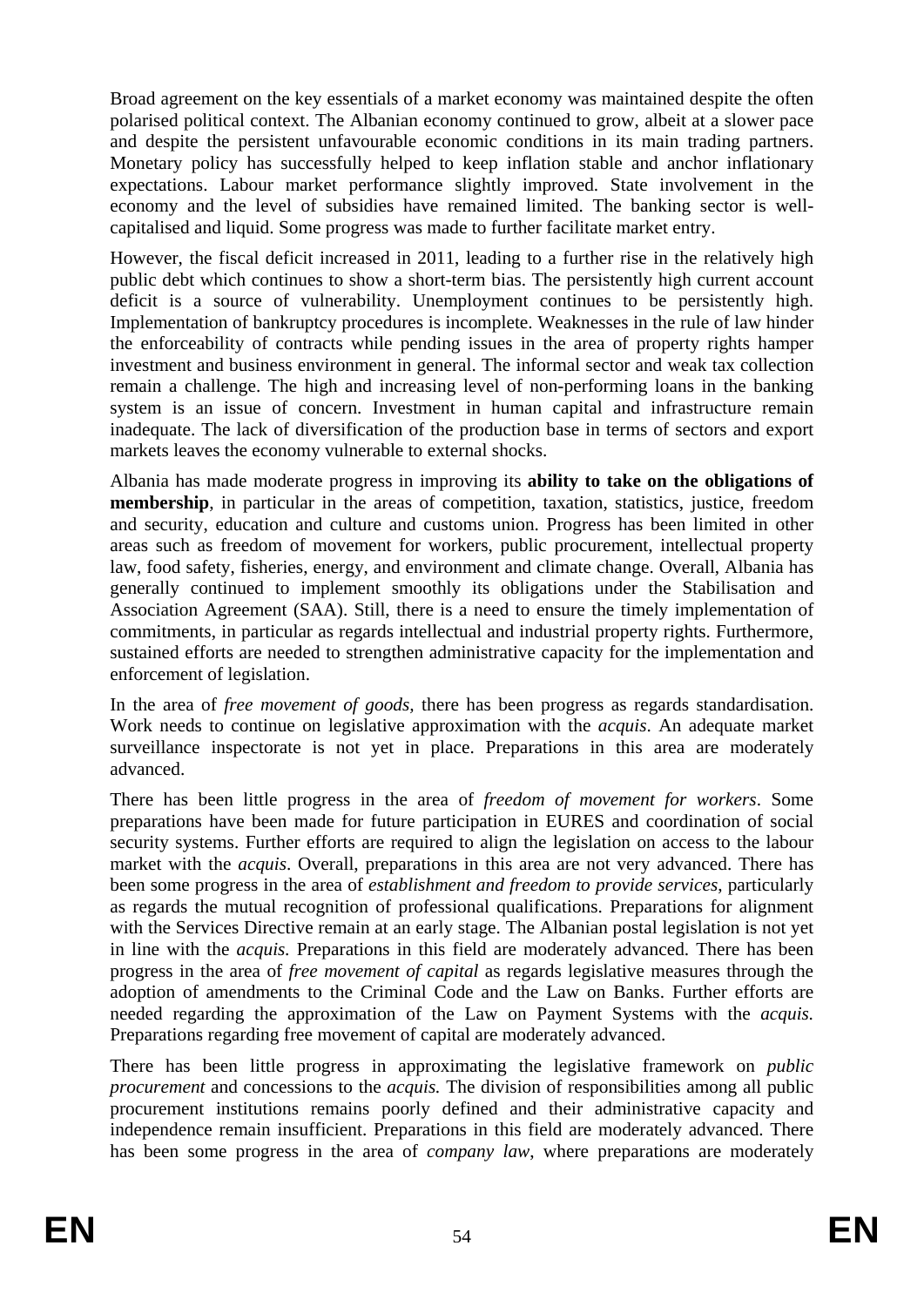Broad agreement on the key essentials of a market economy was maintained despite the often polarised political context. The Albanian economy continued to grow, albeit at a slower pace and despite the persistent unfavourable economic conditions in its main trading partners. Monetary policy has successfully helped to keep inflation stable and anchor inflationary expectations. Labour market performance slightly improved. State involvement in the economy and the level of subsidies have remained limited. The banking sector is well-capitalised and liquid. Some progress was made to further facilitate market entry.

However, the fiscal deficit increased in 2011, leading to a further rise in the relatively high public debt which continues to show a short-term bias. The persistently high current account deficit is a source of vulnerability. Unemployment continues to be persistently high. Implementation of bankruptcy procedures is incomplete. Weaknesses in the rule of law hinder the enforceability of contracts while pending issues in the area of property rights hamper investment and business environment in general. The informal sector and weak tax collection remain a challenge. The high and increasing level of non-performing loans in the banking system is an issue of concern. Investment in human capital and infrastructure remain inadequate. The lack of diversification of the production base in terms of sectors and export markets leaves the economy vulnerable to external shocks.

Albania has made moderate progress in improving its **ability to take on the obligations of membership**, in particular in the areas of competition, taxation, statistics, justice, freedom and security, education and culture and customs union. Progress has been limited in other areas such as freedom of movement for workers, public procurement, intellectual property law, food safety, fisheries, energy, and environment and climate change. Overall, Albania has generally continued to implement smoothly its obligations under the Stabilisation and Association Agreement (SAA). Still, there is a need to ensure the timely implementation of commitments, in particular as regards intellectual and industrial property rights. Furthermore, sustained efforts are needed to strengthen administrative capacity for the implementation and enforcement of legislation.

In the area of *free movement of goods*, there has been progress as regards standardisation. Work needs to continue on legislative approximation with the *acquis*. An adequate market surveillance inspectorate is not yet in place. Preparations in this area are moderately advanced.

There has been little progress in the area of *freedom of movement for workers*. Some preparations have been made for future participation in EURES and coordination of social security systems. Further efforts are required to align the legislation on access to the labour market with the *acquis*. Overall, preparations in this area are not very advanced. There has been some progress in the area of *establishment and freedom to provide services*, particularly as regards the mutual recognition of professional qualifications. Preparations for alignment with the Services Directive remain at an early stage. The Albanian postal legislation is not yet in line with the *acquis.* Preparations in this field are moderately advanced. There has been progress in the area of *free movement of capital* as regards legislative measures through the adoption of amendments to the Criminal Code and the Law on Banks. Further efforts are needed regarding the approximation of the Law on Payment Systems with the *acquis.* Preparations regarding free movement of capital are moderately advanced.

There has been little progress in approximating the legislative framework on *public procurement* and concessions to the *acquis.* The division of responsibilities among all public procurement institutions remains poorly defined and their administrative capacity and independence remain insufficient. Preparations in this field are moderately advanced. There has been some progress in the area of *company law*, where preparations are moderately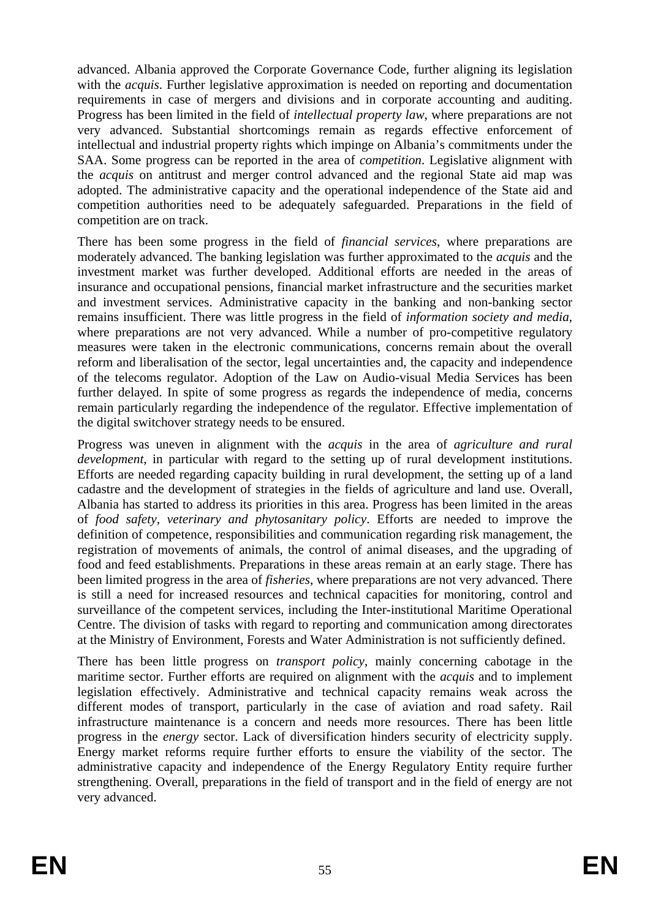advanced. Albania approved the Corporate Governance Code, further aligning its legislation with the *acquis*. Further legislative approximation is needed on reporting and documentation requirements in case of mergers and divisions and in corporate accounting and auditing. Progress has been limited in the field of *intellectual property law*, where preparations are not very advanced. Substantial shortcomings remain as regards effective enforcement of intellectual and industrial property rights which impinge on Albania's commitments under the SAA. Some progress can be reported in the area of *competition*. Legislative alignment with the *acquis* on antitrust and merger control advanced and the regional State aid map was adopted. The administrative capacity and the operational independence of the State aid and competition authorities need to be adequately safeguarded. Preparations in the field of competition are on track.

There has been some progress in the field of *financial services*, where preparations are moderately advanced. The banking legislation was further approximated to the *acquis* and the investment market was further developed. Additional efforts are needed in the areas of insurance and occupational pensions, financial market infrastructure and the securities market and investment services. Administrative capacity in the banking and non-banking sector remains insufficient. There was little progress in the field of *information society and media*, where preparations are not very advanced. While a number of pro-competitive regulatory measures were taken in the electronic communications, concerns remain about the overall reform and liberalisation of the sector, legal uncertainties and, the capacity and independence of the telecoms regulator. Adoption of the Law on Audio-visual Media Services has been further delayed. In spite of some progress as regards the independence of media, concerns remain particularly regarding the independence of the regulator. Effective implementation of the digital switchover strategy needs to be ensured.

Progress was uneven in alignment with the *acquis* in the area of *agriculture and rural development*, in particular with regard to the setting up of rural development institutions. Efforts are needed regarding capacity building in rural development, the setting up of a land cadastre and the development of strategies in the fields of agriculture and land use. Overall, Albania has started to address its priorities in this area. Progress has been limited in the areas of *food safety, veterinary and phytosanitary policy*. Efforts are needed to improve the definition of competence, responsibilities and communication regarding risk management, the registration of movements of animals, the control of animal diseases, and the upgrading of food and feed establishments. Preparations in these areas remain at an early stage. There has been limited progress in the area of *fisheries*, where preparations are not very advanced. There is still a need for increased resources and technical capacities for monitoring, control and surveillance of the competent services, including the Inter-institutional Maritime Operational Centre. The division of tasks with regard to reporting and communication among directorates at the Ministry of Environment, Forests and Water Administration is not sufficiently defined.

There has been little progress on *transport policy*, mainly concerning cabotage in the maritime sector. Further efforts are required on alignment with the *acquis* and to implement legislation effectively. Administrative and technical capacity remains weak across the different modes of transport, particularly in the case of aviation and road safety. Rail infrastructure maintenance is a concern and needs more resources. There has been little progress in the *energy* sector. Lack of diversification hinders security of electricity supply. Energy market reforms require further efforts to ensure the viability of the sector. The administrative capacity and independence of the Energy Regulatory Entity require further strengthening. Overall, preparations in the field of transport and in the field of energy are not very advanced.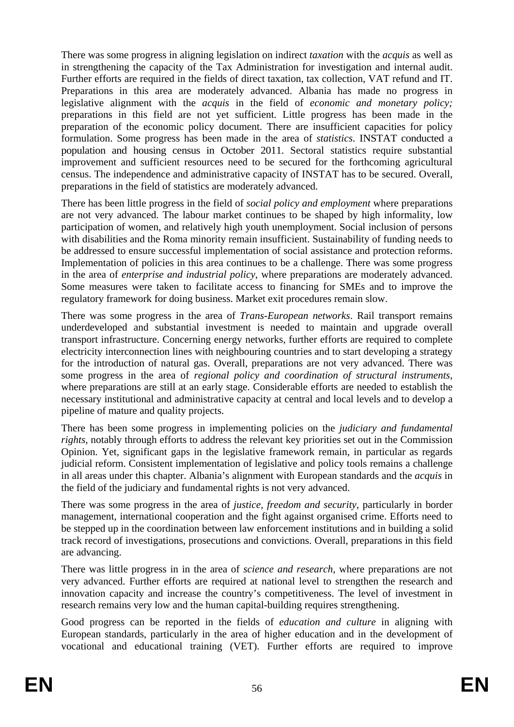There was some progress in aligning legislation on indirect *taxation* with the *acquis* as well as in strengthening the capacity of the Tax Administration for investigation and internal audit. Further efforts are required in the fields of direct taxation, tax collection, VAT refund and IT. Preparations in this area are moderately advanced. Albania has made no progress in legislative alignment with the *acquis* in the field of *economic and monetary policy;* preparations in this field are not yet sufficient. Little progress has been made in the preparation of the economic policy document. There are insufficient capacities for policy formulation. Some progress has been made in the area of *statistics*. INSTAT conducted a population and housing census in October 2011. Sectoral statistics require substantial improvement and sufficient resources need to be secured for the forthcoming agricultural census. The independence and administrative capacity of INSTAT has to be secured. Overall, preparations in the field of statistics are moderately advanced.

There has been little progress in the field of *social policy and employment* where preparations are not very advanced. The labour market continues to be shaped by high informality, low participation of women, and relatively high youth unemployment. Social inclusion of persons with disabilities and the Roma minority remain insufficient. Sustainability of funding needs to be addressed to ensure successful implementation of social assistance and protection reforms. Implementation of policies in this area continues to be a challenge. There was some progress in the area of *enterprise and industrial policy*, where preparations are moderately advanced. Some measures were taken to facilitate access to financing for SMEs and to improve the regulatory framework for doing business. Market exit procedures remain slow.

There was some progress in the area of *Trans-European networks*. Rail transport remains underdeveloped and substantial investment is needed to maintain and upgrade overall transport infrastructure. Concerning energy networks, further efforts are required to complete electricity interconnection lines with neighbouring countries and to start developing a strategy for the introduction of natural gas. Overall, preparations are not very advanced. There was some progress in the area of *regional policy and coordination of structural instruments*, where preparations are still at an early stage. Considerable efforts are needed to establish the necessary institutional and administrative capacity at central and local levels and to develop a pipeline of mature and quality projects.

There has been some progress in implementing policies on the *judiciary and fundamental rights*, notably through efforts to address the relevant key priorities set out in the Commission Opinion. Yet, significant gaps in the legislative framework remain, in particular as regards judicial reform. Consistent implementation of legislative and policy tools remains a challenge in all areas under this chapter. Albania's alignment with European standards and the *acquis* in the field of the judiciary and fundamental rights is not very advanced.

There was some progress in the area of *justice, freedom and security*, particularly in border management, international cooperation and the fight against organised crime. Efforts need to be stepped up in the coordination between law enforcement institutions and in building a solid track record of investigations, prosecutions and convictions. Overall, preparations in this field are advancing.

There was little progress in in the area of *science and research*, where preparations are not very advanced. Further efforts are required at national level to strengthen the research and innovation capacity and increase the country's competitiveness. The level of investment in research remains very low and the human capital-building requires strengthening.

Good progress can be reported in the fields of *education and culture* in aligning with European standards, particularly in the area of higher education and in the development of vocational and educational training (VET). Further efforts are required to improve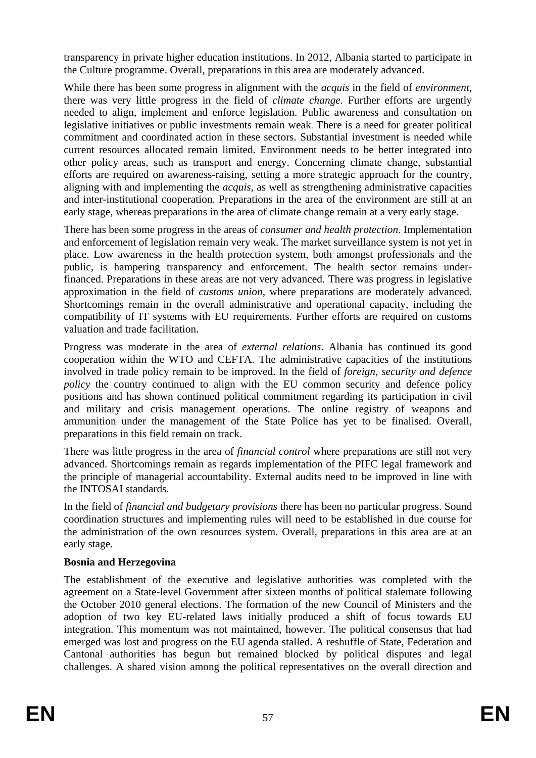transparency in private higher education institutions. In 2012, Albania started to participate in the Culture programme. Overall, preparations in this area are moderately advanced.

While there has been some progress in alignment with the *acquis* in the field of *environment*, there was very little progress in the field of *climate change.* Further efforts are urgently needed to align, implement and enforce legislation. Public awareness and consultation on legislative initiatives or public investments remain weak. There is a need for greater political commitment and coordinated action in these sectors. Substantial investment is needed while current resources allocated remain limited. Environment needs to be better integrated into other policy areas, such as transport and energy. Concerning climate change, substantial efforts are required on awareness-raising, setting a more strategic approach for the country, aligning with and implementing the *acquis*, as well as strengthening administrative capacities and inter-institutional cooperation. Preparations in the area of the environment are still at an early stage, whereas preparations in the area of climate change remain at a very early stage.

There has been some progress in the areas of *consumer and health protection*. Implementation and enforcement of legislation remain very weak. The market surveillance system is not yet in place. Low awareness in the health protection system, both amongst professionals and the public, is hampering transparency and enforcement. The health sector remains under-financed. Preparations in these areas are not very advanced. There was progress in legislative approximation in the field of *customs union*, where preparations are moderately advanced. Shortcomings remain in the overall administrative and operational capacity, including the compatibility of IT systems with EU requirements. Further efforts are required on customs valuation and trade facilitation.

Progress was moderate in the area of *external relations*. Albania has continued its good cooperation within the WTO and CEFTA. The administrative capacities of the institutions involved in trade policy remain to be improved. In the field of *foreign, security and defence policy* the country continued to align with the EU common security and defence policy positions and has shown continued political commitment regarding its participation in civil and military and crisis management operations. The online registry of weapons and ammunition under the management of the State Police has yet to be finalised. Overall, preparations in this field remain on track.

There was little progress in the area of *financial control* where preparations are still not very advanced. Shortcomings remain as regards implementation of the PIFC legal framework and the principle of managerial accountability. External audits need to be improved in line with the INTOSAI standards.

In the field of *financial and budgetary provisions* there has been no particular progress. Sound coordination structures and implementing rules will need to be established in due course for the administration of the own resources system. Overall, preparations in this area are at an early stage.

**Bosnia and Herzegovina**

The establishment of the executive and legislative authorities was completed with the agreement on a State-level Government after sixteen months of political stalemate following the October 2010 general elections. The formation of the new Council of Ministers and the adoption of two key EU-related laws initially produced a shift of focus towards EU integration. This momentum was not maintained, however. The political consensus that had emerged was lost and progress on the EU agenda stalled. A reshuffle of State, Federation and Cantonal authorities has begun but remained blocked by political disputes and legal challenges. A shared vision among the political representatives on the overall direction and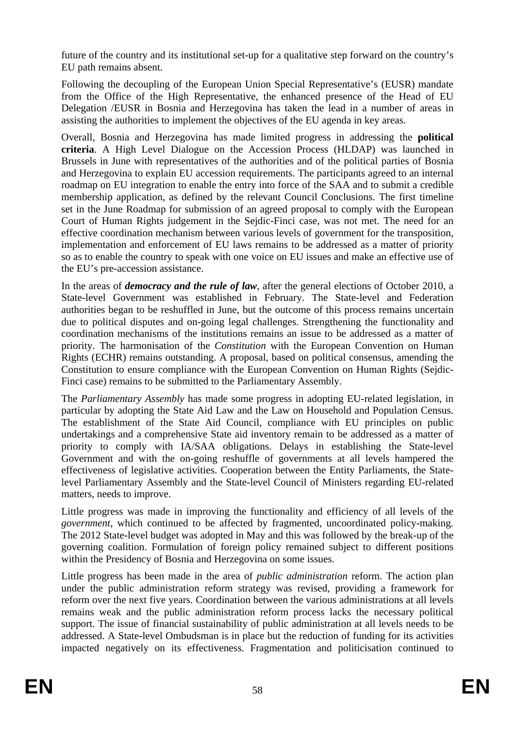future of the country and its institutional set-up for a qualitative step forward on the country's EU path remains absent.

Following the decoupling of the European Union Special Representative's (EUSR) mandate from the Office of the High Representative, the enhanced presence of the Head of EU Delegation /EUSR in Bosnia and Herzegovina has taken the lead in a number of areas in assisting the authorities to implement the objectives of the EU agenda in key areas.

Overall, Bosnia and Herzegovina has made limited progress in addressing the **political criteria**. A High Level Dialogue on the Accession Process (HLDAP) was launched in Brussels in June with representatives of the authorities and of the political parties of Bosnia and Herzegovina to explain EU accession requirements. The participants agreed to an internal roadmap on EU integration to enable the entry into force of the SAA and to submit a credible membership application, as defined by the relevant Council Conclusions. The first timeline set in the June Roadmap for submission of an agreed proposal to comply with the European Court of Human Rights judgement in the Sejdic-Finci case, was not met. The need for an effective coordination mechanism between various levels of government for the transposition, implementation and enforcement of EU laws remains to be addressed as a matter of priority so as to enable the country to speak with one voice on EU issues and make an effective use of the EU's pre-accession assistance.

In the areas of ***democracy and the rule of law***, after the general elections of October 2010, a State-level Government was established in February. The State-level and Federation authorities began to be reshuffled in June, but the outcome of this process remains uncertain due to political disputes and on-going legal challenges. Strengthening the functionality and coordination mechanisms of the institutions remains an issue to be addressed as a matter of priority. The harmonisation of the *Constitution* with the European Convention on Human Rights (ECHR) remains outstanding. A proposal, based on political consensus, amending the Constitution to ensure compliance with the European Convention on Human Rights (Sejdic-Finci case) remains to be submitted to the Parliamentary Assembly.

The *Parliamentary Assembly* has made some progress in adopting EU-related legislation, in particular by adopting the State Aid Law and the Law on Household and Population Census. The establishment of the State Aid Council, compliance with EU principles on public undertakings and a comprehensive State aid inventory remain to be addressed as a matter of priority to comply with IA/SAA obligations. Delays in establishing the State-level Government and with the on-going reshuffle of governments at all levels hampered the effectiveness of legislative activities. Cooperation between the Entity Parliaments, the State-level Parliamentary Assembly and the State-level Council of Ministers regarding EU-related matters, needs to improve.

Little progress was made in improving the functionality and efficiency of all levels of the *government*, which continued to be affected by fragmented, uncoordinated policy-making. The 2012 State-level budget was adopted in May and this was followed by the break-up of the governing coalition. Formulation of foreign policy remained subject to different positions within the Presidency of Bosnia and Herzegovina on some issues.

Little progress has been made in the area of *public administration* reform. The action plan under the public administration reform strategy was revised, providing a framework for reform over the next five years. Coordination between the various administrations at all levels remains weak and the public administration reform process lacks the necessary political support. The issue of financial sustainability of public administration at all levels needs to be addressed. A State-level Ombudsman is in place but the reduction of funding for its activities impacted negatively on its effectiveness. Fragmentation and politicisation continued to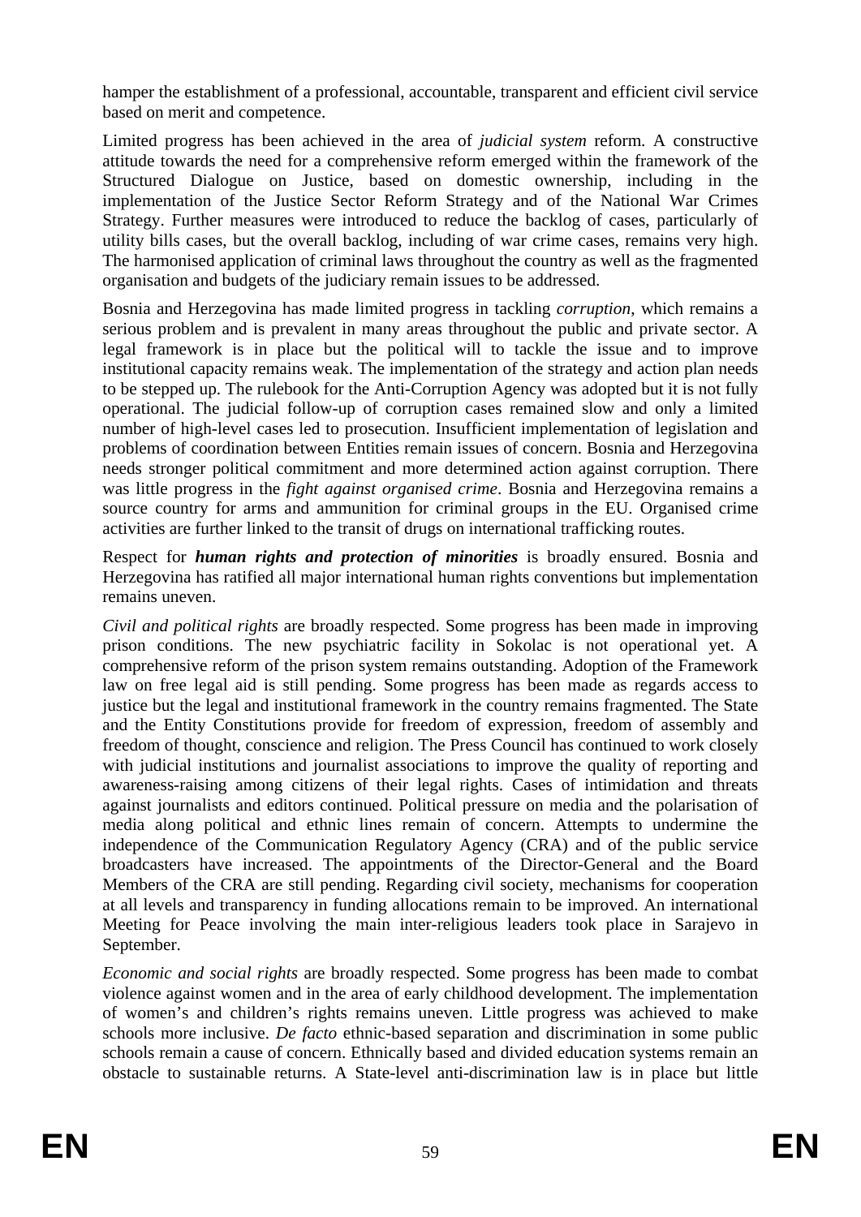hamper the establishment of a professional, accountable, transparent and efficient civil service based on merit and competence.

Limited progress has been achieved in the area of *judicial system* reform. A constructive attitude towards the need for a comprehensive reform emerged within the framework of the Structured Dialogue on Justice, based on domestic ownership, including in the implementation of the Justice Sector Reform Strategy and of the National War Crimes Strategy. Further measures were introduced to reduce the backlog of cases, particularly of utility bills cases, but the overall backlog, including of war crime cases, remains very high. The harmonised application of criminal laws throughout the country as well as the fragmented organisation and budgets of the judiciary remain issues to be addressed.

Bosnia and Herzegovina has made limited progress in tackling *corruption*, which remains a serious problem and is prevalent in many areas throughout the public and private sector. A legal framework is in place but the political will to tackle the issue and to improve institutional capacity remains weak. The implementation of the strategy and action plan needs to be stepped up. The rulebook for the Anti-Corruption Agency was adopted but it is not fully operational. The judicial follow-up of corruption cases remained slow and only a limited number of high-level cases led to prosecution. Insufficient implementation of legislation and problems of coordination between Entities remain issues of concern. Bosnia and Herzegovina needs stronger political commitment and more determined action against corruption. There was little progress in the *fight against organised crime*. Bosnia and Herzegovina remains a source country for arms and ammunition for criminal groups in the EU. Organised crime activities are further linked to the transit of drugs on international trafficking routes.

Respect for ***human rights and protection of minorities*** is broadly ensured. Bosnia and Herzegovina has ratified all major international human rights conventions but implementation remains uneven.

*Civil and political rights* are broadly respected. Some progress has been made in improving prison conditions. The new psychiatric facility in Sokolac is not operational yet. A comprehensive reform of the prison system remains outstanding. Adoption of the Framework law on free legal aid is still pending. Some progress has been made as regards access to justice but the legal and institutional framework in the country remains fragmented. The State and the Entity Constitutions provide for freedom of expression, freedom of assembly and freedom of thought, conscience and religion. The Press Council has continued to work closely with judicial institutions and journalist associations to improve the quality of reporting and awareness-raising among citizens of their legal rights. Cases of intimidation and threats against journalists and editors continued. Political pressure on media and the polarisation of media along political and ethnic lines remain of concern. Attempts to undermine the independence of the Communication Regulatory Agency (CRA) and of the public service broadcasters have increased. The appointments of the Director-General and the Board Members of the CRA are still pending. Regarding civil society, mechanisms for cooperation at all levels and transparency in funding allocations remain to be improved. An international Meeting for Peace involving the main inter-religious leaders took place in Sarajevo in September.

*Economic and social rights* are broadly respected. Some progress has been made to combat violence against women and in the area of early childhood development. The implementation of women's and children's rights remains uneven. Little progress was achieved to make schools more inclusive. *De facto* ethnic-based separation and discrimination in some public schools remain a cause of concern. Ethnically based and divided education systems remain an obstacle to sustainable returns. A State-level anti-discrimination law is in place but little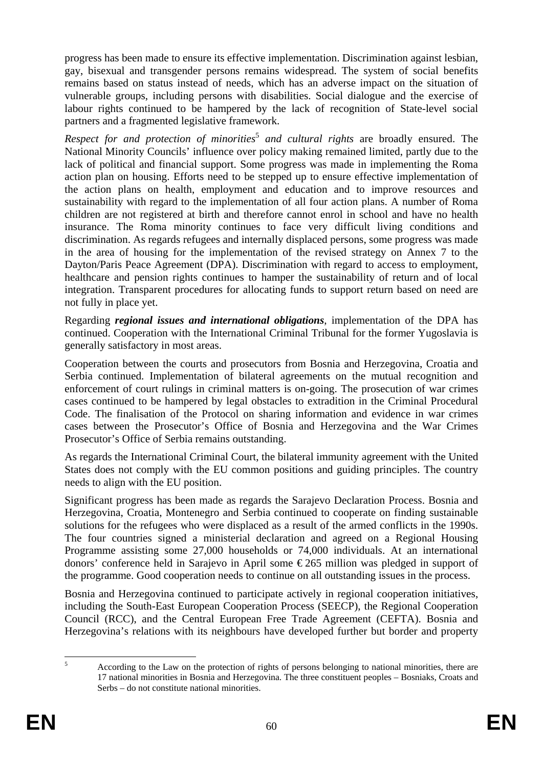progress has been made to ensure its effective implementation. Discrimination against lesbian, gay, bisexual and transgender persons remains widespread. The system of social benefits remains based on status instead of needs, which has an adverse impact on the situation of vulnerable groups, including persons with disabilities. Social dialogue and the exercise of labour rights continued to be hampered by the lack of recognition of State-level social partners and a fragmented legislative framework.

*Respect for and protection of minorities*[5] *and cultural rights* are broadly ensured. The National Minority Councils' influence over policy making remained limited, partly due to the lack of political and financial support. Some progress was made in implementing the Roma action plan on housing. Efforts need to be stepped up to ensure effective implementation of the action plans on health, employment and education and to improve resources and sustainability with regard to the implementation of all four action plans. A number of Roma children are not registered at birth and therefore cannot enrol in school and have no health insurance. The Roma minority continues to face very difficult living conditions and discrimination. As regards refugees and internally displaced persons, some progress was made in the area of housing for the implementation of the revised strategy on Annex 7 to the Dayton/Paris Peace Agreement (DPA). Discrimination with regard to access to employment, healthcare and pension rights continues to hamper the sustainability of return and of local integration. Transparent procedures for allocating funds to support return based on need are not fully in place yet.

Regarding ***regional issues and international obligations***, implementation of the DPA has continued. Cooperation with the International Criminal Tribunal for the former Yugoslavia is generally satisfactory in most areas.

Cooperation between the courts and prosecutors from Bosnia and Herzegovina, Croatia and Serbia continued. Implementation of bilateral agreements on the mutual recognition and enforcement of court rulings in criminal matters is on-going. The prosecution of war crimes cases continued to be hampered by legal obstacles to extradition in the Criminal Procedural Code. The finalisation of the Protocol on sharing information and evidence in war crimes cases between the Prosecutor's Office of Bosnia and Herzegovina and the War Crimes Prosecutor's Office of Serbia remains outstanding.

As regards the International Criminal Court, the bilateral immunity agreement with the United States does not comply with the EU common positions and guiding principles. The country needs to align with the EU position.

Significant progress has been made as regards the Sarajevo Declaration Process. Bosnia and Herzegovina, Croatia, Montenegro and Serbia continued to cooperate on finding sustainable solutions for the refugees who were displaced as a result of the armed conflicts in the 1990s. The four countries signed a ministerial declaration and agreed on a Regional Housing Programme assisting some 27,000 households or 74,000 individuals. At an international donors' conference held in Sarajevo in April some € 265 million was pledged in support of the programme. Good cooperation needs to continue on all outstanding issues in the process.

Bosnia and Herzegovina continued to participate actively in regional cooperation initiatives, including the South-East European Cooperation Process (SEECP), the Regional Cooperation Council (RCC), and the Central European Free Trade Agreement (CEFTA). Bosnia and Herzegovina's relations with its neighbours have developed further but border and property

[5] According to the Law on the protection of rights of persons belonging to national minorities, there are 17 national minorities in Bosnia and Herzegovina. The three constituent peoples – Bosniaks, Croats and Serbs – do not constitute national minorities.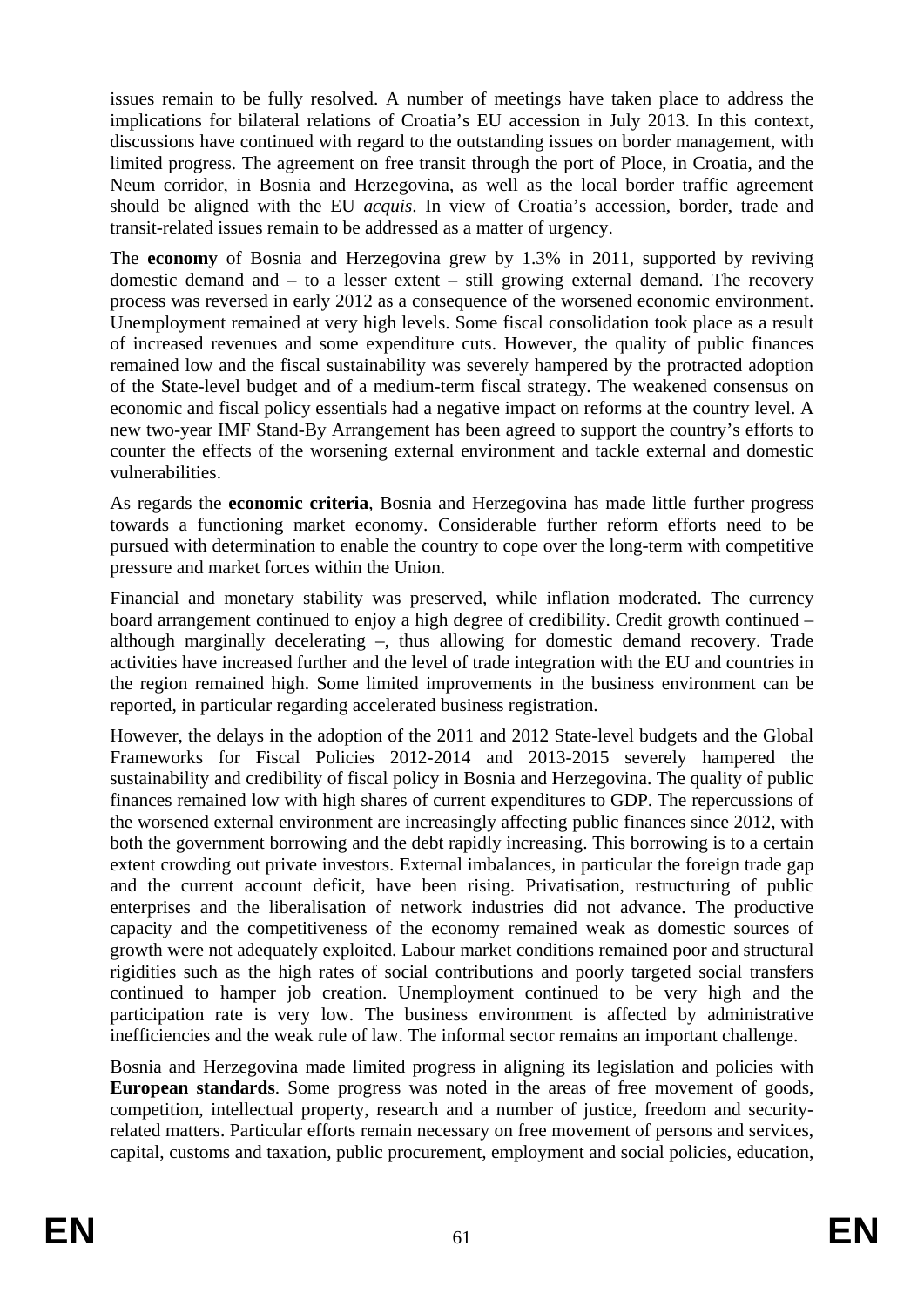issues remain to be fully resolved. A number of meetings have taken place to address the implications for bilateral relations of Croatia's EU accession in July 2013. In this context, discussions have continued with regard to the outstanding issues on border management, with limited progress. The agreement on free transit through the port of Ploce, in Croatia, and the Neum corridor, in Bosnia and Herzegovina, as well as the local border traffic agreement should be aligned with the EU *acquis*. In view of Croatia's accession, border, trade and transit-related issues remain to be addressed as a matter of urgency.

The **economy** of Bosnia and Herzegovina grew by 1.3% in 2011, supported by reviving domestic demand and – to a lesser extent – still growing external demand. The recovery process was reversed in early 2012 as a consequence of the worsened economic environment. Unemployment remained at very high levels. Some fiscal consolidation took place as a result of increased revenues and some expenditure cuts. However, the quality of public finances remained low and the fiscal sustainability was severely hampered by the protracted adoption of the State-level budget and of a medium-term fiscal strategy. The weakened consensus on economic and fiscal policy essentials had a negative impact on reforms at the country level. A new two-year IMF Stand-By Arrangement has been agreed to support the country's efforts to counter the effects of the worsening external environment and tackle external and domestic vulnerabilities.

As regards the **economic criteria**, Bosnia and Herzegovina has made little further progress towards a functioning market economy. Considerable further reform efforts need to be pursued with determination to enable the country to cope over the long-term with competitive pressure and market forces within the Union.

Financial and monetary stability was preserved, while inflation moderated. The currency board arrangement continued to enjoy a high degree of credibility. Credit growth continued – although marginally decelerating –, thus allowing for domestic demand recovery. Trade activities have increased further and the level of trade integration with the EU and countries in the region remained high. Some limited improvements in the business environment can be reported, in particular regarding accelerated business registration.

However, the delays in the adoption of the 2011 and 2012 State-level budgets and the Global Frameworks for Fiscal Policies 2012-2014 and 2013-2015 severely hampered the sustainability and credibility of fiscal policy in Bosnia and Herzegovina. The quality of public finances remained low with high shares of current expenditures to GDP. The repercussions of the worsened external environment are increasingly affecting public finances since 2012, with both the government borrowing and the debt rapidly increasing. This borrowing is to a certain extent crowding out private investors. External imbalances, in particular the foreign trade gap and the current account deficit, have been rising. Privatisation, restructuring of public enterprises and the liberalisation of network industries did not advance. The productive capacity and the competitiveness of the economy remained weak as domestic sources of growth were not adequately exploited. Labour market conditions remained poor and structural rigidities such as the high rates of social contributions and poorly targeted social transfers continued to hamper job creation. Unemployment continued to be very high and the participation rate is very low. The business environment is affected by administrative inefficiencies and the weak rule of law. The informal sector remains an important challenge.

Bosnia and Herzegovina made limited progress in aligning its legislation and policies with **European standards**. Some progress was noted in the areas of free movement of goods, competition, intellectual property, research and a number of justice, freedom and security-related matters. Particular efforts remain necessary on free movement of persons and services, capital, customs and taxation, public procurement, employment and social policies, education,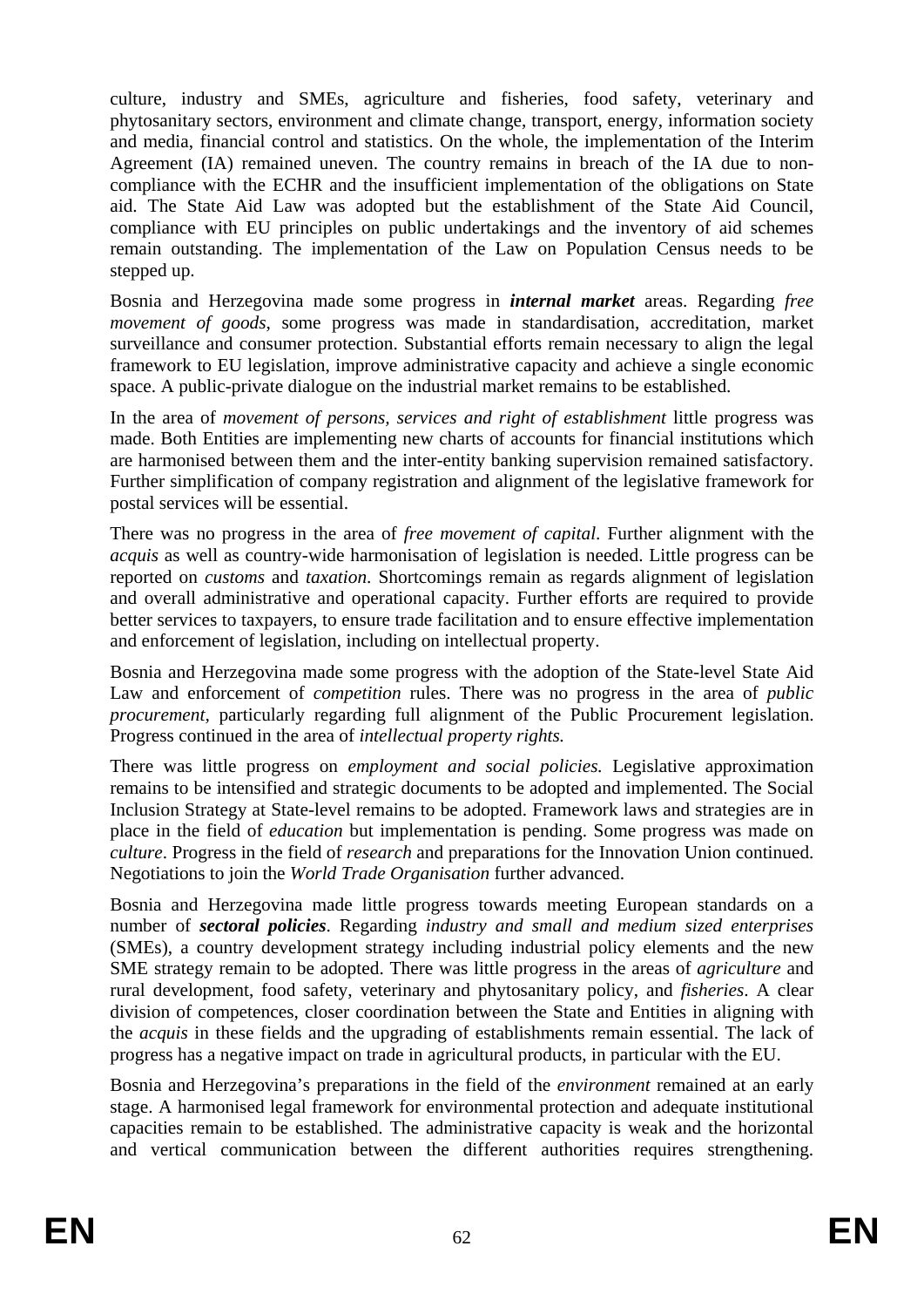culture, industry and SMEs, agriculture and fisheries, food safety, veterinary and phytosanitary sectors, environment and climate change, transport, energy, information society and media, financial control and statistics. On the whole, the implementation of the Interim Agreement (IA) remained uneven. The country remains in breach of the IA due to non-compliance with the ECHR and the insufficient implementation of the obligations on State aid. The State Aid Law was adopted but the establishment of the State Aid Council, compliance with EU principles on public undertakings and the inventory of aid schemes remain outstanding. The implementation of the Law on Population Census needs to be stepped up.

Bosnia and Herzegovina made some progress in ***internal market*** areas. Regarding *free movement of goods*, some progress was made in standardisation, accreditation, market surveillance and consumer protection. Substantial efforts remain necessary to align the legal framework to EU legislation, improve administrative capacity and achieve a single economic space. A public-private dialogue on the industrial market remains to be established.

In the area of *movement of persons, services and right of establishment* little progress was made. Both Entities are implementing new charts of accounts for financial institutions which are harmonised between them and the inter-entity banking supervision remained satisfactory. Further simplification of company registration and alignment of the legislative framework for postal services will be essential.

There was no progress in the area of *free movement of capital*. Further alignment with the *acquis* as well as country-wide harmonisation of legislation is needed. Little progress can be reported on *customs* and *taxation*. Shortcomings remain as regards alignment of legislation and overall administrative and operational capacity. Further efforts are required to provide better services to taxpayers, to ensure trade facilitation and to ensure effective implementation and enforcement of legislation, including on intellectual property.

Bosnia and Herzegovina made some progress with the adoption of the State-level State Aid Law and enforcement of *competition* rules. There was no progress in the area of *public procurement*, particularly regarding full alignment of the Public Procurement legislation. Progress continued in the area of *intellectual property rights.*

There was little progress on *employment and social policies.* Legislative approximation remains to be intensified and strategic documents to be adopted and implemented. The Social Inclusion Strategy at State-level remains to be adopted. Framework laws and strategies are in place in the field of *education* but implementation is pending. Some progress was made on *culture*. Progress in the field of *research* and preparations for the Innovation Union continued. Negotiations to join the *World Trade Organisation* further advanced.

Bosnia and Herzegovina made little progress towards meeting European standards on a number of ***sectoral policies***. Regarding *industry and small and medium sized enterprises* (SMEs), a country development strategy including industrial policy elements and the new SME strategy remain to be adopted. There was little progress in the areas of *agriculture* and rural development, food safety, veterinary and phytosanitary policy, and *fisheries*. A clear division of competences, closer coordination between the State and Entities in aligning with the *acquis* in these fields and the upgrading of establishments remain essential. The lack of progress has a negative impact on trade in agricultural products, in particular with the EU.

Bosnia and Herzegovina's preparations in the field of the *environment* remained at an early stage. A harmonised legal framework for environmental protection and adequate institutional capacities remain to be established. The administrative capacity is weak and the horizontal and vertical communication between the different authorities requires strengthening.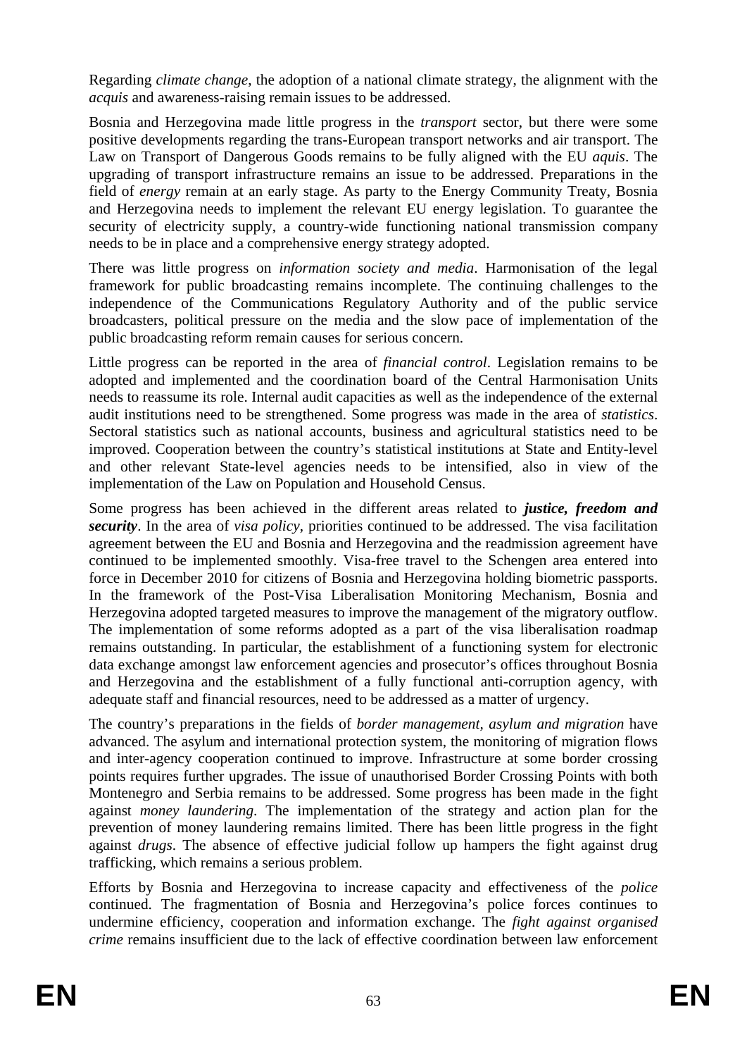Regarding *climate change*, the adoption of a national climate strategy, the alignment with the *acquis* and awareness-raising remain issues to be addressed.

Bosnia and Herzegovina made little progress in the *transport* sector, but there were some positive developments regarding the trans-European transport networks and air transport. The Law on Transport of Dangerous Goods remains to be fully aligned with the EU *aquis*. The upgrading of transport infrastructure remains an issue to be addressed. Preparations in the field of *energy* remain at an early stage. As party to the Energy Community Treaty, Bosnia and Herzegovina needs to implement the relevant EU energy legislation. To guarantee the security of electricity supply, a country-wide functioning national transmission company needs to be in place and a comprehensive energy strategy adopted.

There was little progress on *information society and media*. Harmonisation of the legal framework for public broadcasting remains incomplete. The continuing challenges to the independence of the Communications Regulatory Authority and of the public service broadcasters, political pressure on the media and the slow pace of implementation of the public broadcasting reform remain causes for serious concern.

Little progress can be reported in the area of *financial control*. Legislation remains to be adopted and implemented and the coordination board of the Central Harmonisation Units needs to reassume its role. Internal audit capacities as well as the independence of the external audit institutions need to be strengthened. Some progress was made in the area of *statistics*. Sectoral statistics such as national accounts, business and agricultural statistics need to be improved. Cooperation between the country's statistical institutions at State and Entity-level and other relevant State-level agencies needs to be intensified, also in view of the implementation of the Law on Population and Household Census.

Some progress has been achieved in the different areas related to ***justice, freedom and security***. In the area of *visa policy*, priorities continued to be addressed. The visa facilitation agreement between the EU and Bosnia and Herzegovina and the readmission agreement have continued to be implemented smoothly. Visa-free travel to the Schengen area entered into force in December 2010 for citizens of Bosnia and Herzegovina holding biometric passports. In the framework of the Post-Visa Liberalisation Monitoring Mechanism, Bosnia and Herzegovina adopted targeted measures to improve the management of the migratory outflow. The implementation of some reforms adopted as a part of the visa liberalisation roadmap remains outstanding. In particular, the establishment of a functioning system for electronic data exchange amongst law enforcement agencies and prosecutor's offices throughout Bosnia and Herzegovina and the establishment of a fully functional anti-corruption agency, with adequate staff and financial resources, need to be addressed as a matter of urgency.

The country's preparations in the fields of *border management, asylum and migration* have advanced. The asylum and international protection system, the monitoring of migration flows and inter-agency cooperation continued to improve. Infrastructure at some border crossing points requires further upgrades. The issue of unauthorised Border Crossing Points with both Montenegro and Serbia remains to be addressed. Some progress has been made in the fight against *money laundering*. The implementation of the strategy and action plan for the prevention of money laundering remains limited. There has been little progress in the fight against *drugs*. The absence of effective judicial follow up hampers the fight against drug trafficking, which remains a serious problem.

Efforts by Bosnia and Herzegovina to increase capacity and effectiveness of the *police* continued. The fragmentation of Bosnia and Herzegovina's police forces continues to undermine efficiency, cooperation and information exchange. The *fight against organised crime* remains insufficient due to the lack of effective coordination between law enforcement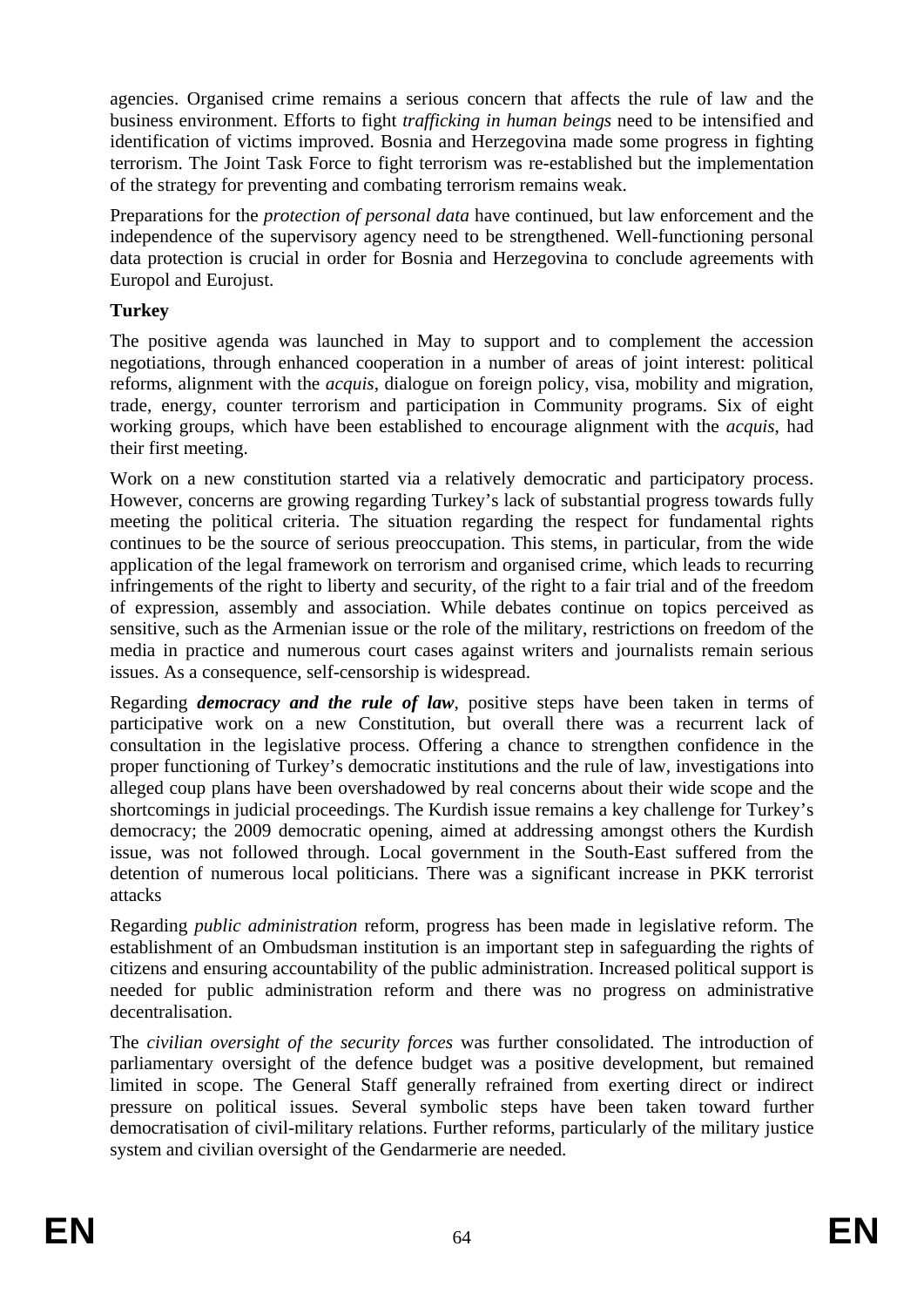agencies. Organised crime remains a serious concern that affects the rule of law and the business environment. Efforts to fight *trafficking in human beings* need to be intensified and identification of victims improved. Bosnia and Herzegovina made some progress in fighting terrorism. The Joint Task Force to fight terrorism was re-established but the implementation of the strategy for preventing and combating terrorism remains weak.

Preparations for the *protection of personal data* have continued, but law enforcement and the independence of the supervisory agency need to be strengthened. Well-functioning personal data protection is crucial in order for Bosnia and Herzegovina to conclude agreements with Europol and Eurojust.

**Turkey**

The positive agenda was launched in May to support and to complement the accession negotiations, through enhanced cooperation in a number of areas of joint interest: political reforms, alignment with the *acquis*, dialogue on foreign policy, visa, mobility and migration, trade, energy, counter terrorism and participation in Community programs. Six of eight working groups, which have been established to encourage alignment with the *acquis*, had their first meeting.

Work on a new constitution started via a relatively democratic and participatory process. However, concerns are growing regarding Turkey's lack of substantial progress towards fully meeting the political criteria. The situation regarding the respect for fundamental rights continues to be the source of serious preoccupation. This stems, in particular, from the wide application of the legal framework on terrorism and organised crime, which leads to recurring infringements of the right to liberty and security, of the right to a fair trial and of the freedom of expression, assembly and association. While debates continue on topics perceived as sensitive, such as the Armenian issue or the role of the military, restrictions on freedom of the media in practice and numerous court cases against writers and journalists remain serious issues. As a consequence, self-censorship is widespread.

Regarding ***democracy and the rule of law***, positive steps have been taken in terms of participative work on a new Constitution, but overall there was a recurrent lack of consultation in the legislative process. Offering a chance to strengthen confidence in the proper functioning of Turkey's democratic institutions and the rule of law, investigations into alleged coup plans have been overshadowed by real concerns about their wide scope and the shortcomings in judicial proceedings. The Kurdish issue remains a key challenge for Turkey's democracy; the 2009 democratic opening, aimed at addressing amongst others the Kurdish issue, was not followed through. Local government in the South-East suffered from the detention of numerous local politicians. There was a significant increase in PKK terrorist attacks

Regarding *public administration* reform, progress has been made in legislative reform. The establishment of an Ombudsman institution is an important step in safeguarding the rights of citizens and ensuring accountability of the public administration. Increased political support is needed for public administration reform and there was no progress on administrative decentralisation.

The *civilian oversight of the security forces* was further consolidated. The introduction of parliamentary oversight of the defence budget was a positive development, but remained limited in scope. The General Staff generally refrained from exerting direct or indirect pressure on political issues. Several symbolic steps have been taken toward further democratisation of civil-military relations. Further reforms, particularly of the military justice system and civilian oversight of the Gendarmerie are needed.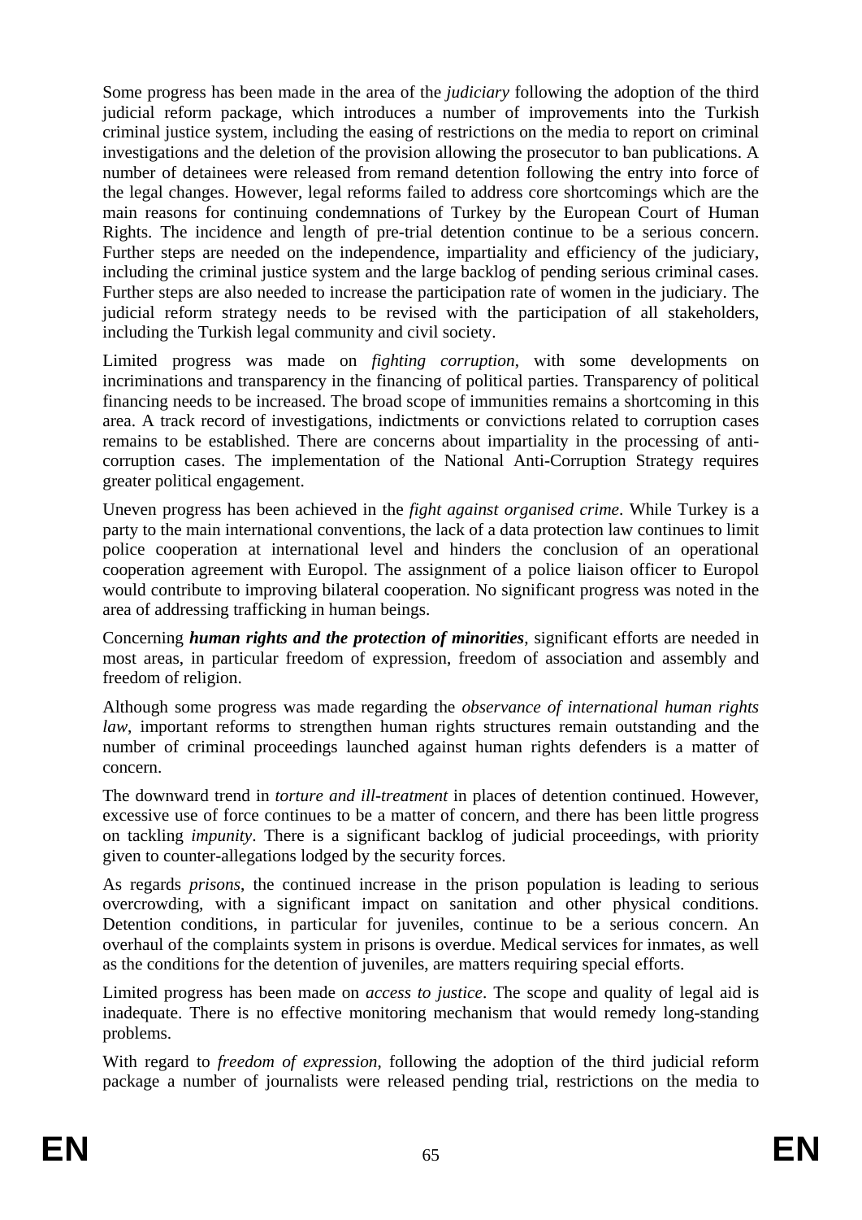Some progress has been made in the area of the *judiciary* following the adoption of the third judicial reform package, which introduces a number of improvements into the Turkish criminal justice system, including the easing of restrictions on the media to report on criminal investigations and the deletion of the provision allowing the prosecutor to ban publications. A number of detainees were released from remand detention following the entry into force of the legal changes. However, legal reforms failed to address core shortcomings which are the main reasons for continuing condemnations of Turkey by the European Court of Human Rights. The incidence and length of pre-trial detention continue to be a serious concern. Further steps are needed on the independence, impartiality and efficiency of the judiciary, including the criminal justice system and the large backlog of pending serious criminal cases. Further steps are also needed to increase the participation rate of women in the judiciary. The judicial reform strategy needs to be revised with the participation of all stakeholders, including the Turkish legal community and civil society.

Limited progress was made on *fighting corruption*, with some developments on incriminations and transparency in the financing of political parties. Transparency of political financing needs to be increased. The broad scope of immunities remains a shortcoming in this area. A track record of investigations, indictments or convictions related to corruption cases remains to be established. There are concerns about impartiality in the processing of anti-corruption cases. The implementation of the National Anti-Corruption Strategy requires greater political engagement.

Uneven progress has been achieved in the *fight against organised crime*. While Turkey is a party to the main international conventions, the lack of a data protection law continues to limit police cooperation at international level and hinders the conclusion of an operational cooperation agreement with Europol. The assignment of a police liaison officer to Europol would contribute to improving bilateral cooperation. No significant progress was noted in the area of addressing trafficking in human beings.

Concerning ***human rights and the protection of minorities***, significant efforts are needed in most areas, in particular freedom of expression, freedom of association and assembly and freedom of religion.

Although some progress was made regarding the *observance of international human rights law*, important reforms to strengthen human rights structures remain outstanding and the number of criminal proceedings launched against human rights defenders is a matter of concern.

The downward trend in *torture and ill-treatment* in places of detention continued. However, excessive use of force continues to be a matter of concern, and there has been little progress on tackling *impunity*. There is a significant backlog of judicial proceedings, with priority given to counter-allegations lodged by the security forces.

As regards *prisons*, the continued increase in the prison population is leading to serious overcrowding, with a significant impact on sanitation and other physical conditions. Detention conditions, in particular for juveniles, continue to be a serious concern. An overhaul of the complaints system in prisons is overdue. Medical services for inmates, as well as the conditions for the detention of juveniles, are matters requiring special efforts.

Limited progress has been made on *access to justice*. The scope and quality of legal aid is inadequate. There is no effective monitoring mechanism that would remedy long-standing problems.

With regard to *freedom of expression*, following the adoption of the third judicial reform package a number of journalists were released pending trial, restrictions on the media to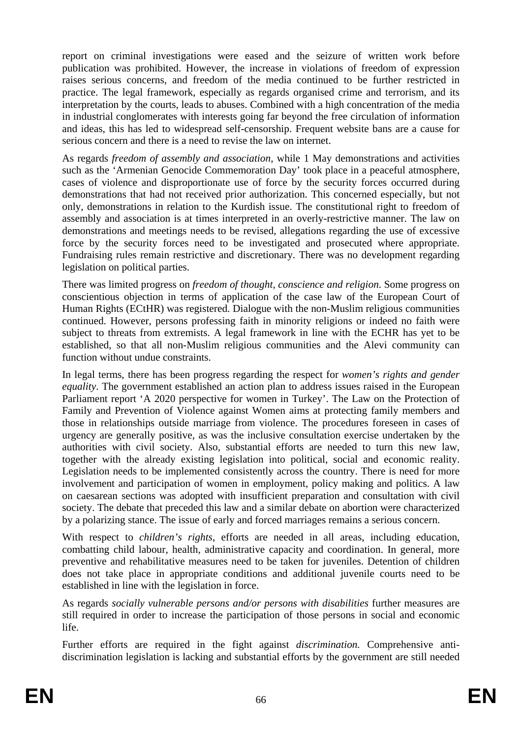report on criminal investigations were eased and the seizure of written work before publication was prohibited. However, the increase in violations of freedom of expression raises serious concerns, and freedom of the media continued to be further restricted in practice. The legal framework, especially as regards organised crime and terrorism, and its interpretation by the courts, leads to abuses. Combined with a high concentration of the media in industrial conglomerates with interests going far beyond the free circulation of information and ideas, this has led to widespread self-censorship. Frequent website bans are a cause for serious concern and there is a need to revise the law on internet.

As regards *freedom of assembly and association,* while 1 May demonstrations and activities such as the 'Armenian Genocide Commemoration Day' took place in a peaceful atmosphere, cases of violence and disproportionate use of force by the security forces occurred during demonstrations that had not received prior authorization. This concerned especially, but not only, demonstrations in relation to the Kurdish issue. The constitutional right to freedom of assembly and association is at times interpreted in an overly-restrictive manner. The law on demonstrations and meetings needs to be revised, allegations regarding the use of excessive force by the security forces need to be investigated and prosecuted where appropriate. Fundraising rules remain restrictive and discretionary. There was no development regarding legislation on political parties.

There was limited progress on *freedom of thought, conscience and religion*. Some progress on conscientious objection in terms of application of the case law of the European Court of Human Rights (ECtHR) was registered. Dialogue with the non-Muslim religious communities continued. However, persons professing faith in minority religions or indeed no faith were subject to threats from extremists. A legal framework in line with the ECHR has yet to be established, so that all non-Muslim religious communities and the Alevi community can function without undue constraints.

In legal terms, there has been progress regarding the respect for *women's rights and gender equality*. The government established an action plan to address issues raised in the European Parliament report 'A 2020 perspective for women in Turkey'. The Law on the Protection of Family and Prevention of Violence against Women aims at protecting family members and those in relationships outside marriage from violence. The procedures foreseen in cases of urgency are generally positive, as was the inclusive consultation exercise undertaken by the authorities with civil society. Also, substantial efforts are needed to turn this new law, together with the already existing legislation into political, social and economic reality. Legislation needs to be implemented consistently across the country. There is need for more involvement and participation of women in employment, policy making and politics. A law on caesarean sections was adopted with insufficient preparation and consultation with civil society. The debate that preceded this law and a similar debate on abortion were characterized by a polarizing stance. The issue of early and forced marriages remains a serious concern.

With respect to *children's rights*, efforts are needed in all areas, including education, combatting child labour, health, administrative capacity and coordination. In general, more preventive and rehabilitative measures need to be taken for juveniles. Detention of children does not take place in appropriate conditions and additional juvenile courts need to be established in line with the legislation in force.

As regards *socially vulnerable persons and/or persons with disabilities* further measures are still required in order to increase the participation of those persons in social and economic life.

Further efforts are required in the fight against *discrimination.* Comprehensive anti-discrimination legislation is lacking and substantial efforts by the government are still needed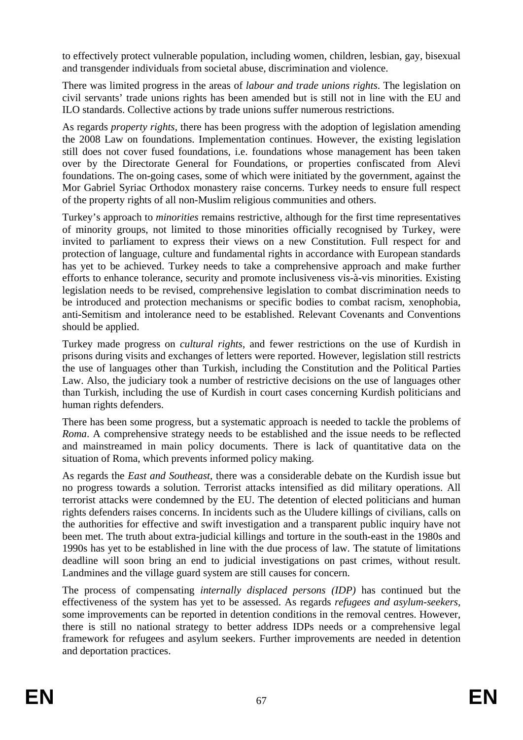to effectively protect vulnerable population, including women, children, lesbian, gay, bisexual and transgender individuals from societal abuse, discrimination and violence.

There was limited progress in the areas of *labour and trade unions rights*. The legislation on civil servants' trade unions rights has been amended but is still not in line with the EU and ILO standards. Collective actions by trade unions suffer numerous restrictions.

As regards *property rights*, there has been progress with the adoption of legislation amending the 2008 Law on foundations. Implementation continues. However, the existing legislation still does not cover fused foundations, i.e. foundations whose management has been taken over by the Directorate General for Foundations, or properties confiscated from Alevi foundations. The on-going cases, some of which were initiated by the government, against the Mor Gabriel Syriac Orthodox monastery raise concerns. Turkey needs to ensure full respect of the property rights of all non-Muslim religious communities and others.

Turkey's approach to *minorities* remains restrictive, although for the first time representatives of minority groups, not limited to those minorities officially recognised by Turkey, were invited to parliament to express their views on a new Constitution. Full respect for and protection of language, culture and fundamental rights in accordance with European standards has yet to be achieved. Turkey needs to take a comprehensive approach and make further efforts to enhance tolerance, security and promote inclusiveness vis-à-vis minorities. Existing legislation needs to be revised, comprehensive legislation to combat discrimination needs to be introduced and protection mechanisms or specific bodies to combat racism, xenophobia, anti-Semitism and intolerance need to be established. Relevant Covenants and Conventions should be applied.

Turkey made progress on *cultural rights*, and fewer restrictions on the use of Kurdish in prisons during visits and exchanges of letters were reported. However, legislation still restricts the use of languages other than Turkish, including the Constitution and the Political Parties Law. Also, the judiciary took a number of restrictive decisions on the use of languages other than Turkish, including the use of Kurdish in court cases concerning Kurdish politicians and human rights defenders.

There has been some progress, but a systematic approach is needed to tackle the problems of *Roma*. A comprehensive strategy needs to be established and the issue needs to be reflected and mainstreamed in main policy documents. There is lack of quantitative data on the situation of Roma, which prevents informed policy making.

As regards the *East and Southeast*, there was a considerable debate on the Kurdish issue but no progress towards a solution. Terrorist attacks intensified as did military operations. All terrorist attacks were condemned by the EU. The detention of elected politicians and human rights defenders raises concerns. In incidents such as the Uludere killings of civilians, calls on the authorities for effective and swift investigation and a transparent public inquiry have not been met. The truth about extra-judicial killings and torture in the south-east in the 1980s and 1990s has yet to be established in line with the due process of law. The statute of limitations deadline will soon bring an end to judicial investigations on past crimes, without result. Landmines and the village guard system are still causes for concern.

The process of compensating *internally displaced persons (IDP)* has continued but the effectiveness of the system has yet to be assessed. As regards *refugees and asylum-seekers*, some improvements can be reported in detention conditions in the removal centres. However, there is still no national strategy to better address IDPs needs or a comprehensive legal framework for refugees and asylum seekers. Further improvements are needed in detention and deportation practices.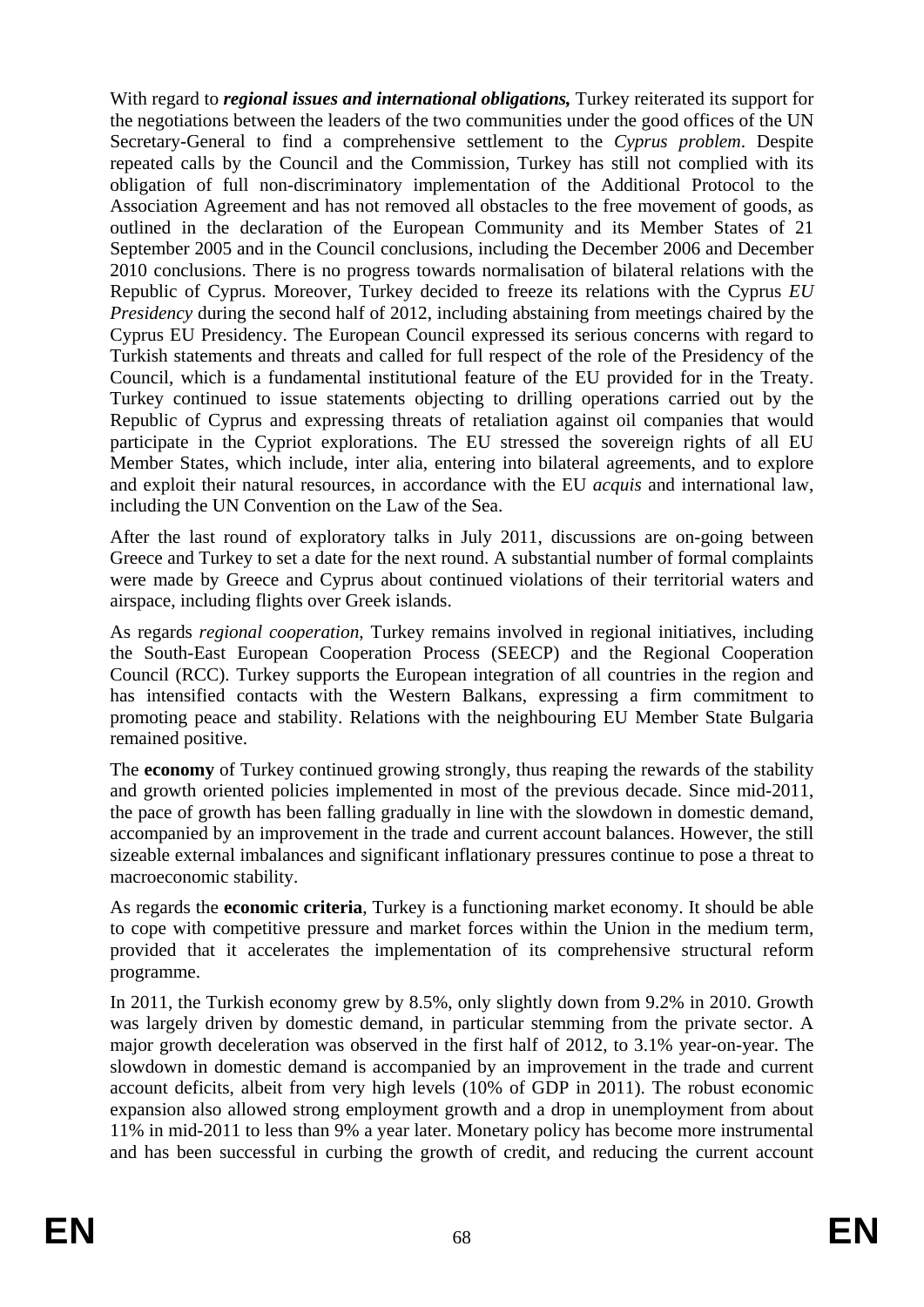With regard to ***regional issues and international obligations,*** Turkey reiterated its support for the negotiations between the leaders of the two communities under the good offices of the UN Secretary-General to find a comprehensive settlement to the *Cyprus problem*. Despite repeated calls by the Council and the Commission, Turkey has still not complied with its obligation of full non-discriminatory implementation of the Additional Protocol to the Association Agreement and has not removed all obstacles to the free movement of goods, as outlined in the declaration of the European Community and its Member States of 21 September 2005 and in the Council conclusions, including the December 2006 and December 2010 conclusions. There is no progress towards normalisation of bilateral relations with the Republic of Cyprus. Moreover, Turkey decided to freeze its relations with the Cyprus *EU Presidency* during the second half of 2012, including abstaining from meetings chaired by the Cyprus EU Presidency. The European Council expressed its serious concerns with regard to Turkish statements and threats and called for full respect of the role of the Presidency of the Council, which is a fundamental institutional feature of the EU provided for in the Treaty. Turkey continued to issue statements objecting to drilling operations carried out by the Republic of Cyprus and expressing threats of retaliation against oil companies that would participate in the Cypriot explorations. The EU stressed the sovereign rights of all EU Member States, which include, inter alia, entering into bilateral agreements, and to explore and exploit their natural resources, in accordance with the EU *acquis* and international law, including the UN Convention on the Law of the Sea.

After the last round of exploratory talks in July 2011, discussions are on-going between Greece and Turkey to set a date for the next round. A substantial number of formal complaints were made by Greece and Cyprus about continued violations of their territorial waters and airspace, including flights over Greek islands.

As regards *regional cooperation*, Turkey remains involved in regional initiatives, including the South-East European Cooperation Process (SEECP) and the Regional Cooperation Council (RCC). Turkey supports the European integration of all countries in the region and has intensified contacts with the Western Balkans, expressing a firm commitment to promoting peace and stability. Relations with the neighbouring EU Member State Bulgaria remained positive.

The **economy** of Turkey continued growing strongly, thus reaping the rewards of the stability and growth oriented policies implemented in most of the previous decade. Since mid-2011, the pace of growth has been falling gradually in line with the slowdown in domestic demand, accompanied by an improvement in the trade and current account balances. However, the still sizeable external imbalances and significant inflationary pressures continue to pose a threat to macroeconomic stability.

As regards the **economic criteria**, Turkey is a functioning market economy. It should be able to cope with competitive pressure and market forces within the Union in the medium term, provided that it accelerates the implementation of its comprehensive structural reform programme.

In 2011, the Turkish economy grew by 8.5%, only slightly down from 9.2% in 2010. Growth was largely driven by domestic demand, in particular stemming from the private sector. A major growth deceleration was observed in the first half of 2012, to 3.1% year-on-year. The slowdown in domestic demand is accompanied by an improvement in the trade and current account deficits, albeit from very high levels (10% of GDP in 2011). The robust economic expansion also allowed strong employment growth and a drop in unemployment from about 11% in mid-2011 to less than 9% a year later. Monetary policy has become more instrumental and has been successful in curbing the growth of credit, and reducing the current account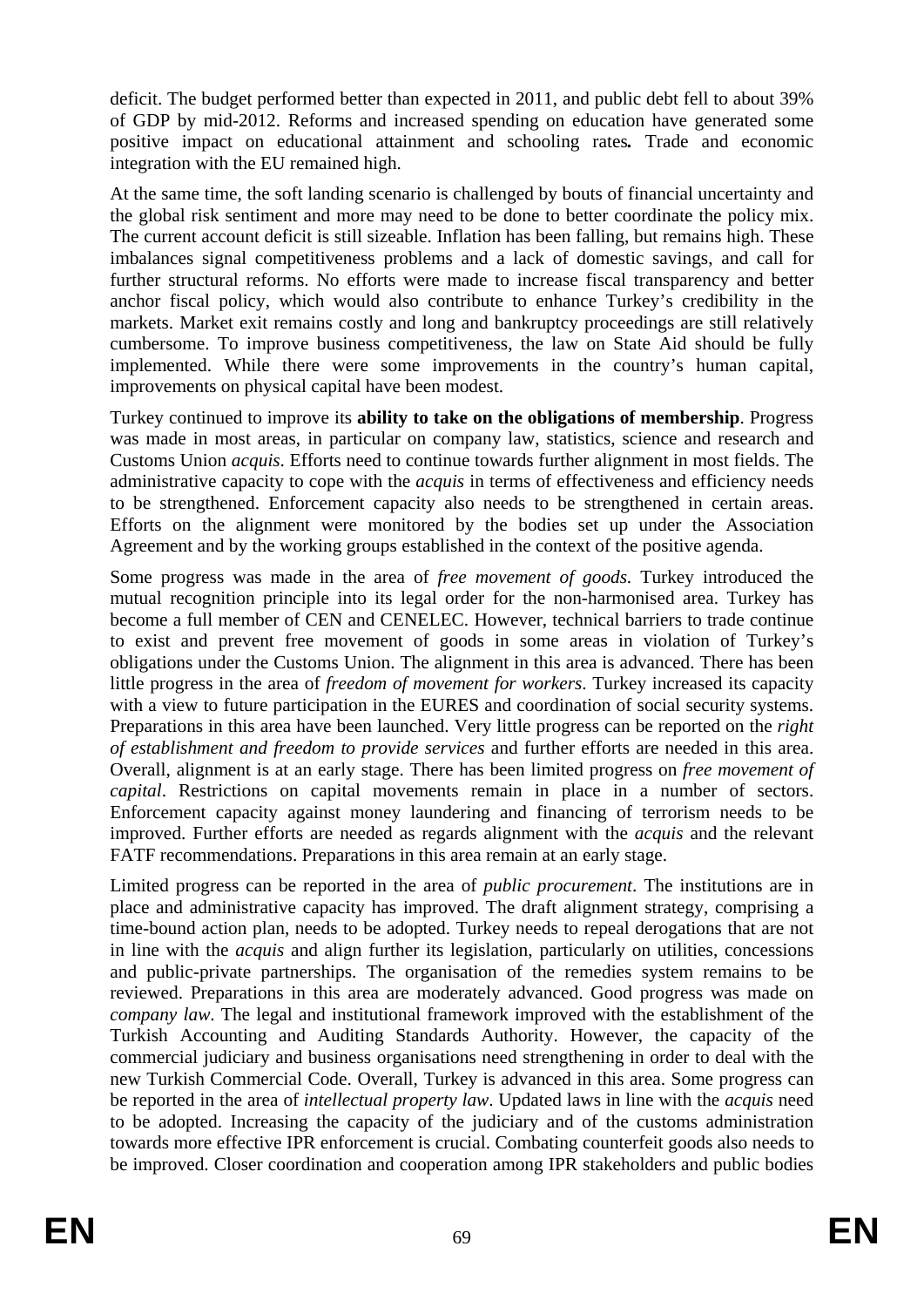deficit. The budget performed better than expected in 2011, and public debt fell to about 39% of GDP by mid-2012. Reforms and increased spending on education have generated some positive impact on educational attainment and schooling rates**.** Trade and economic integration with the EU remained high.

At the same time, the soft landing scenario is challenged by bouts of financial uncertainty and the global risk sentiment and more may need to be done to better coordinate the policy mix. The current account deficit is still sizeable. Inflation has been falling, but remains high. These imbalances signal competitiveness problems and a lack of domestic savings, and call for further structural reforms. No efforts were made to increase fiscal transparency and better anchor fiscal policy, which would also contribute to enhance Turkey's credibility in the markets. Market exit remains costly and long and bankruptcy proceedings are still relatively cumbersome. To improve business competitiveness, the law on State Aid should be fully implemented. While there were some improvements in the country's human capital, improvements on physical capital have been modest.

Turkey continued to improve its **ability to take on the obligations of membership**. Progress was made in most areas, in particular on company law, statistics, science and research and Customs Union *acquis*. Efforts need to continue towards further alignment in most fields. The administrative capacity to cope with the *acquis* in terms of effectiveness and efficiency needs to be strengthened. Enforcement capacity also needs to be strengthened in certain areas. Efforts on the alignment were monitored by the bodies set up under the Association Agreement and by the working groups established in the context of the positive agenda.

Some progress was made in the area of *free movement of goods.* Turkey introduced the mutual recognition principle into its legal order for the non-harmonised area. Turkey has become a full member of CEN and CENELEC. However, technical barriers to trade continue to exist and prevent free movement of goods in some areas in violation of Turkey's obligations under the Customs Union. The alignment in this area is advanced. There has been little progress in the area of *freedom of movement for workers*. Turkey increased its capacity with a view to future participation in the EURES and coordination of social security systems. Preparations in this area have been launched. Very little progress can be reported on the *right of establishment and freedom to provide services* and further efforts are needed in this area. Overall, alignment is at an early stage. There has been limited progress on *free movement of capital*. Restrictions on capital movements remain in place in a number of sectors. Enforcement capacity against money laundering and financing of terrorism needs to be improved. Further efforts are needed as regards alignment with the *acquis* and the relevant FATF recommendations. Preparations in this area remain at an early stage.

Limited progress can be reported in the area of *public procurement*. The institutions are in place and administrative capacity has improved. The draft alignment strategy, comprising a time-bound action plan, needs to be adopted. Turkey needs to repeal derogations that are not in line with the *acquis* and align further its legislation, particularly on utilities, concessions and public-private partnerships. The organisation of the remedies system remains to be reviewed. Preparations in this area are moderately advanced. Good progress was made on *company law*. The legal and institutional framework improved with the establishment of the Turkish Accounting and Auditing Standards Authority. However, the capacity of the commercial judiciary and business organisations need strengthening in order to deal with the new Turkish Commercial Code. Overall, Turkey is advanced in this area. Some progress can be reported in the area of *intellectual property law*. Updated laws in line with the *acquis* need to be adopted. Increasing the capacity of the judiciary and of the customs administration towards more effective IPR enforcement is crucial. Combating counterfeit goods also needs to be improved. Closer coordination and cooperation among IPR stakeholders and public bodies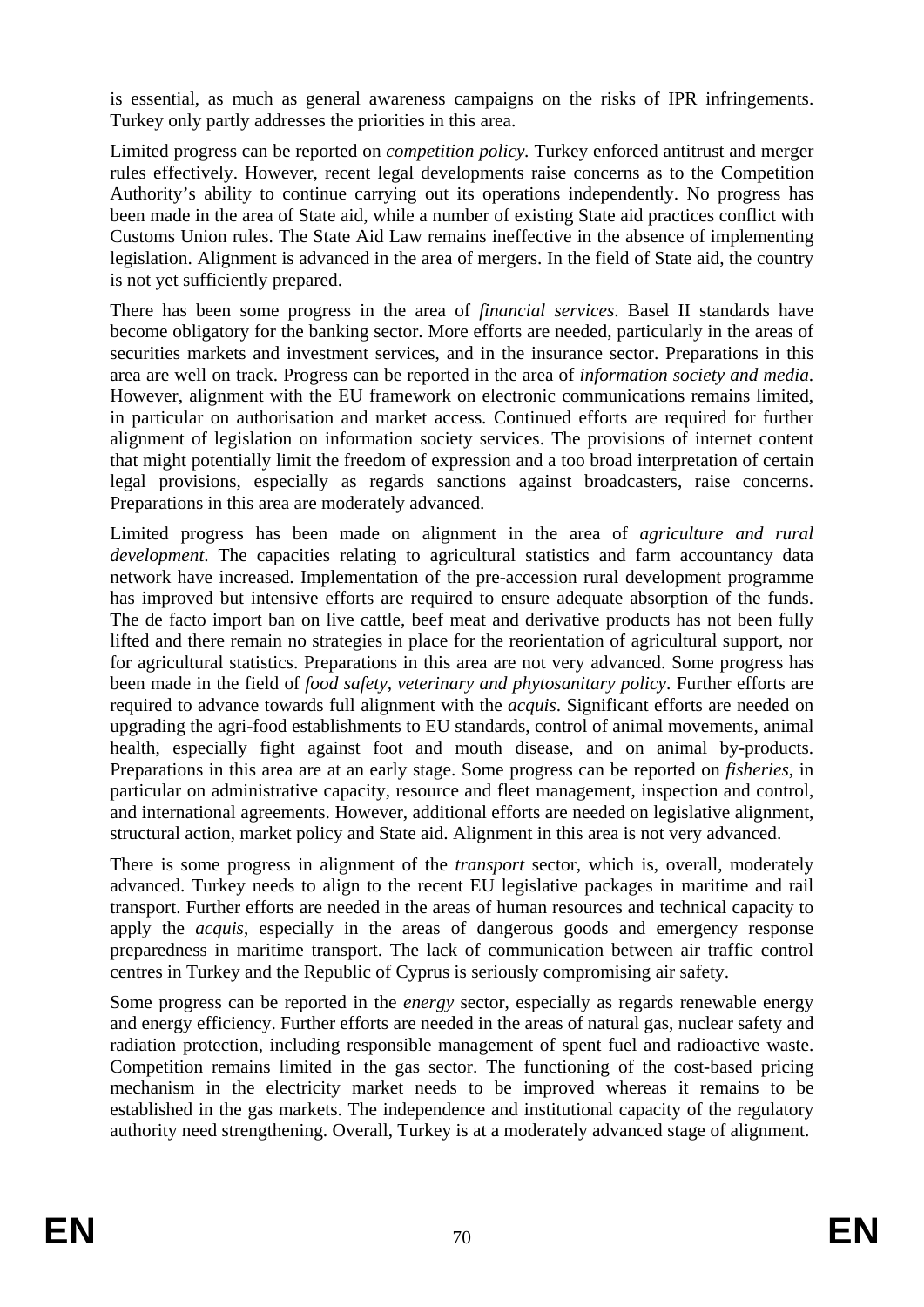is essential, as much as general awareness campaigns on the risks of IPR infringements. Turkey only partly addresses the priorities in this area.

Limited progress can be reported on *competition policy.* Turkey enforced antitrust and merger rules effectively. However, recent legal developments raise concerns as to the Competition Authority's ability to continue carrying out its operations independently. No progress has been made in the area of State aid, while a number of existing State aid practices conflict with Customs Union rules. The State Aid Law remains ineffective in the absence of implementing legislation. Alignment is advanced in the area of mergers. In the field of State aid, the country is not yet sufficiently prepared.

There has been some progress in the area of *financial services*. Basel II standards have become obligatory for the banking sector. More efforts are needed, particularly in the areas of securities markets and investment services, and in the insurance sector. Preparations in this area are well on track. Progress can be reported in the area of *information society and media*. However, alignment with the EU framework on electronic communications remains limited, in particular on authorisation and market access. Continued efforts are required for further alignment of legislation on information society services. The provisions of internet content that might potentially limit the freedom of expression and a too broad interpretation of certain legal provisions, especially as regards sanctions against broadcasters, raise concerns. Preparations in this area are moderately advanced.

Limited progress has been made on alignment in the area of *agriculture and rural development.* The capacities relating to agricultural statistics and farm accountancy data network have increased. Implementation of the pre-accession rural development programme has improved but intensive efforts are required to ensure adequate absorption of the funds. The de facto import ban on live cattle, beef meat and derivative products has not been fully lifted and there remain no strategies in place for the reorientation of agricultural support, nor for agricultural statistics. Preparations in this area are not very advanced. Some progress has been made in the field of *food safety, veterinary and phytosanitary policy*. Further efforts are required to advance towards full alignment with the *acquis*. Significant efforts are needed on upgrading the agri-food establishments to EU standards, control of animal movements, animal health, especially fight against foot and mouth disease, and on animal by-products. Preparations in this area are at an early stage. Some progress can be reported on *fisheries*, in particular on administrative capacity, resource and fleet management, inspection and control, and international agreements. However, additional efforts are needed on legislative alignment, structural action, market policy and State aid. Alignment in this area is not very advanced.

There is some progress in alignment of the *transport* sector, which is, overall, moderately advanced. Turkey needs to align to the recent EU legislative packages in maritime and rail transport. Further efforts are needed in the areas of human resources and technical capacity to apply the *acquis*, especially in the areas of dangerous goods and emergency response preparedness in maritime transport. The lack of communication between air traffic control centres in Turkey and the Republic of Cyprus is seriously compromising air safety.

Some progress can be reported in the *energy* sector, especially as regards renewable energy and energy efficiency. Further efforts are needed in the areas of natural gas, nuclear safety and radiation protection, including responsible management of spent fuel and radioactive waste. Competition remains limited in the gas sector. The functioning of the cost-based pricing mechanism in the electricity market needs to be improved whereas it remains to be established in the gas markets. The independence and institutional capacity of the regulatory authority need strengthening. Overall, Turkey is at a moderately advanced stage of alignment.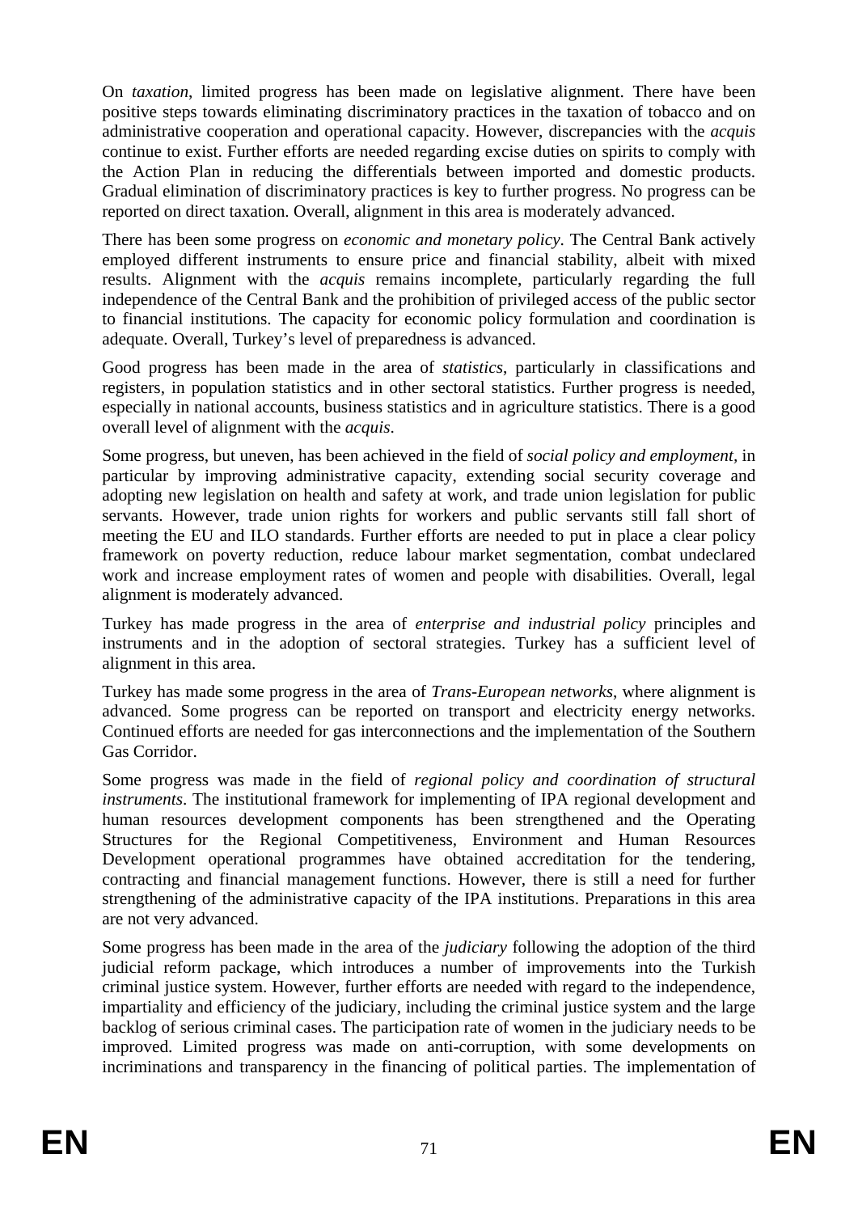On *taxation*, limited progress has been made on legislative alignment. There have been positive steps towards eliminating discriminatory practices in the taxation of tobacco and on administrative cooperation and operational capacity. However, discrepancies with the *acquis* continue to exist. Further efforts are needed regarding excise duties on spirits to comply with the Action Plan in reducing the differentials between imported and domestic products. Gradual elimination of discriminatory practices is key to further progress. No progress can be reported on direct taxation. Overall, alignment in this area is moderately advanced.

There has been some progress on *economic and monetary policy*. The Central Bank actively employed different instruments to ensure price and financial stability, albeit with mixed results. Alignment with the *acquis* remains incomplete, particularly regarding the full independence of the Central Bank and the prohibition of privileged access of the public sector to financial institutions. The capacity for economic policy formulation and coordination is adequate. Overall, Turkey's level of preparedness is advanced.

Good progress has been made in the area of *statistics*, particularly in classifications and registers, in population statistics and in other sectoral statistics. Further progress is needed, especially in national accounts, business statistics and in agriculture statistics. There is a good overall level of alignment with the *acquis*.

Some progress, but uneven, has been achieved in the field of *social policy and employment*, in particular by improving administrative capacity, extending social security coverage and adopting new legislation on health and safety at work, and trade union legislation for public servants. However, trade union rights for workers and public servants still fall short of meeting the EU and ILO standards. Further efforts are needed to put in place a clear policy framework on poverty reduction, reduce labour market segmentation, combat undeclared work and increase employment rates of women and people with disabilities. Overall, legal alignment is moderately advanced.

Turkey has made progress in the area of *enterprise and industrial policy* principles and instruments and in the adoption of sectoral strategies. Turkey has a sufficient level of alignment in this area.

Turkey has made some progress in the area of *Trans-European networks*, where alignment is advanced. Some progress can be reported on transport and electricity energy networks. Continued efforts are needed for gas interconnections and the implementation of the Southern Gas Corridor.

Some progress was made in the field of *regional policy and coordination of structural instruments*. The institutional framework for implementing of IPA regional development and human resources development components has been strengthened and the Operating Structures for the Regional Competitiveness, Environment and Human Resources Development operational programmes have obtained accreditation for the tendering, contracting and financial management functions. However, there is still a need for further strengthening of the administrative capacity of the IPA institutions. Preparations in this area are not very advanced.

Some progress has been made in the area of the *judiciary* following the adoption of the third judicial reform package, which introduces a number of improvements into the Turkish criminal justice system. However, further efforts are needed with regard to the independence, impartiality and efficiency of the judiciary, including the criminal justice system and the large backlog of serious criminal cases. The participation rate of women in the judiciary needs to be improved. Limited progress was made on anti-corruption, with some developments on incriminations and transparency in the financing of political parties. The implementation of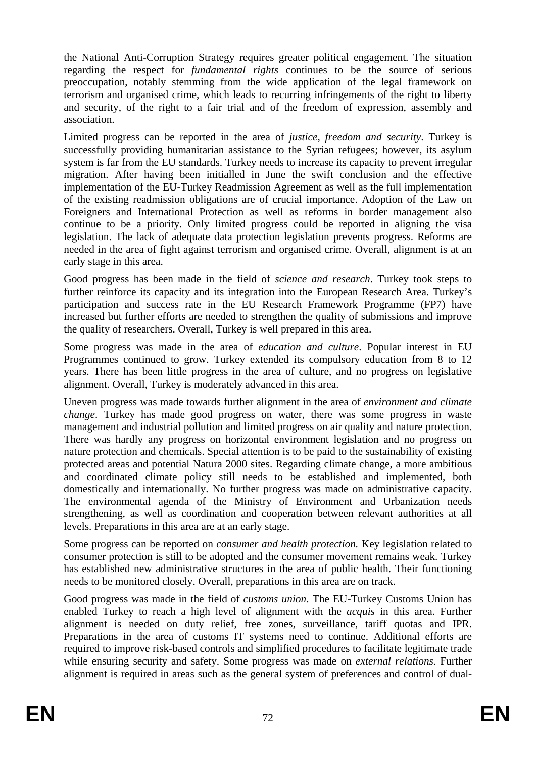the National Anti-Corruption Strategy requires greater political engagement. The situation regarding the respect for *fundamental rights* continues to be the source of serious preoccupation, notably stemming from the wide application of the legal framework on terrorism and organised crime, which leads to recurring infringements of the right to liberty and security, of the right to a fair trial and of the freedom of expression, assembly and association.

Limited progress can be reported in the area of *justice, freedom and security*. Turkey is successfully providing humanitarian assistance to the Syrian refugees; however, its asylum system is far from the EU standards. Turkey needs to increase its capacity to prevent irregular migration. After having been initialled in June the swift conclusion and the effective implementation of the EU-Turkey Readmission Agreement as well as the full implementation of the existing readmission obligations are of crucial importance. Adoption of the Law on Foreigners and International Protection as well as reforms in border management also continue to be a priority. Only limited progress could be reported in aligning the visa legislation. The lack of adequate data protection legislation prevents progress. Reforms are needed in the area of fight against terrorism and organised crime. Overall, alignment is at an early stage in this area.

Good progress has been made in the field of *science and research*. Turkey took steps to further reinforce its capacity and its integration into the European Research Area. Turkey's participation and success rate in the EU Research Framework Programme (FP7) have increased but further efforts are needed to strengthen the quality of submissions and improve the quality of researchers. Overall, Turkey is well prepared in this area.

Some progress was made in the area of *education and culture*. Popular interest in EU Programmes continued to grow. Turkey extended its compulsory education from 8 to 12 years. There has been little progress in the area of culture, and no progress on legislative alignment. Overall, Turkey is moderately advanced in this area.

Uneven progress was made towards further alignment in the area of *environment and climate change*. Turkey has made good progress on water, there was some progress in waste management and industrial pollution and limited progress on air quality and nature protection. There was hardly any progress on horizontal environment legislation and no progress on nature protection and chemicals. Special attention is to be paid to the sustainability of existing protected areas and potential Natura 2000 sites. Regarding climate change, a more ambitious and coordinated climate policy still needs to be established and implemented, both domestically and internationally. No further progress was made on administrative capacity. The environmental agenda of the Ministry of Environment and Urbanization needs strengthening, as well as coordination and cooperation between relevant authorities at all levels. Preparations in this area are at an early stage.

Some progress can be reported on *consumer and health protection.* Key legislation related to consumer protection is still to be adopted and the consumer movement remains weak. Turkey has established new administrative structures in the area of public health. Their functioning needs to be monitored closely. Overall, preparations in this area are on track.

Good progress was made in the field of *customs union*. The EU-Turkey Customs Union has enabled Turkey to reach a high level of alignment with the *acquis* in this area. Further alignment is needed on duty relief, free zones, surveillance, tariff quotas and IPR. Preparations in the area of customs IT systems need to continue. Additional efforts are required to improve risk-based controls and simplified procedures to facilitate legitimate trade while ensuring security and safety. Some progress was made on *external relations.* Further alignment is required in areas such as the general system of preferences and control of dual-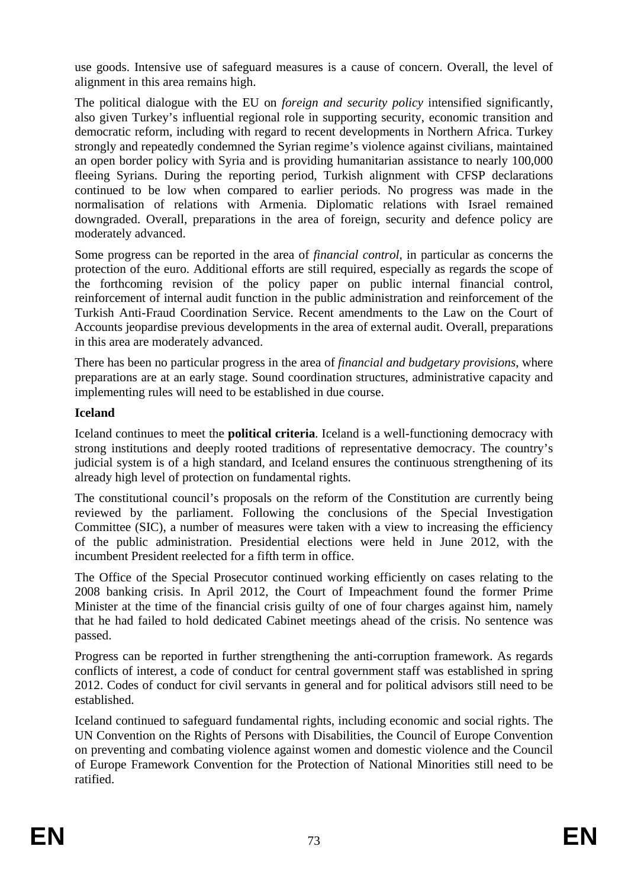use goods. Intensive use of safeguard measures is a cause of concern. Overall, the level of alignment in this area remains high.

The political dialogue with the EU on *foreign and security policy* intensified significantly, also given Turkey's influential regional role in supporting security, economic transition and democratic reform, including with regard to recent developments in Northern Africa. Turkey strongly and repeatedly condemned the Syrian regime's violence against civilians, maintained an open border policy with Syria and is providing humanitarian assistance to nearly 100,000 fleeing Syrians. During the reporting period, Turkish alignment with CFSP declarations continued to be low when compared to earlier periods. No progress was made in the normalisation of relations with Armenia. Diplomatic relations with Israel remained downgraded. Overall, preparations in the area of foreign, security and defence policy are moderately advanced.

Some progress can be reported in the area of *financial control*, in particular as concerns the protection of the euro. Additional efforts are still required, especially as regards the scope of the forthcoming revision of the policy paper on public internal financial control, reinforcement of internal audit function in the public administration and reinforcement of the Turkish Anti-Fraud Coordination Service. Recent amendments to the Law on the Court of Accounts jeopardise previous developments in the area of external audit. Overall, preparations in this area are moderately advanced.

There has been no particular progress in the area of *financial and budgetary provisions*, where preparations are at an early stage. Sound coordination structures, administrative capacity and implementing rules will need to be established in due course.

**Iceland**

Iceland continues to meet the **political criteria**. Iceland is a well-functioning democracy with strong institutions and deeply rooted traditions of representative democracy. The country's judicial system is of a high standard, and Iceland ensures the continuous strengthening of its already high level of protection on fundamental rights.

The constitutional council's proposals on the reform of the Constitution are currently being reviewed by the parliament. Following the conclusions of the Special Investigation Committee (SIC), a number of measures were taken with a view to increasing the efficiency of the public administration. Presidential elections were held in June 2012, with the incumbent President reelected for a fifth term in office.

The Office of the Special Prosecutor continued working efficiently on cases relating to the 2008 banking crisis. In April 2012, the Court of Impeachment found the former Prime Minister at the time of the financial crisis guilty of one of four charges against him, namely that he had failed to hold dedicated Cabinet meetings ahead of the crisis. No sentence was passed.

Progress can be reported in further strengthening the anti-corruption framework. As regards conflicts of interest, a code of conduct for central government staff was established in spring 2012. Codes of conduct for civil servants in general and for political advisors still need to be established.

Iceland continued to safeguard fundamental rights, including economic and social rights. The UN Convention on the Rights of Persons with Disabilities, the Council of Europe Convention on preventing and combating violence against women and domestic violence and the Council of Europe Framework Convention for the Protection of National Minorities still need to be ratified.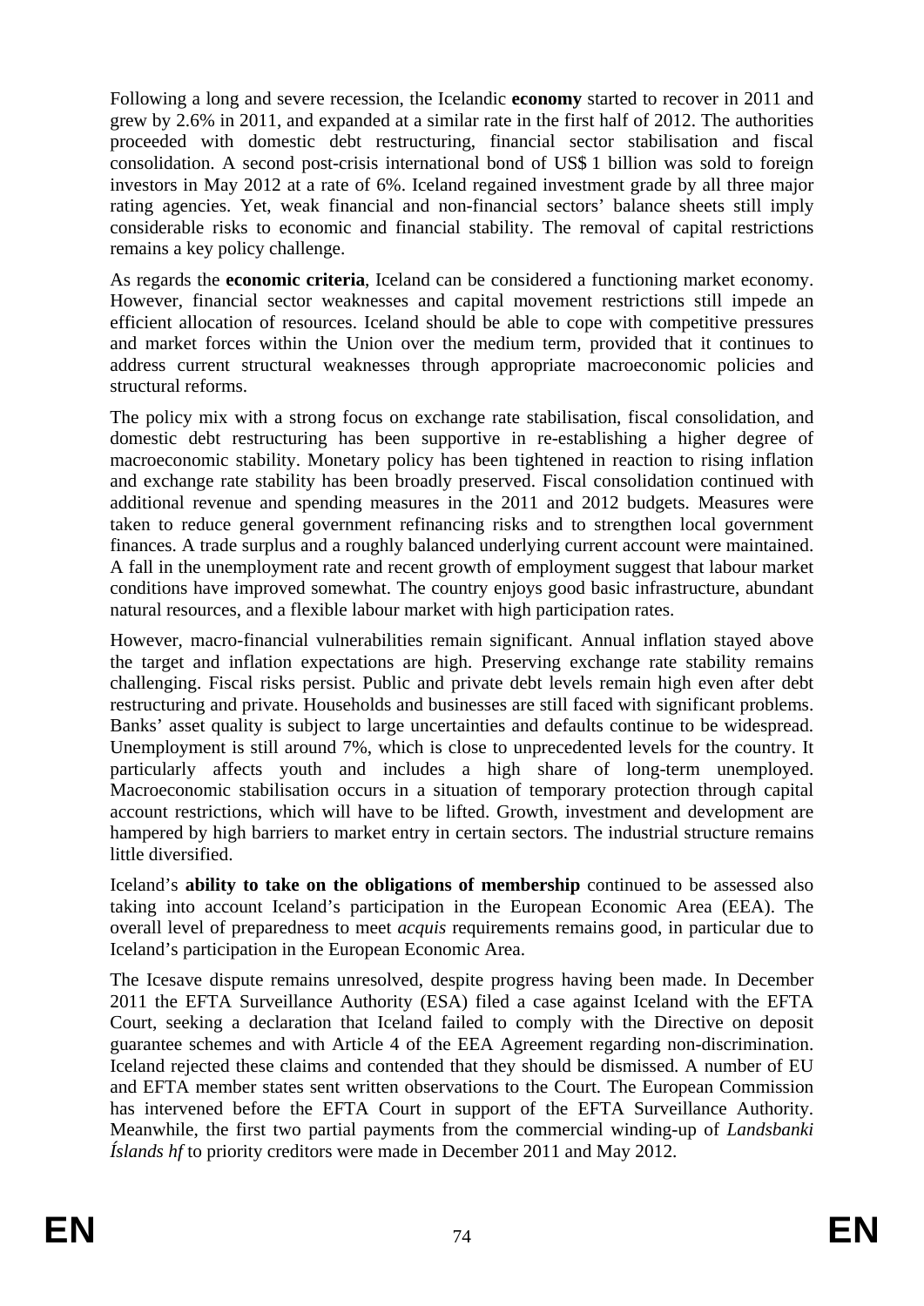Following a long and severe recession, the Icelandic **economy** started to recover in 2011 and grew by 2.6% in 2011, and expanded at a similar rate in the first half of 2012. The authorities proceeded with domestic debt restructuring, financial sector stabilisation and fiscal consolidation. A second post-crisis international bond of US$ 1 billion was sold to foreign investors in May 2012 at a rate of 6%. Iceland regained investment grade by all three major rating agencies. Yet, weak financial and non-financial sectors' balance sheets still imply considerable risks to economic and financial stability. The removal of capital restrictions remains a key policy challenge.

As regards the **economic criteria**, Iceland can be considered a functioning market economy. However, financial sector weaknesses and capital movement restrictions still impede an efficient allocation of resources. Iceland should be able to cope with competitive pressures and market forces within the Union over the medium term, provided that it continues to address current structural weaknesses through appropriate macroeconomic policies and structural reforms.

The policy mix with a strong focus on exchange rate stabilisation, fiscal consolidation, and domestic debt restructuring has been supportive in re-establishing a higher degree of macroeconomic stability. Monetary policy has been tightened in reaction to rising inflation and exchange rate stability has been broadly preserved. Fiscal consolidation continued with additional revenue and spending measures in the 2011 and 2012 budgets. Measures were taken to reduce general government refinancing risks and to strengthen local government finances. A trade surplus and a roughly balanced underlying current account were maintained. A fall in the unemployment rate and recent growth of employment suggest that labour market conditions have improved somewhat. The country enjoys good basic infrastructure, abundant natural resources, and a flexible labour market with high participation rates.

However, macro-financial vulnerabilities remain significant. Annual inflation stayed above the target and inflation expectations are high. Preserving exchange rate stability remains challenging. Fiscal risks persist. Public and private debt levels remain high even after debt restructuring and private. Households and businesses are still faced with significant problems. Banks' asset quality is subject to large uncertainties and defaults continue to be widespread. Unemployment is still around 7%, which is close to unprecedented levels for the country. It particularly affects youth and includes a high share of long-term unemployed. Macroeconomic stabilisation occurs in a situation of temporary protection through capital account restrictions, which will have to be lifted. Growth, investment and development are hampered by high barriers to market entry in certain sectors. The industrial structure remains little diversified.

Iceland's **ability to take on the obligations of membership** continued to be assessed also taking into account Iceland's participation in the European Economic Area (EEA). The overall level of preparedness to meet *acquis* requirements remains good, in particular due to Iceland's participation in the European Economic Area.

The Icesave dispute remains unresolved, despite progress having been made. In December 2011 the EFTA Surveillance Authority (ESA) filed a case against Iceland with the EFTA Court, seeking a declaration that Iceland failed to comply with the Directive on deposit guarantee schemes and with Article 4 of the EEA Agreement regarding non-discrimination. Iceland rejected these claims and contended that they should be dismissed. A number of EU and EFTA member states sent written observations to the Court. The European Commission has intervened before the EFTA Court in support of the EFTA Surveillance Authority. Meanwhile, the first two partial payments from the commercial winding-up of *Landsbanki Íslands hf* to priority creditors were made in December 2011 and May 2012.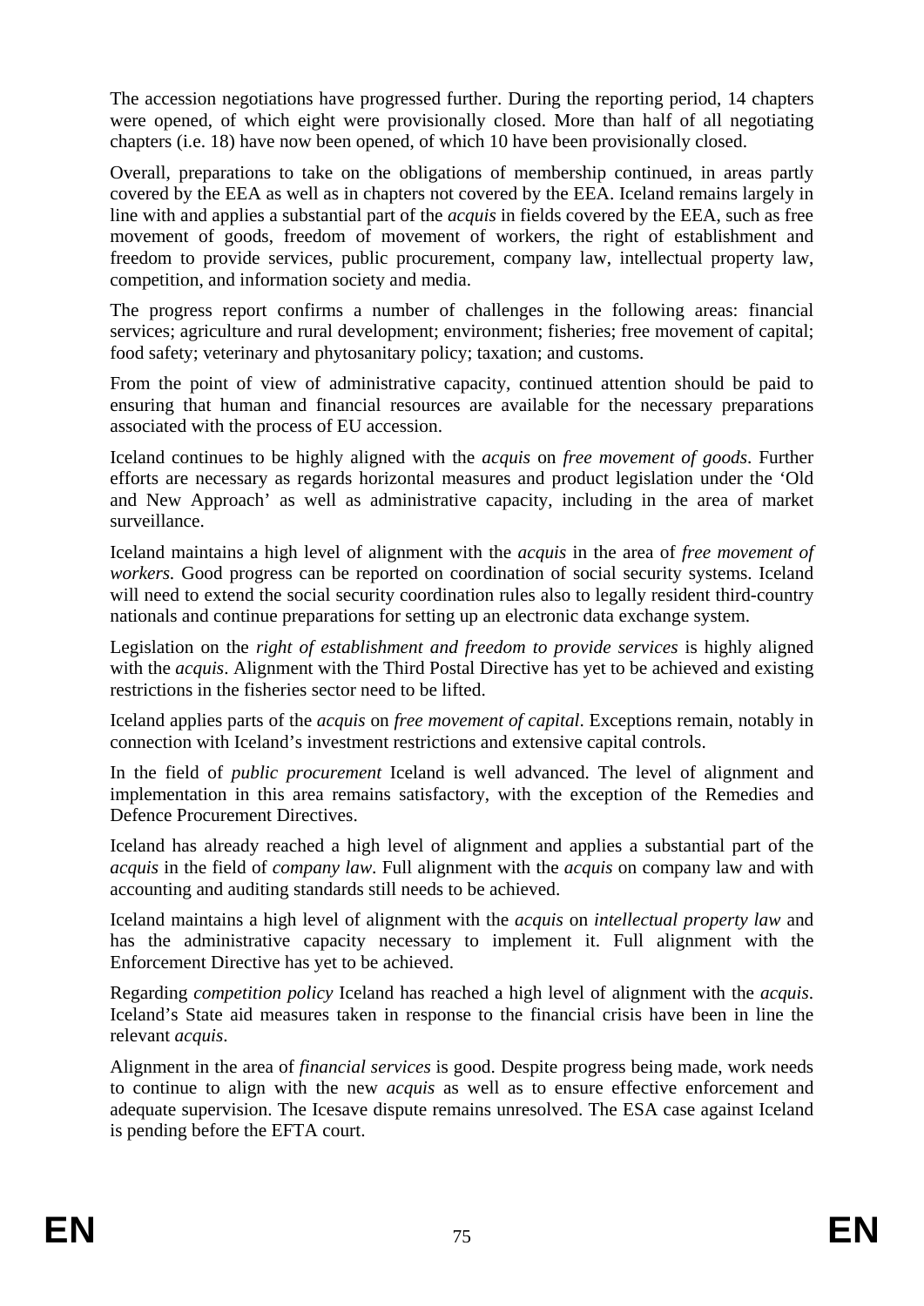The accession negotiations have progressed further. During the reporting period, 14 chapters were opened, of which eight were provisionally closed. More than half of all negotiating chapters (i.e. 18) have now been opened, of which 10 have been provisionally closed.

Overall, preparations to take on the obligations of membership continued, in areas partly covered by the EEA as well as in chapters not covered by the EEA. Iceland remains largely in line with and applies a substantial part of the *acquis* in fields covered by the EEA, such as free movement of goods, freedom of movement of workers, the right of establishment and freedom to provide services, public procurement, company law, intellectual property law, competition, and information society and media.

The progress report confirms a number of challenges in the following areas: financial services; agriculture and rural development; environment; fisheries; free movement of capital; food safety; veterinary and phytosanitary policy; taxation; and customs.

From the point of view of administrative capacity, continued attention should be paid to ensuring that human and financial resources are available for the necessary preparations associated with the process of EU accession.

Iceland continues to be highly aligned with the *acquis* on *free movement of goods*. Further efforts are necessary as regards horizontal measures and product legislation under the 'Old and New Approach' as well as administrative capacity, including in the area of market surveillance.

Iceland maintains a high level of alignment with the *acquis* in the area of *free movement of workers*. Good progress can be reported on coordination of social security systems. Iceland will need to extend the social security coordination rules also to legally resident third-country nationals and continue preparations for setting up an electronic data exchange system.

Legislation on the *right of establishment and freedom to provide services* is highly aligned with the *acquis*. Alignment with the Third Postal Directive has yet to be achieved and existing restrictions in the fisheries sector need to be lifted.

Iceland applies parts of the *acquis* on *free movement of capital*. Exceptions remain, notably in connection with Iceland's investment restrictions and extensive capital controls.

In the field of *public procurement* Iceland is well advanced. The level of alignment and implementation in this area remains satisfactory, with the exception of the Remedies and Defence Procurement Directives.

Iceland has already reached a high level of alignment and applies a substantial part of the *acquis* in the field of *company law*. Full alignment with the *acquis* on company law and with accounting and auditing standards still needs to be achieved.

Iceland maintains a high level of alignment with the *acquis* on *intellectual property law* and has the administrative capacity necessary to implement it. Full alignment with the Enforcement Directive has yet to be achieved.

Regarding *competition policy* Iceland has reached a high level of alignment with the *acquis*. Iceland's State aid measures taken in response to the financial crisis have been in line the relevant *acquis*.

Alignment in the area of *financial services* is good. Despite progress being made, work needs to continue to align with the new *acquis* as well as to ensure effective enforcement and adequate supervision. The Icesave dispute remains unresolved. The ESA case against Iceland is pending before the EFTA court.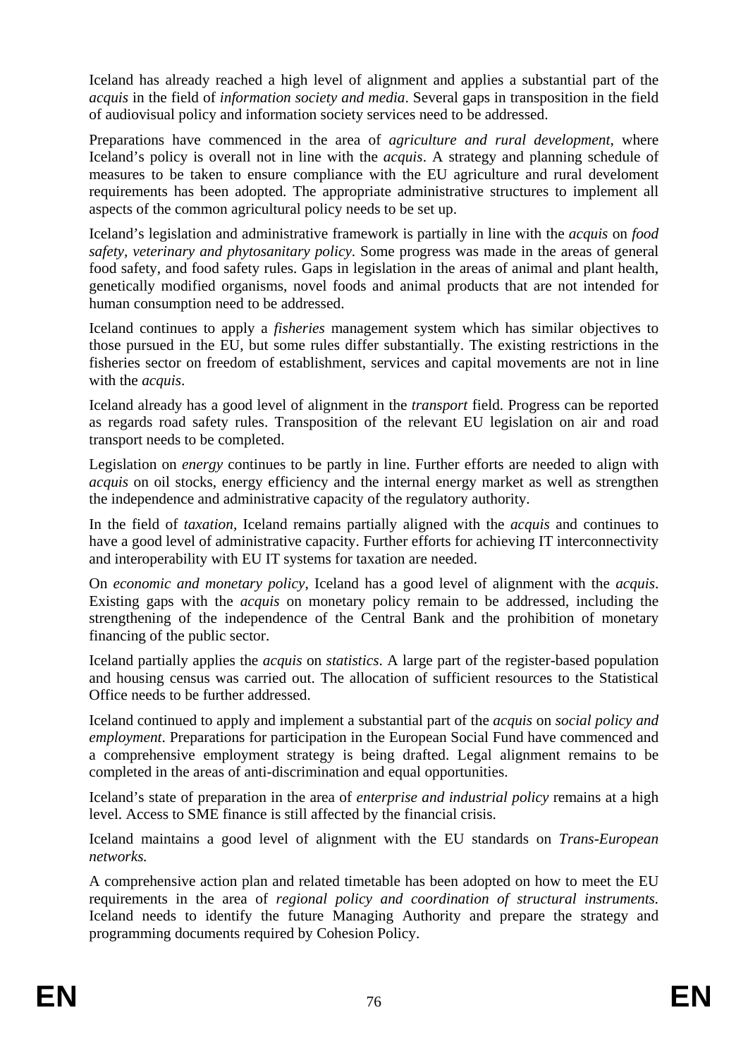Iceland has already reached a high level of alignment and applies a substantial part of the *acquis* in the field of *information society and media*. Several gaps in transposition in the field of audiovisual policy and information society services need to be addressed.

Preparations have commenced in the area of *agriculture and rural development*, where Iceland's policy is overall not in line with the *acquis*. A strategy and planning schedule of measures to be taken to ensure compliance with the EU agriculture and rural develoment requirements has been adopted. The appropriate administrative structures to implement all aspects of the common agricultural policy needs to be set up.

Iceland's legislation and administrative framework is partially in line with the *acquis* on *food safety, veterinary and phytosanitary policy*. Some progress was made in the areas of general food safety, and food safety rules. Gaps in legislation in the areas of animal and plant health, genetically modified organisms, novel foods and animal products that are not intended for human consumption need to be addressed.

Iceland continues to apply a *fisheries* management system which has similar objectives to those pursued in the EU, but some rules differ substantially. The existing restrictions in the fisheries sector on freedom of establishment, services and capital movements are not in line with the *acquis*.

Iceland already has a good level of alignment in the *transport* field. Progress can be reported as regards road safety rules. Transposition of the relevant EU legislation on air and road transport needs to be completed.

Legislation on *energy* continues to be partly in line. Further efforts are needed to align with *acquis* on oil stocks, energy efficiency and the internal energy market as well as strengthen the independence and administrative capacity of the regulatory authority.

In the field of *taxation*, Iceland remains partially aligned with the *acquis* and continues to have a good level of administrative capacity. Further efforts for achieving IT interconnectivity and interoperability with EU IT systems for taxation are needed.

On *economic and monetary policy*, Iceland has a good level of alignment with the *acquis*. Existing gaps with the *acquis* on monetary policy remain to be addressed, including the strengthening of the independence of the Central Bank and the prohibition of monetary financing of the public sector.

Iceland partially applies the *acquis* on *statistics*. A large part of the register-based population and housing census was carried out. The allocation of sufficient resources to the Statistical Office needs to be further addressed.

Iceland continued to apply and implement a substantial part of the *acquis* on *social policy and employment*. Preparations for participation in the European Social Fund have commenced and a comprehensive employment strategy is being drafted. Legal alignment remains to be completed in the areas of anti-discrimination and equal opportunities.

Iceland's state of preparation in the area of *enterprise and industrial policy* remains at a high level. Access to SME finance is still affected by the financial crisis.

Iceland maintains a good level of alignment with the EU standards on *Trans-European networks.*

A comprehensive action plan and related timetable has been adopted on how to meet the EU requirements in the area of *regional policy and coordination of structural instruments.* Iceland needs to identify the future Managing Authority and prepare the strategy and programming documents required by Cohesion Policy.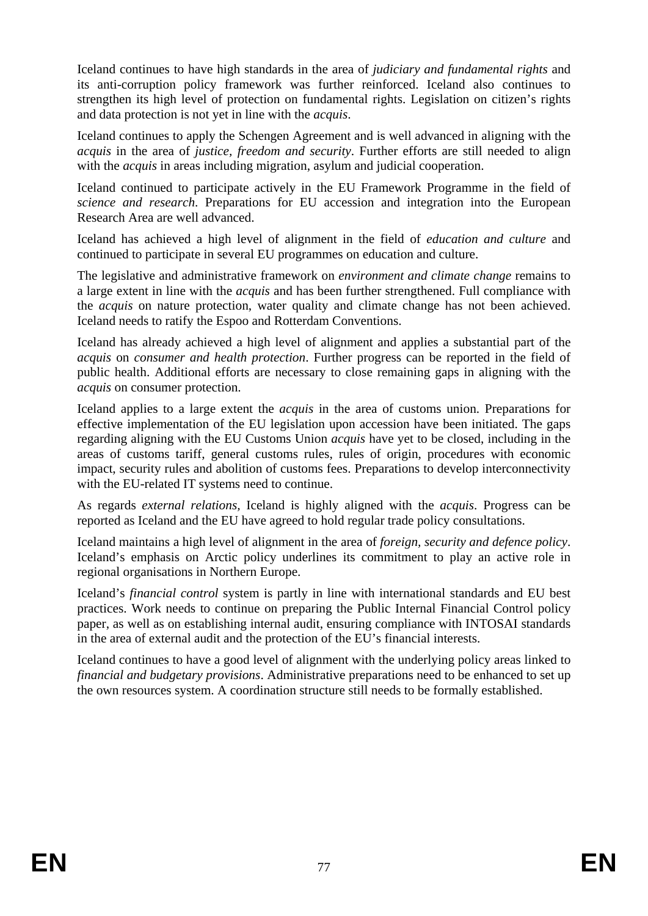Iceland continues to have high standards in the area of *judiciary and fundamental rights* and its anti-corruption policy framework was further reinforced. Iceland also continues to strengthen its high level of protection on fundamental rights. Legislation on citizen's rights and data protection is not yet in line with the *acquis*.

Iceland continues to apply the Schengen Agreement and is well advanced in aligning with the *acquis* in the area of *justice, freedom and security*. Further efforts are still needed to align with the *acquis* in areas including migration, asylum and judicial cooperation.

Iceland continued to participate actively in the EU Framework Programme in the field of *science and research*. Preparations for EU accession and integration into the European Research Area are well advanced.

Iceland has achieved a high level of alignment in the field of *education and culture* and continued to participate in several EU programmes on education and culture.

The legislative and administrative framework on *environment and climate change* remains to a large extent in line with the *acquis* and has been further strengthened. Full compliance with the *acquis* on nature protection, water quality and climate change has not been achieved. Iceland needs to ratify the Espoo and Rotterdam Conventions.

Iceland has already achieved a high level of alignment and applies a substantial part of the *acquis* on *consumer and health protection*. Further progress can be reported in the field of public health. Additional efforts are necessary to close remaining gaps in aligning with the *acquis* on consumer protection.

Iceland applies to a large extent the *acquis* in the area of customs union. Preparations for effective implementation of the EU legislation upon accession have been initiated. The gaps regarding aligning with the EU Customs Union *acquis* have yet to be closed, including in the areas of customs tariff, general customs rules, rules of origin, procedures with economic impact, security rules and abolition of customs fees. Preparations to develop interconnectivity with the EU-related IT systems need to continue.

As regards *external relations*, Iceland is highly aligned with the *acquis*. Progress can be reported as Iceland and the EU have agreed to hold regular trade policy consultations.

Iceland maintains a high level of alignment in the area of *foreign, security and defence policy*. Iceland's emphasis on Arctic policy underlines its commitment to play an active role in regional organisations in Northern Europe.

Iceland's *financial control* system is partly in line with international standards and EU best practices. Work needs to continue on preparing the Public Internal Financial Control policy paper, as well as on establishing internal audit, ensuring compliance with INTOSAI standards in the area of external audit and the protection of the EU's financial interests.

Iceland continues to have a good level of alignment with the underlying policy areas linked to *financial and budgetary provisions*. Administrative preparations need to be enhanced to set up the own resources system. A coordination structure still needs to be formally established.